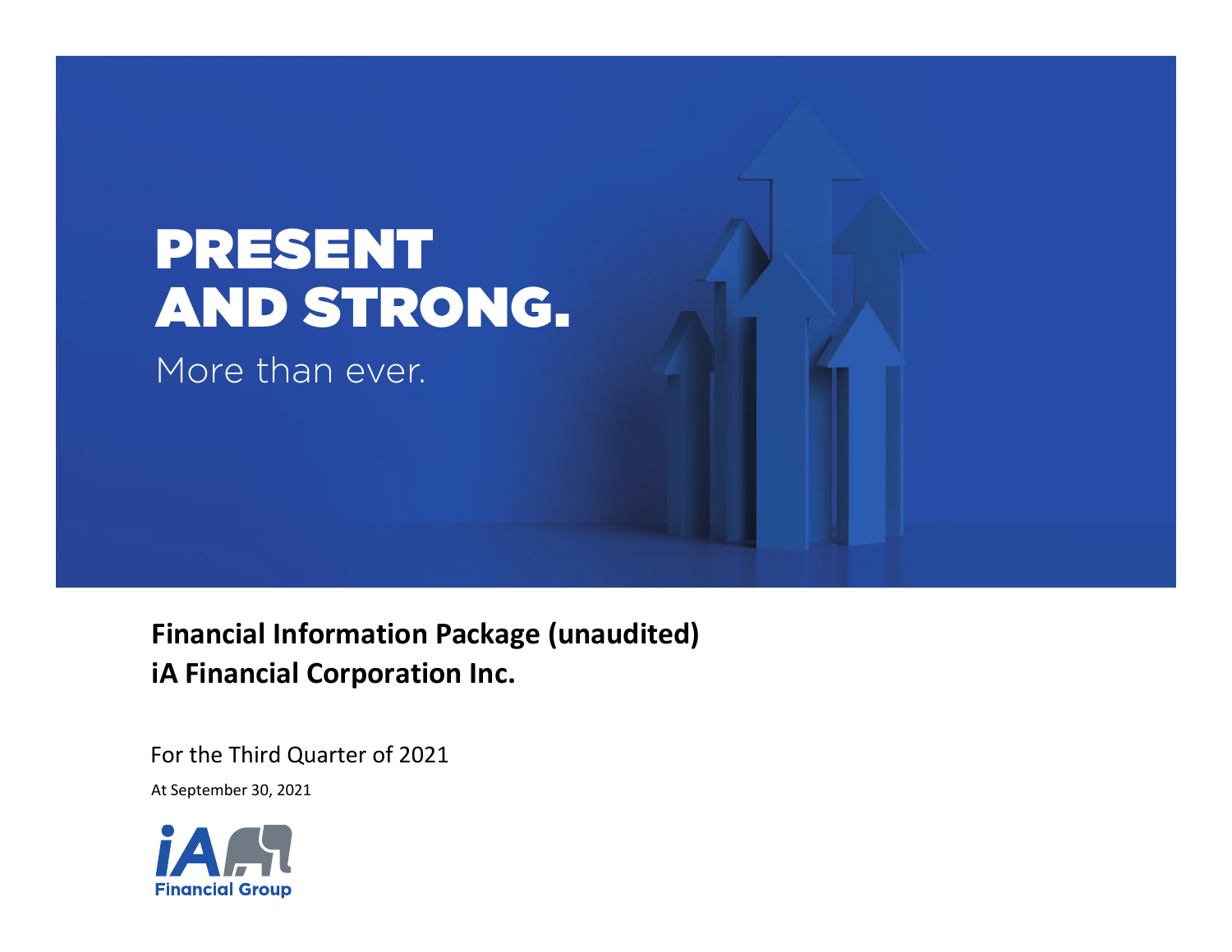# PRESENT AND STRONG.

More than ever.

**Financial Information Package (unaudited)**
**iA Financial Corporation Inc.**

For the Third Quarter of 2021

At September 30, 2021

iA Financial Group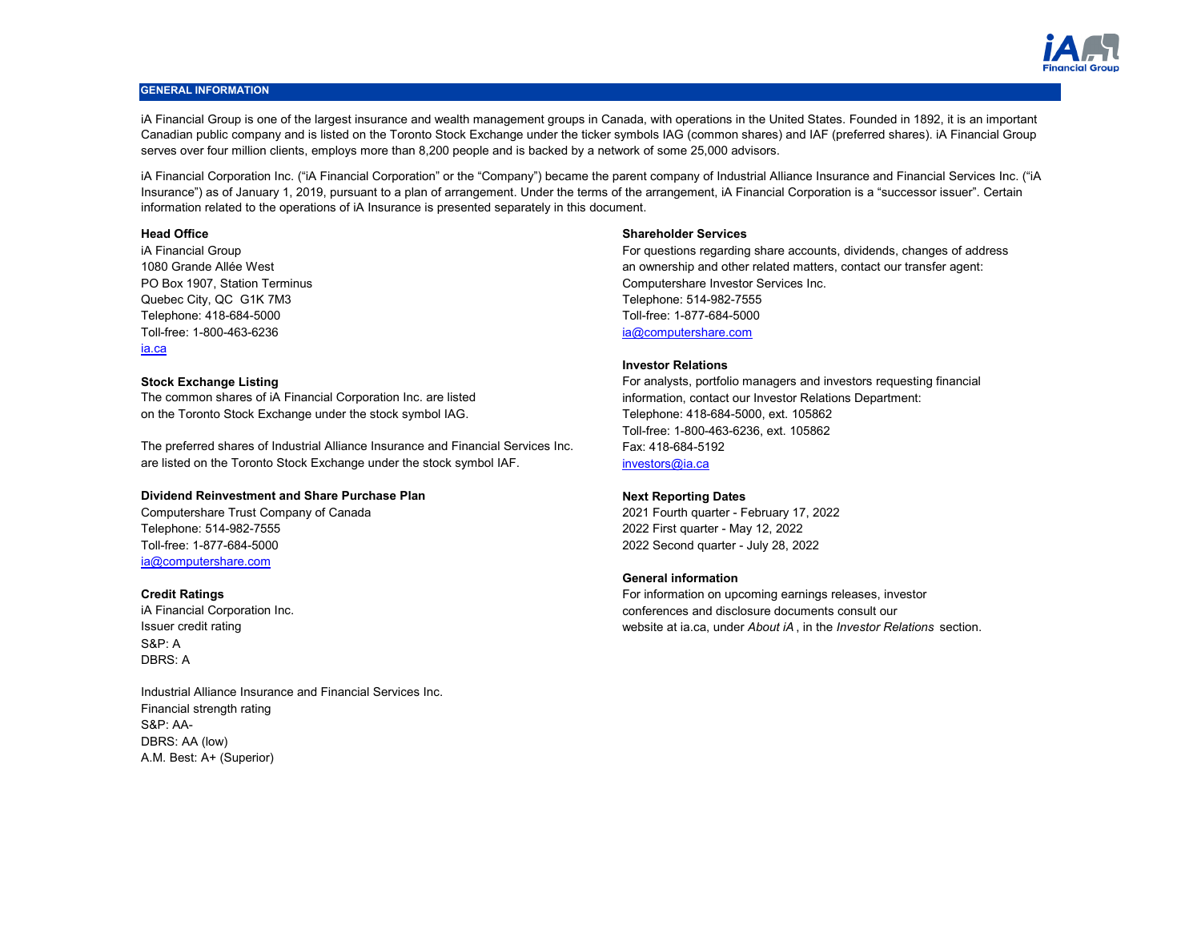## GENERAL INFORMATION

iA Financial Group is one of the largest insurance and wealth management groups in Canada, with operations in the United States. Founded in 1892, it is an important Canadian public company and is listed on the Toronto Stock Exchange under the ticker symbols IAG (common shares) and IAF (preferred shares). iA Financial Group serves over four million clients, employs more than 8,200 people and is backed by a network of some 25,000 advisors.

iA Financial Corporation Inc. ("iA Financial Corporation" or the "Company") became the parent company of Industrial Alliance Insurance and Financial Services Inc. ("iA Insurance") as of January 1, 2019, pursuant to a plan of arrangement. Under the terms of the arrangement, iA Financial Corporation is a "successor issuer". Certain information related to the operations of iA Insurance is presented separately in this document.

### Head Office

iA Financial Group
1080 Grande Allée West
PO Box 1907, Station Terminus
Quebec City, QC  G1K 7M3
Telephone: 418-684-5000
Toll-free: 1-800-463-6236
ia.ca

### Stock Exchange Listing

The common shares of iA Financial Corporation Inc. are listed on the Toronto Stock Exchange under the stock symbol IAG.

The preferred shares of Industrial Alliance Insurance and Financial Services Inc. are listed on the Toronto Stock Exchange under the stock symbol IAF.

### Dividend Reinvestment and Share Purchase Plan

Computershare Trust Company of Canada
Telephone: 514-982-7555
Toll-free: 1-877-684-5000
ia@computershare.com

### Credit Ratings

iA Financial Corporation Inc.
Issuer credit rating
S&P: A
DBRS: A

Industrial Alliance Insurance and Financial Services Inc.
Financial strength rating
S&P: AA-
DBRS: AA (low)
A.M. Best: A+ (Superior)

### Shareholder Services

For questions regarding share accounts, dividends, changes of address an ownership and other related matters, contact our transfer agent:
Computershare Investor Services Inc.
Telephone: 514-982-7555
Toll-free: 1-877-684-5000
ia@computershare.com

### Investor Relations

For analysts, portfolio managers and investors requesting financial information, contact our Investor Relations Department:
Telephone: 418-684-5000, ext. 105862
Toll-free: 1-800-463-6236, ext. 105862
Fax: 418-684-5192
investors@ia.ca

### Next Reporting Dates

2021 Fourth quarter - February 17, 2022
2022 First quarter - May 12, 2022
2022 Second quarter - July 28, 2022

### General information

For information on upcoming earnings releases, investor conferences and disclosure documents consult our website at ia.ca, under *About iA* , in the *Investor Relations* section.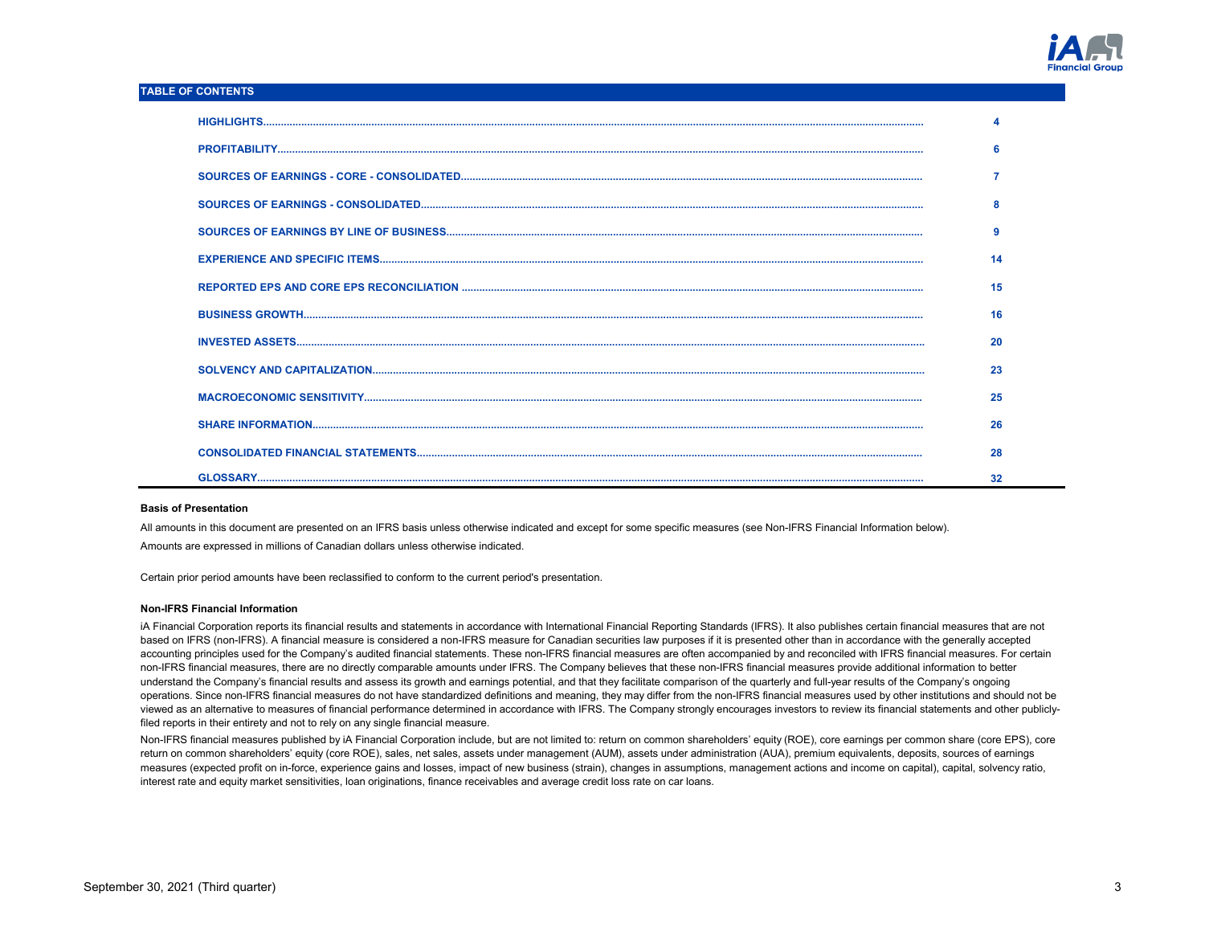## TABLE OF CONTENTS

| | |
|---|---|
| HIGHLIGHTS | 4 |
| PROFITABILITY | 6 |
| SOURCES OF EARNINGS - CORE - CONSOLIDATED | 7 |
| SOURCES OF EARNINGS - CONSOLIDATED | 8 |
| SOURCES OF EARNINGS BY LINE OF BUSINESS | 9 |
| EXPERIENCE AND SPECIFIC ITEMS | 14 |
| REPORTED EPS AND CORE EPS RECONCILIATION | 15 |
| BUSINESS GROWTH | 16 |
| INVESTED ASSETS | 20 |
| SOLVENCY AND CAPITALIZATION | 23 |
| MACROECONOMIC SENSITIVITY | 25 |
| SHARE INFORMATION | 26 |
| CONSOLIDATED FINANCIAL STATEMENTS | 28 |
| GLOSSARY | 32 |

**Basis of Presentation**

All amounts in this document are presented on an IFRS basis unless otherwise indicated and except for some specific measures (see Non-IFRS Financial Information below).

Amounts are expressed in millions of Canadian dollars unless otherwise indicated.

Certain prior period amounts have been reclassified to conform to the current period's presentation.

**Non-IFRS Financial Information**

iA Financial Corporation reports its financial results and statements in accordance with International Financial Reporting Standards (IFRS). It also publishes certain financial measures that are not based on IFRS (non-IFRS). A financial measure is considered a non-IFRS measure for Canadian securities law purposes if it is presented other than in accordance with the generally accepted accounting principles used for the Company's audited financial statements. These non-IFRS financial measures are often accompanied by and reconciled with IFRS financial measures. For certain non-IFRS financial measures, there are no directly comparable amounts under IFRS. The Company believes that these non-IFRS financial measures provide additional information to better understand the Company's financial results and assess its growth and earnings potential, and that they facilitate comparison of the quarterly and full-year results of the Company's ongoing operations. Since non-IFRS financial measures do not have standardized definitions and meaning, they may differ from the non-IFRS financial measures used by other institutions and should not be viewed as an alternative to measures of financial performance determined in accordance with IFRS. The Company strongly encourages investors to review its financial statements and other publicly-filed reports in their entirety and not to rely on any single financial measure.

Non-IFRS financial measures published by iA Financial Corporation include, but are not limited to: return on common shareholders' equity (ROE), core earnings per common share (core EPS), core return on common shareholders' equity (core ROE), sales, net sales, assets under management (AUM), assets under administration (AUA), premium equivalents, deposits, sources of earnings measures (expected profit on in-force, experience gains and losses, impact of new business (strain), changes in assumptions, management actions and income on capital), capital, solvency ratio, interest rate and equity market sensitivities, loan originations, finance receivables and average credit loss rate on car loans.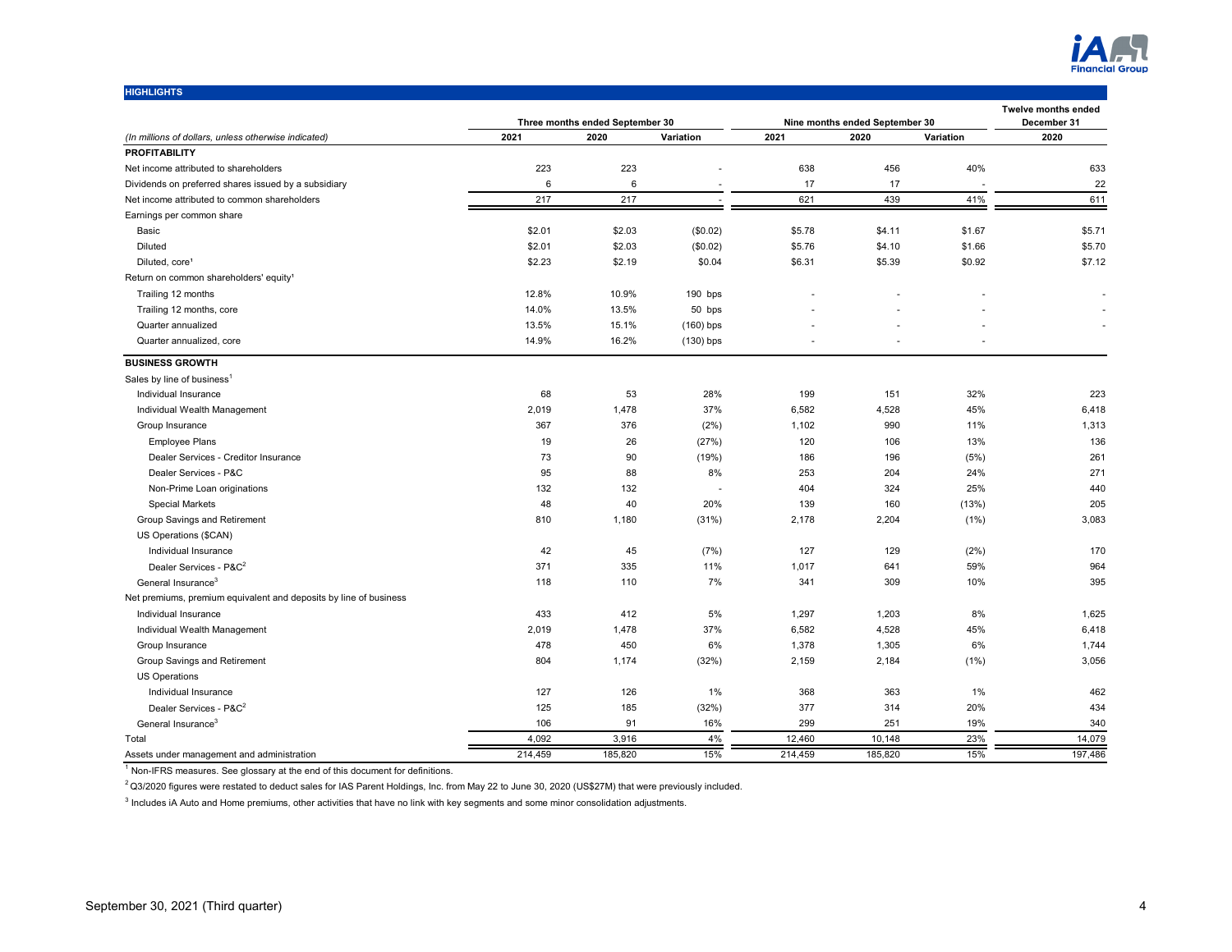## HIGHLIGHTS

| (In millions of dollars, unless otherwise indicated) | Three months ended September 30 | | | Nine months ended September 30 | | | Twelve months ended December 31 |
|---|---|---|---|---|---|---|---|
| | 2021 | 2020 | Variation | 2021 | 2020 | Variation | 2020 |
| **PROFITABILITY** | | | | | | | |
| Net income attributed to shareholders | 223 | 223 | - | 638 | 456 | 40% | 633 |
| Dividends on preferred shares issued by a subsidiary | 6 | 6 | - | 17 | 17 | - | 22 |
| Net income attributed to common shareholders | 217 | 217 | - | 621 | 439 | 41% | 611 |
| Earnings per common share | | | | | | | |
| Basic | $2.01 | $2.03 | ($0.02) | $5.78 | $4.11 | $1.67 | $5.71 |
| Diluted | $2.01 | $2.03 | ($0.02) | $5.76 | $4.10 | $1.66 | $5.70 |
| Diluted, core[1] | $2.23 | $2.19 | $0.04 | $6.31 | $5.39 | $0.92 | $7.12 |
| Return on common shareholders' equity[1] | | | | | | | |
| Trailing 12 months | 12.8% | 10.9% | 190 bps | - | - | - | - |
| Trailing 12 months, core | 14.0% | 13.5% | 50 bps | - | - | - | - |
| Quarter annualized | 13.5% | 15.1% | (160) bps | - | - | - | - |
| Quarter annualized, core | 14.9% | 16.2% | (130) bps | - | - | - | |
| **BUSINESS GROWTH** | | | | | | | |
| Sales by line of business[1] | | | | | | | |
| Individual Insurance | 68 | 53 | 28% | 199 | 151 | 32% | 223 |
| Individual Wealth Management | 2,019 | 1,478 | 37% | 6,582 | 4,528 | 45% | 6,418 |
| Group Insurance | 367 | 376 | (2%) | 1,102 | 990 | 11% | 1,313 |
| Employee Plans | 19 | 26 | (27%) | 120 | 106 | 13% | 136 |
| Dealer Services - Creditor Insurance | 73 | 90 | (19%) | 186 | 196 | (5%) | 261 |
| Dealer Services - P&C | 95 | 88 | 8% | 253 | 204 | 24% | 271 |
| Non-Prime Loan originations | 132 | 132 | - | 404 | 324 | 25% | 440 |
| Special Markets | 48 | 40 | 20% | 139 | 160 | (13%) | 205 |
| Group Savings and Retirement | 810 | 1,180 | (31%) | 2,178 | 2,204 | (1%) | 3,083 |
| US Operations ($CAN) | | | | | | | |
| Individual Insurance | 42 | 45 | (7%) | 127 | 129 | (2%) | 170 |
| Dealer Services - P&C[2] | 371 | 335 | 11% | 1,017 | 641 | 59% | 964 |
| General Insurance[3] | 118 | 110 | 7% | 341 | 309 | 10% | 395 |
| Net premiums, premium equivalent and deposits by line of business | | | | | | | |
| Individual Insurance | 433 | 412 | 5% | 1,297 | 1,203 | 8% | 1,625 |
| Individual Wealth Management | 2,019 | 1,478 | 37% | 6,582 | 4,528 | 45% | 6,418 |
| Group Insurance | 478 | 450 | 6% | 1,378 | 1,305 | 6% | 1,744 |
| Group Savings and Retirement | 804 | 1,174 | (32%) | 2,159 | 2,184 | (1%) | 3,056 |
| US Operations | | | | | | | |
| Individual Insurance | 127 | 126 | 1% | 368 | 363 | 1% | 462 |
| Dealer Services - P&C[2] | 125 | 185 | (32%) | 377 | 314 | 20% | 434 |
| General Insurance[3] | 106 | 91 | 16% | 299 | 251 | 19% | 340 |
| Total | 4,092 | 3,916 | 4% | 12,460 | 10,148 | 23% | 14,079 |
| Assets under management and administration | 214,459 | 185,820 | 15% | 214,459 | 185,820 | 15% | 197,486 |

[1] Non-IFRS measures. See glossary at the end of this document for definitions.

[2] Q3/2020 figures were restated to deduct sales for IAS Parent Holdings, Inc. from May 22 to June 30, 2020 (US$27M) that were previously included.

[3] Includes iA Auto and Home premiums, other activities that have no link with key segments and some minor consolidation adjustments.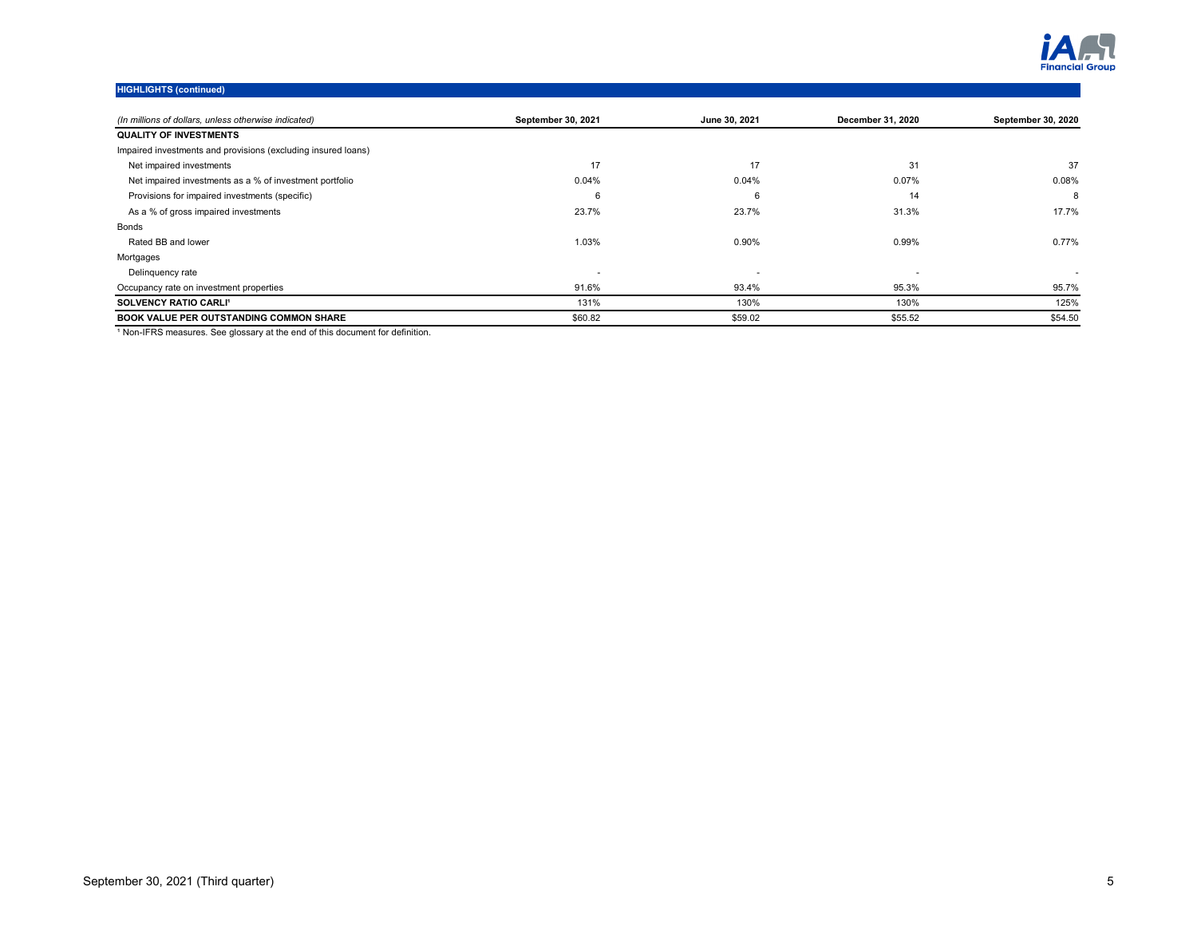## HIGHLIGHTS (continued)

| *(In millions of dollars, unless otherwise indicated)* | September 30, 2021 | June 30, 2021 | December 31, 2020 | September 30, 2020 |
|---|---|---|---|---|
| **QUALITY OF INVESTMENTS** | | | | |
| Impaired investments and provisions (excluding insured loans) | | | | |
| Net impaired investments | 17 | 17 | 31 | 37 |
| Net impaired investments as a % of investment portfolio | 0.04% | 0.04% | 0.07% | 0.08% |
| Provisions for impaired investments (specific) | 6 | 6 | 14 | 8 |
| As a % of gross impaired investments | 23.7% | 23.7% | 31.3% | 17.7% |
| Bonds | | | | |
| Rated BB and lower | 1.03% | 0.90% | 0.99% | 0.77% |
| Mortgages | | | | |
| Delinquency rate | - | - | - | - |
| Occupancy rate on investment properties | 91.6% | 93.4% | 95.3% | 95.7% |
| **SOLVENCY RATIO CARLI[1]** | 131% | 130% | 130% | 125% |
| **BOOK VALUE PER OUTSTANDING COMMON SHARE** | $60.82 | $59.02 | $55.52 | $54.50 |

[1] Non-IFRS measures. See glossary at the end of this document for definition.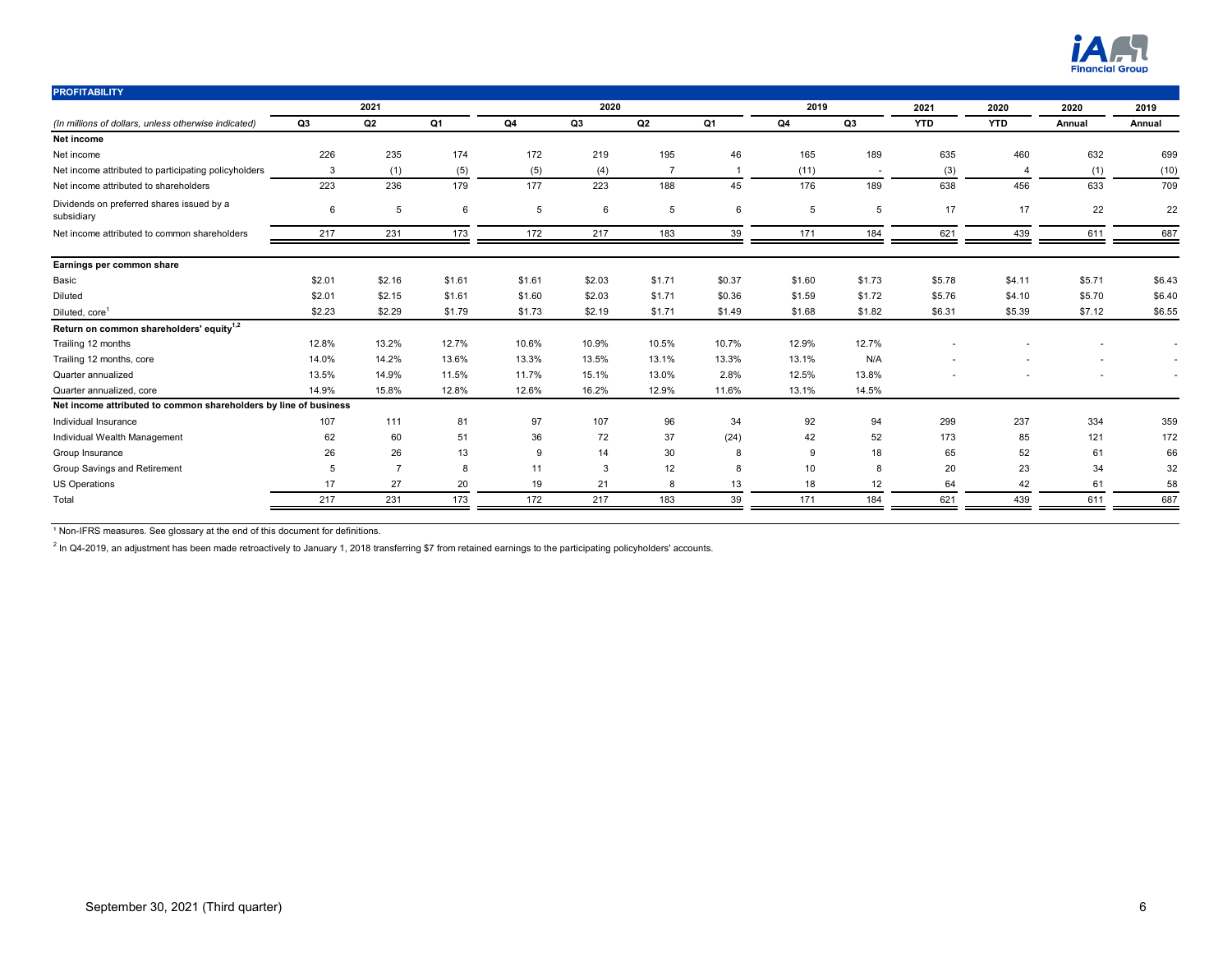## PROFITABILITY

| (In millions of dollars, unless otherwise indicated) | 2021 | | | 2020 | | | | 2019 | | 2021 | 2020 | 2020 | 2019 |
|---|---|---|---|---|---|---|---|---|---|---|---|---|---|
| | Q3 | Q2 | Q1 | Q4 | Q3 | Q2 | Q1 | Q4 | Q3 | YTD | YTD | Annual | Annual |
| **Net income** | | | | | | | | | | | | | |
| Net income | 226 | 235 | 174 | 172 | 219 | 195 | 46 | 165 | 189 | 635 | 460 | 632 | 699 |
| Net income attributed to participating policyholders | 3 | (1) | (5) | (5) | (4) | 7 | 1 | (11) | - | (3) | 4 | (1) | (10) |
| Net income attributed to shareholders | 223 | 236 | 179 | 177 | 223 | 188 | 45 | 176 | 189 | 638 | 456 | 633 | 709 |
| Dividends on preferred shares issued by a subsidiary | 6 | 5 | 6 | 5 | 6 | 5 | 6 | 5 | 5 | 17 | 17 | 22 | 22 |
| Net income attributed to common shareholders | 217 | 231 | 173 | 172 | 217 | 183 | 39 | 171 | 184 | 621 | 439 | 611 | 687 |
| **Earnings per common share** | | | | | | | | | | | | | |
| Basic | $2.01 | $2.16 | $1.61 | $1.61 | $2.03 | $1.71 | $0.37 | $1.60 | $1.73 | $5.78 | $4.11 | $5.71 | $6.43 |
| Diluted | $2.01 | $2.15 | $1.61 | $1.60 | $2.03 | $1.71 | $0.36 | $1.59 | $1.72 | $5.76 | $4.10 | $5.70 | $6.40 |
| Diluted, core[1] | $2.23 | $2.29 | $1.79 | $1.73 | $2.19 | $1.71 | $1.49 | $1.68 | $1.82 | $6.31 | $5.39 | $7.12 | $6.55 |
| **Return on common shareholders' equity[1,2]** | | | | | | | | | | | | | |
| Trailing 12 months | 12.8% | 13.2% | 12.7% | 10.6% | 10.9% | 10.5% | 10.7% | 12.9% | 12.7% | - | - | - | - |
| Trailing 12 months, core | 14.0% | 14.2% | 13.6% | 13.3% | 13.5% | 13.1% | 13.3% | 13.1% | N/A | - | - | - | - |
| Quarter annualized | 13.5% | 14.9% | 11.5% | 11.7% | 15.1% | 13.0% | 2.8% | 12.5% | 13.8% | - | - | - | - |
| Quarter annualized, core | 14.9% | 15.8% | 12.8% | 12.6% | 16.2% | 12.9% | 11.6% | 13.1% | 14.5% | | | | |
| **Net income attributed to common shareholders by line of business** | | | | | | | | | | | | | |
| Individual Insurance | 107 | 111 | 81 | 97 | 107 | 96 | 34 | 92 | 94 | 299 | 237 | 334 | 359 |
| Individual Wealth Management | 62 | 60 | 51 | 36 | 72 | 37 | (24) | 42 | 52 | 173 | 85 | 121 | 172 |
| Group Insurance | 26 | 26 | 13 | 9 | 14 | 30 | 8 | 9 | 18 | 65 | 52 | 61 | 66 |
| Group Savings and Retirement | 5 | 7 | 8 | 11 | 3 | 12 | 8 | 10 | 8 | 20 | 23 | 34 | 32 |
| US Operations | 17 | 27 | 20 | 19 | 21 | 8 | 13 | 18 | 12 | 64 | 42 | 61 | 58 |
| Total | 217 | 231 | 173 | 172 | 217 | 183 | 39 | 171 | 184 | 621 | 439 | 611 | 687 |

[1] Non-IFRS measures. See glossary at the end of this document for definitions.

[2] In Q4-2019, an adjustment has been made retroactively to January 1, 2018 transferring $7 from retained earnings to the participating policyholders' accounts.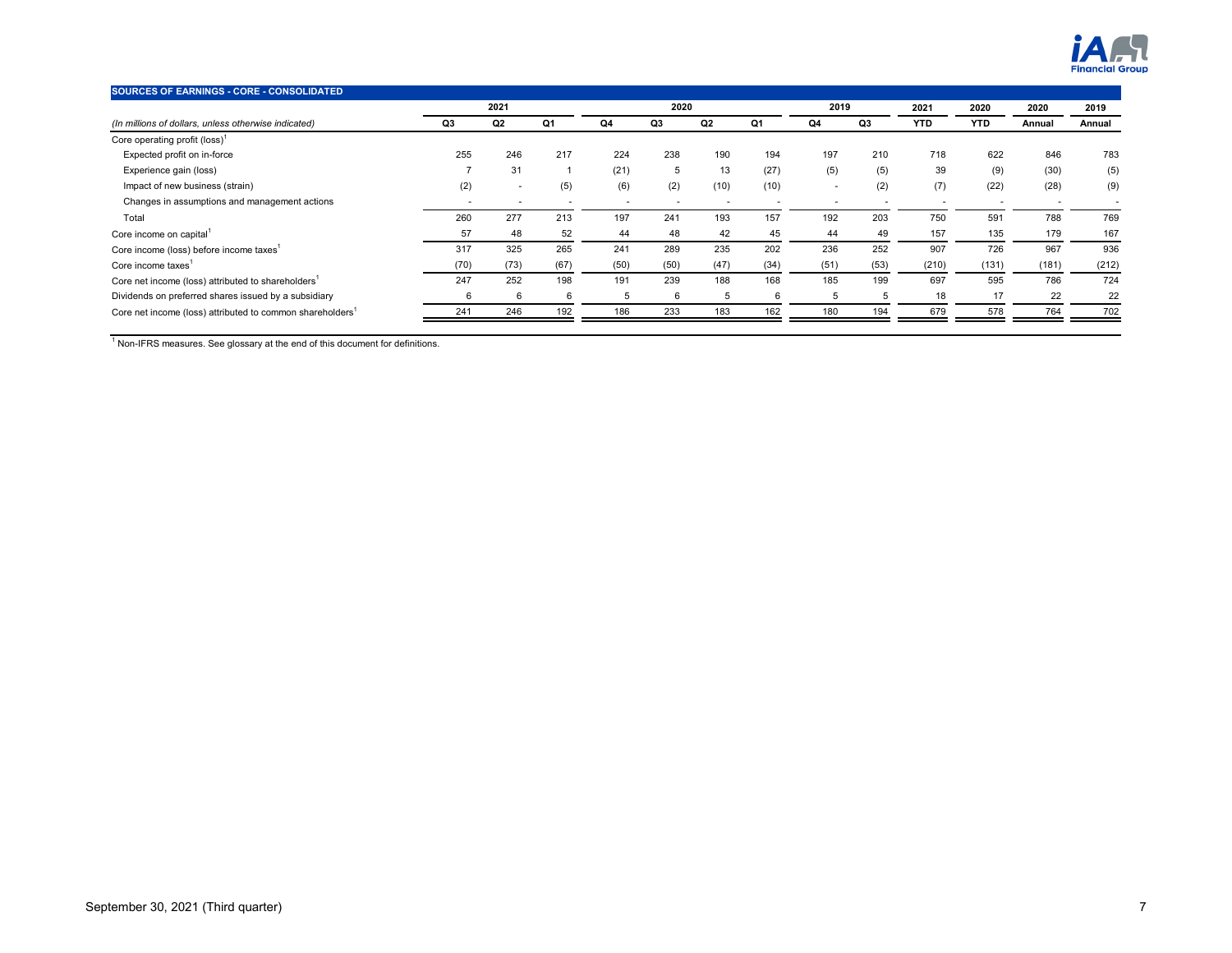## SOURCES OF EARNINGS - CORE - CONSOLIDATED

| | 2021 | | | 2020 | | | | 2019 | | 2021 | 2020 | 2020 | 2019 |
|---|---|---|---|---|---|---|---|---|---|---|---|---|---|
| *(In millions of dollars, unless otherwise indicated)* | Q3 | Q2 | Q1 | Q4 | Q3 | Q2 | Q1 | Q4 | Q3 | YTD | YTD | Annual | Annual |
| Core operating profit (loss)[1] | | | | | | | | | | | | | |
| Expected profit on in-force | 255 | 246 | 217 | 224 | 238 | 190 | 194 | 197 | 210 | 718 | 622 | 846 | 783 |
| Experience gain (loss) | 7 | 31 | 1 | (21) | 5 | 13 | (27) | (5) | (5) | 39 | (9) | (30) | (5) |
| Impact of new business (strain) | (2) | - | (5) | (6) | (2) | (10) | (10) | - | (2) | (7) | (22) | (28) | (9) |
| Changes in assumptions and management actions | - | - | - | - | - | - | - | - | - | - | - | - | - |
| Total | 260 | 277 | 213 | 197 | 241 | 193 | 157 | 192 | 203 | 750 | 591 | 788 | 769 |
| Core income on capital[1] | 57 | 48 | 52 | 44 | 48 | 42 | 45 | 44 | 49 | 157 | 135 | 179 | 167 |
| Core income (loss) before income taxes[1] | 317 | 325 | 265 | 241 | 289 | 235 | 202 | 236 | 252 | 907 | 726 | 967 | 936 |
| Core income taxes[1] | (70) | (73) | (67) | (50) | (50) | (47) | (34) | (51) | (53) | (210) | (131) | (181) | (212) |
| Core net income (loss) attributed to shareholders[1] | 247 | 252 | 198 | 191 | 239 | 188 | 168 | 185 | 199 | 697 | 595 | 786 | 724 |
| Dividends on preferred shares issued by a subsidiary | 6 | 6 | 6 | 5 | 6 | 5 | 6 | 5 | 5 | 18 | 17 | 22 | 22 |
| Core net income (loss) attributed to common shareholders[1] | 241 | 246 | 192 | 186 | 233 | 183 | 162 | 180 | 194 | 679 | 578 | 764 | 702 |

[1] Non-IFRS measures. See glossary at the end of this document for definitions.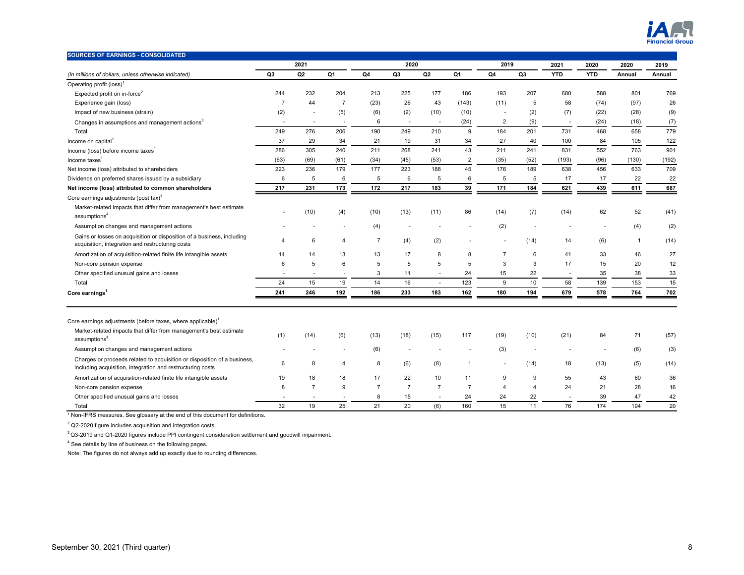## SOURCES OF EARNINGS - CONSOLIDATED

| (In millions of dollars, unless otherwise indicated) | 2021 Q3 | 2021 Q2 | 2021 Q1 | 2020 Q4 | 2020 Q3 | 2020 Q2 | 2020 Q1 | 2019 Q4 | 2019 Q3 | 2021 YTD | 2020 YTD | 2020 Annual | 2019 Annual |
|---|---|---|---|---|---|---|---|---|---|---|---|---|---|
| Operating profit (loss)[1] | | | | | | | | | | | | | |
| Expected profit on in-force[2] | 244 | 232 | 204 | 213 | 225 | 177 | 186 | 193 | 207 | 680 | 588 | 801 | 769 |
| Experience gain (loss) | 7 | 44 | 7 | (23) | 26 | 43 | (143) | (11) | 5 | 58 | (74) | (97) | 26 |
| Impact of new business (strain) | (2) | - | (5) | (6) | (2) | (10) | (10) | - | (2) | (7) | (22) | (28) | (9) |
| Changes in assumptions and management actions[3] | - | - | - | 6 | - | - | (24) | 2 | (9) | - | (24) | (18) | (7) |
| Total | 249 | 276 | 206 | 190 | 249 | 210 | 9 | 184 | 201 | 731 | 468 | 658 | 779 |
| Income on capital[1] | 37 | 29 | 34 | 21 | 19 | 31 | 34 | 27 | 40 | 100 | 84 | 105 | 122 |
| Income (loss) before income taxes[1] | 286 | 305 | 240 | 211 | 268 | 241 | 43 | 211 | 241 | 831 | 552 | 763 | 901 |
| Income taxes[1] | (63) | (69) | (61) | (34) | (45) | (53) | 2 | (35) | (52) | (193) | (96) | (130) | (192) |
| Net income (loss) attributed to shareholders | 223 | 236 | 179 | 177 | 223 | 188 | 45 | 176 | 189 | 638 | 456 | 633 | 709 |
| Dividends on preferred shares issued by a subsidiary | 6 | 5 | 6 | 5 | 6 | 5 | 6 | 5 | 5 | 17 | 17 | 22 | 22 |
| **Net income (loss) attributed to common shareholders** | **217** | **231** | **173** | **172** | **217** | **183** | **39** | **171** | **184** | **621** | **439** | **611** | **687** |
| Core earnings adjustments (post tax)[1] | | | | | | | | | | | | | |
| Market-related impacts that differ from management's best estimate assumptions[4] | - | (10) | (4) | (10) | (13) | (11) | 86 | (14) | (7) | (14) | 62 | 52 | (41) |
| Assumption changes and management actions | - | - | - | (4) | - | - | - | (2) | - | - | - | (4) | (2) |
| Gains or losses on acquisition or disposition of a business, including acquisition, integration and restructuring costs | 4 | 6 | 4 | 7 | (4) | (2) | - | - | (14) | 14 | (6) | 1 | (14) |
| Amortization of acquisition-related finite life intangible assets | 14 | 14 | 13 | 13 | 17 | 8 | 8 | 7 | 6 | 41 | 33 | 46 | 27 |
| Non-core pension expense | 6 | 5 | 6 | 5 | 5 | 5 | 5 | 3 | 3 | 17 | 15 | 20 | 12 |
| Other specified unusual gains and losses | - | - | - | 3 | 11 | - | 24 | 15 | 22 | - | 35 | 38 | 33 |
| Total | 24 | 15 | 19 | 14 | 16 | - | 123 | 9 | 10 | 58 | 139 | 153 | 15 |
| **Core earnings[1]** | **241** | **246** | **192** | **186** | **233** | **183** | **162** | **180** | **194** | **679** | **578** | **764** | **702** |

| (In millions of dollars, unless otherwise indicated) | 2021 Q3 | 2021 Q2 | 2021 Q1 | 2020 Q4 | 2020 Q3 | 2020 Q2 | 2020 Q1 | 2019 Q4 | 2019 Q3 | 2021 YTD | 2020 YTD | 2020 Annual | 2019 Annual |
|---|---|---|---|---|---|---|---|---|---|---|---|---|---|
| Core earnings adjustments (before taxes, where applicable)[1] | | | | | | | | | | | | | |
| Market-related impacts that differ from management's best estimate assumptions[4] | (1) | (14) | (6) | (13) | (18) | (15) | 117 | (19) | (10) | (21) | 84 | 71 | (57) |
| Assumption changes and management actions | - | - | - | (6) | - | - | - | (3) | - | - | - | (6) | (3) |
| Charges or proceeds related to acquisition or disposition of a business, including acquisition, integration and restructuring costs | 6 | 8 | 4 | 8 | (6) | (8) | 1 | - | (14) | 18 | (13) | (5) | (14) |
| Amortization of acquisition-related finite life intangible assets | 19 | 18 | 18 | 17 | 22 | 10 | 11 | 9 | 9 | 55 | 43 | 60 | 36 |
| Non-core pension expense | 8 | 7 | 9 | 7 | 7 | 7 | 7 | 4 | 4 | 24 | 21 | 28 | 16 |
| Other specified unusual gains and losses | - | - | - | 8 | 15 | - | 24 | 24 | 22 | - | 39 | 47 | 42 |
| Total | 32 | 19 | 25 | 21 | 20 | (6) | 160 | 15 | 11 | 76 | 174 | 194 | 20 |

[1] Non-IFRS measures. See glossary at the end of this document for definitions.

[2] Q2-2020 figure includes acquisition and integration costs.

[3] Q3-2019 and Q1-2020 figures include PPI contingent consideration settlement and goodwill impairment.

[4] See details by line of business on the following pages.

Note: The figures do not always add up exactly due to rounding differences.

September 30, 2021 (Third quarter)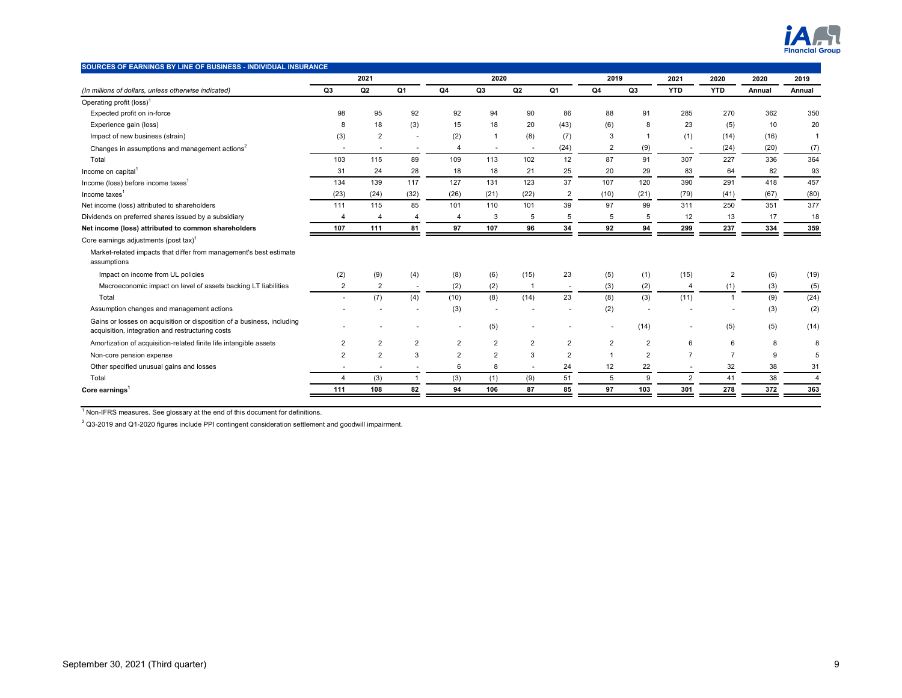## SOURCES OF EARNINGS BY LINE OF BUSINESS - INDIVIDUAL INSURANCE

| | 2021 | | | 2020 | | | | 2019 | | 2021 | 2020 | 2020 | 2019 |
|---|---|---|---|---|---|---|---|---|---|---|---|---|---|
| *(In millions of dollars, unless otherwise indicated)* | Q3 | Q2 | Q1 | Q4 | Q3 | Q2 | Q1 | Q4 | Q3 | YTD | YTD | Annual | Annual |
| Operating profit (loss)[1] | | | | | | | | | | | | | |
| Expected profit on in-force | 98 | 95 | 92 | 92 | 94 | 90 | 86 | 88 | 91 | 285 | 270 | 362 | 350 |
| Experience gain (loss) | 8 | 18 | (3) | 15 | 18 | 20 | (43) | (6) | 8 | 23 | (5) | 10 | 20 |
| Impact of new business (strain) | (3) | 2 | - | (2) | 1 | (8) | (7) | 3 | 1 | (1) | (14) | (16) | 1 |
| Changes in assumptions and management actions[2] | - | - | - | 4 | - | - | (24) | 2 | (9) | - | (24) | (20) | (7) |
| Total | 103 | 115 | 89 | 109 | 113 | 102 | 12 | 87 | 91 | 307 | 227 | 336 | 364 |
| Income on capital[1] | 31 | 24 | 28 | 18 | 18 | 21 | 25 | 20 | 29 | 83 | 64 | 82 | 93 |
| Income (loss) before income taxes[1] | 134 | 139 | 117 | 127 | 131 | 123 | 37 | 107 | 120 | 390 | 291 | 418 | 457 |
| Income taxes[1] | (23) | (24) | (32) | (26) | (21) | (22) | 2 | (10) | (21) | (79) | (41) | (67) | (80) |
| Net income (loss) attributed to shareholders | 111 | 115 | 85 | 101 | 110 | 101 | 39 | 97 | 99 | 311 | 250 | 351 | 377 |
| Dividends on preferred shares issued by a subsidiary | 4 | 4 | 4 | 4 | 3 | 5 | 5 | 5 | 5 | 12 | 13 | 17 | 18 |
| **Net income (loss) attributed to common shareholders** | **107** | **111** | **81** | **97** | **107** | **96** | **34** | **92** | **94** | **299** | **237** | **334** | **359** |
| Core earnings adjustments (post tax)[1] | | | | | | | | | | | | | |
| Market-related impacts that differ from management's best estimate assumptions | | | | | | | | | | | | | |
| Impact on income from UL policies | (2) | (9) | (4) | (8) | (6) | (15) | 23 | (5) | (1) | (15) | 2 | (6) | (19) |
| Macroeconomic impact on level of assets backing LT liabilities | 2 | 2 | - | (2) | (2) | 1 | - | (3) | (2) | 4 | (1) | (3) | (5) |
| Total | - | (7) | (4) | (10) | (8) | (14) | 23 | (8) | (3) | (11) | 1 | (9) | (24) |
| Assumption changes and management actions | - | - | - | (3) | - | - | - | (2) | - | - | - | (3) | (2) |
| Gains or losses on acquisition or disposition of a business, including acquisition, integration and restructuring costs | - | - | - | - | (5) | - | - | - | (14) | - | (5) | (5) | (14) |
| Amortization of acquisition-related finite life intangible assets | 2 | 2 | 2 | 2 | 2 | 2 | 2 | 2 | 2 | 6 | 6 | 8 | 8 |
| Non-core pension expense | 2 | 2 | 3 | 2 | 2 | 3 | 2 | 1 | 2 | 7 | 7 | 9 | 5 |
| Other specified unusual gains and losses | - | - | - | 6 | 8 | - | 24 | 12 | 22 | - | 32 | 38 | 31 |
| Total | 4 | (3) | 1 | (3) | (1) | (9) | 51 | 5 | 9 | 2 | 41 | 38 | 4 |
| **Core earnings[1]** | **111** | **108** | **82** | **94** | **106** | **87** | **85** | **97** | **103** | **301** | **278** | **372** | **363** |

[1] Non-IFRS measures. See glossary at the end of this document for definitions.

[2] Q3-2019 and Q1-2020 figures include PPI contingent consideration settlement and goodwill impairment.

September 30, 2021 (Third quarter)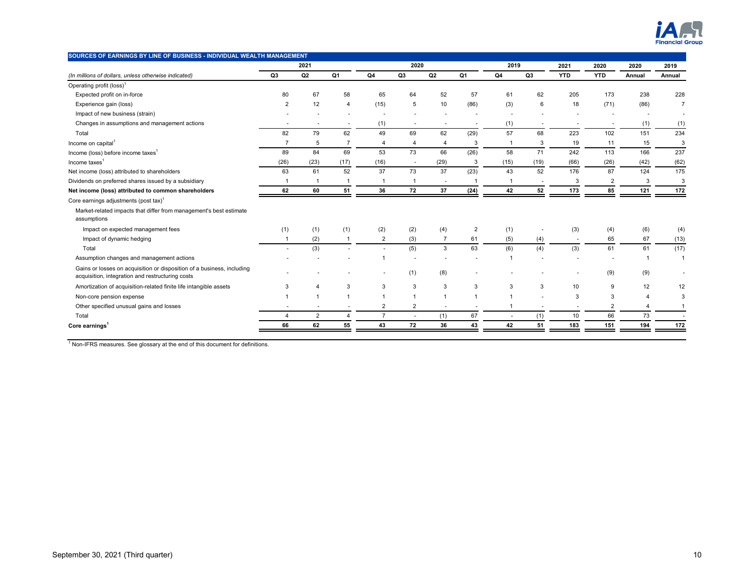## SOURCES OF EARNINGS BY LINE OF BUSINESS - INDIVIDUAL WEALTH MANAGEMENT

| | 2021 | | | 2020 | | | | 2019 | | 2021 | 2020 | 2020 | 2019 |
|---|---|---|---|---|---|---|---|---|---|---|---|---|---|
| *(In millions of dollars, unless otherwise indicated)* | Q3 | Q2 | Q1 | Q4 | Q3 | Q2 | Q1 | Q4 | Q3 | YTD | YTD | Annual | Annual |
| Operating profit (loss)[1] | | | | | | | | | | | | | |
| Expected profit on in-force | 80 | 67 | 58 | 65 | 64 | 52 | 57 | 61 | 62 | 205 | 173 | 238 | 228 |
| Experience gain (loss) | 2 | 12 | 4 | (15) | 5 | 10 | (86) | (3) | 6 | 18 | (71) | (86) | 7 |
| Impact of new business (strain) | - | - | - | - | - | - | - | - | - | - | - | - | - |
| Changes in assumptions and management actions | - | - | - | (1) | - | - | - | (1) | - | - | - | (1) | (1) |
| Total | 82 | 79 | 62 | 49 | 69 | 62 | (29) | 57 | 68 | 223 | 102 | 151 | 234 |
| Income on capital[1] | 7 | 5 | 7 | 4 | 4 | 4 | 3 | 1 | 3 | 19 | 11 | 15 | 3 |
| Income (loss) before income taxes[1] | 89 | 84 | 69 | 53 | 73 | 66 | (26) | 58 | 71 | 242 | 113 | 166 | 237 |
| Income taxes[1] | (26) | (23) | (17) | (16) | - | (29) | 3 | (15) | (19) | (66) | (26) | (42) | (62) |
| Net income (loss) attributed to shareholders | 63 | 61 | 52 | 37 | 73 | 37 | (23) | 43 | 52 | 176 | 87 | 124 | 175 |
| Dividends on preferred shares issued by a subsidiary | 1 | 1 | 1 | 1 | 1 | - | 1 | 1 | - | 3 | 2 | 3 | 3 |
| **Net income (loss) attributed to common shareholders** | **62** | **60** | **51** | **36** | **72** | **37** | **(24)** | **42** | **52** | **173** | **85** | **121** | **172** |
| Core earnings adjustments (post tax)[1] | | | | | | | | | | | | | |
| Market-related impacts that differ from management's best estimate assumptions | | | | | | | | | | | | | |
| Impact on expected management fees | (1) | (1) | (1) | (2) | (2) | (4) | 2 | (1) | - | (3) | (4) | (6) | (4) |
| Impact of dynamic hedging | 1 | (2) | 1 | 2 | (3) | 7 | 61 | (5) | (4) | - | 65 | 67 | (13) |
| Total | - | (3) | - | - | (5) | 3 | 63 | (6) | (4) | (3) | 61 | 61 | (17) |
| Assumption changes and management actions | - | - | - | 1 | - | - | - | 1 | - | - | - | 1 | 1 |
| Gains or losses on acquisition or disposition of a business, including acquisition, integration and restructuring costs | - | - | - | - | (1) | (8) | - | - | - | - | (9) | (9) | - |
| Amortization of acquisition-related finite life intangible assets | 3 | 4 | 3 | 3 | 3 | 3 | 3 | 3 | 3 | 10 | 9 | 12 | 12 |
| Non-core pension expense | 1 | 1 | 1 | 1 | 1 | 1 | 1 | 1 | - | 3 | 3 | 4 | 3 |
| Other specified unusual gains and losses | - | - | - | 2 | 2 | - | - | 1 | - | - | 2 | 4 | 1 |
| Total | 4 | 2 | 4 | 7 | - | (1) | 67 | - | (1) | 10 | 66 | 73 | - |
| **Core earnings[1]** | **66** | **62** | **55** | **43** | **72** | **36** | **43** | **42** | **51** | **183** | **151** | **194** | **172** |

[1] Non-IFRS measures. See glossary at the end of this document for definitions.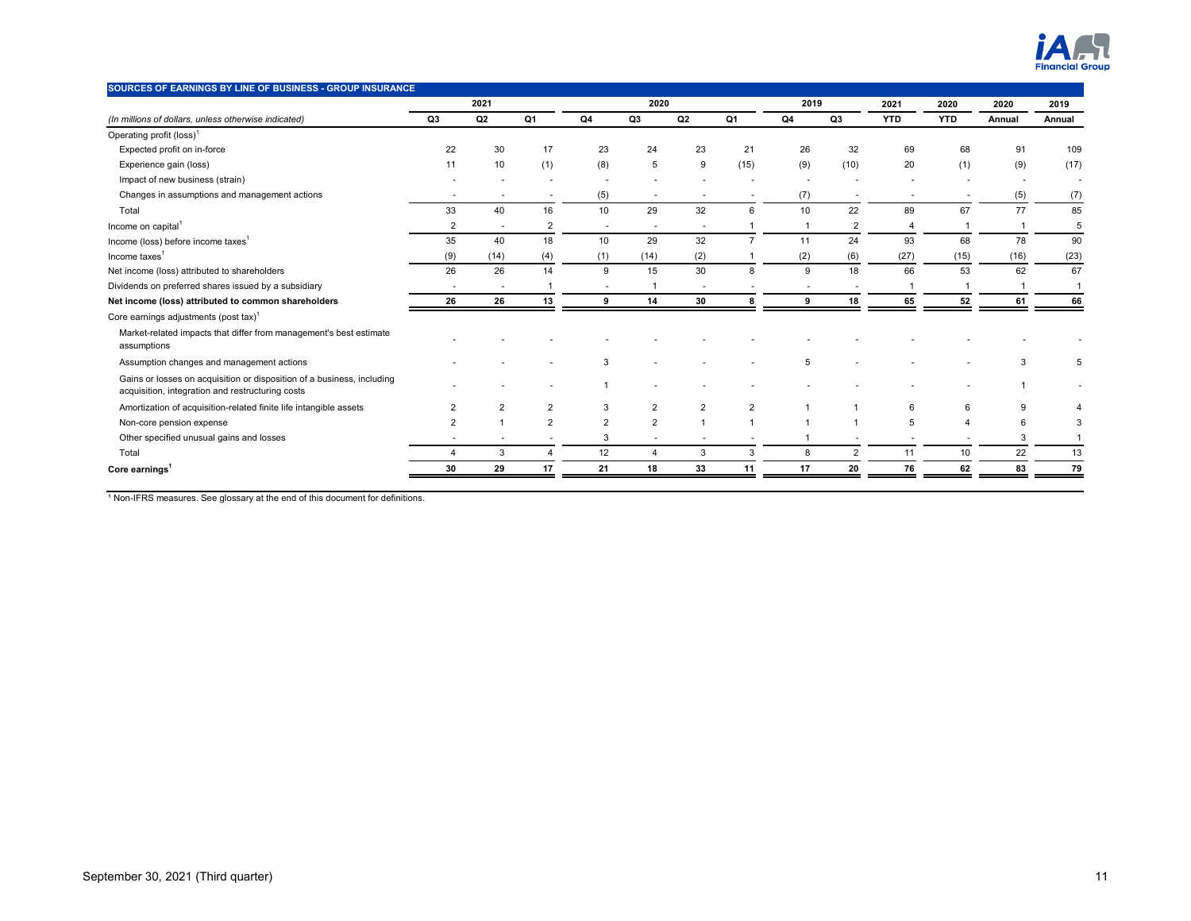## SOURCES OF EARNINGS BY LINE OF BUSINESS - GROUP INSURANCE

| | 2021 | | | 2020 | | | | 2019 | | 2021 | 2020 | 2020 | 2019 |
|---|---|---|---|---|---|---|---|---|---|---|---|---|---|
| *(In millions of dollars, unless otherwise indicated)* | Q3 | Q2 | Q1 | Q4 | Q3 | Q2 | Q1 | Q4 | Q3 | YTD | YTD | Annual | Annual |
| Operating profit (loss)[1] | | | | | | | | | | | | | |
| Expected profit on in-force | 22 | 30 | 17 | 23 | 24 | 23 | 21 | 26 | 32 | 69 | 68 | 91 | 109 |
| Experience gain (loss) | 11 | 10 | (1) | (8) | 5 | 9 | (15) | (9) | (10) | 20 | (1) | (9) | (17) |
| Impact of new business (strain) | - | - | - | - | - | - | - | - | - | - | - | - | - |
| Changes in assumptions and management actions | - | - | - | (5) | - | - | - | (7) | - | - | - | (5) | (7) |
| Total | 33 | 40 | 16 | 10 | 29 | 32 | 6 | 10 | 22 | 89 | 67 | 77 | 85 |
| Income on capital[1] | 2 | - | 2 | - | - | - | 1 | 1 | 2 | 4 | 1 | 1 | 5 |
| Income (loss) before income taxes[1] | 35 | 40 | 18 | 10 | 29 | 32 | 7 | 11 | 24 | 93 | 68 | 78 | 90 |
| Income taxes[1] | (9) | (14) | (4) | (1) | (14) | (2) | 1 | (2) | (6) | (27) | (15) | (16) | (23) |
| Net income (loss) attributed to shareholders | 26 | 26 | 14 | 9 | 15 | 30 | 8 | 9 | 18 | 66 | 53 | 62 | 67 |
| Dividends on preferred shares issued by a subsidiary | - | - | 1 | - | 1 | - | - | - | - | 1 | 1 | 1 | 1 |
| **Net income (loss) attributed to common shareholders** | **26** | **26** | **13** | **9** | **14** | **30** | **8** | **9** | **18** | **65** | **52** | **61** | **66** |
| Core earnings adjustments (post tax)[1] | | | | | | | | | | | | | |
| Market-related impacts that differ from management's best estimate assumptions | - | - | - | - | - | - | - | - | - | - | - | - | - |
| Assumption changes and management actions | - | - | - | 3 | - | - | - | 5 | - | - | - | 3 | 5 |
| Gains or losses on acquisition or disposition of a business, including acquisition, integration and restructuring costs | - | - | - | 1 | - | - | - | - | - | - | - | 1 | - |
| Amortization of acquisition-related finite life intangible assets | 2 | 2 | 2 | 3 | 2 | 2 | 2 | 1 | 1 | 6 | 6 | 9 | 4 |
| Non-core pension expense | 2 | 1 | 2 | 2 | 2 | 1 | 1 | 1 | 1 | 5 | 4 | 6 | 3 |
| Other specified unusual gains and losses | - | - | - | 3 | - | - | - | 1 | - | - | - | 3 | 1 |
| Total | 4 | 3 | 4 | 12 | 4 | 3 | 3 | 8 | 2 | 11 | 10 | 22 | 13 |
| **Core earnings[1]** | **30** | **29** | **17** | **21** | **18** | **33** | **11** | **17** | **20** | **76** | **62** | **83** | **79** |

[1] Non-IFRS measures. See glossary at the end of this document for definitions.

September 30, 2021 (Third quarter)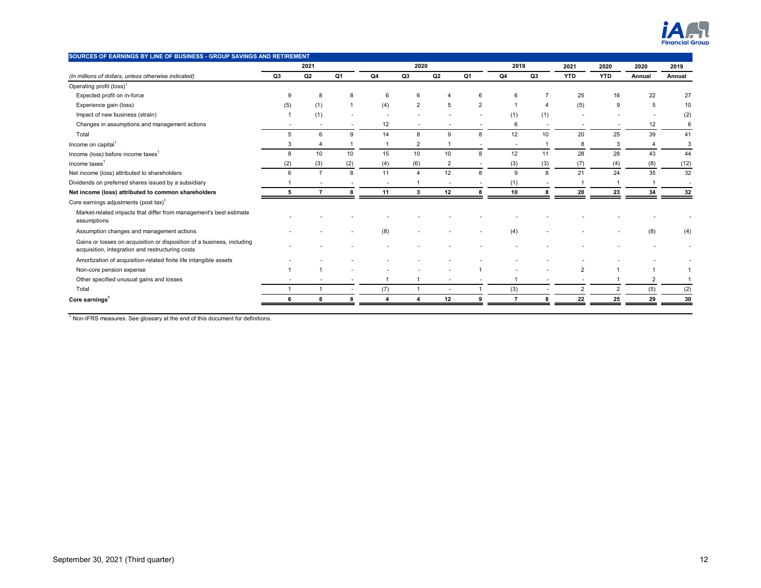## SOURCES OF EARNINGS BY LINE OF BUSINESS - GROUP SAVINGS AND RETIREMENT

| | 2021 | | | 2020 | | | | 2019 | | 2021 | 2020 | 2020 | 2019 |
|---|---|---|---|---|---|---|---|---|---|---|---|---|---|
| *(In millions of dollars, unless otherwise indicated)* | Q3 | Q2 | Q1 | Q4 | Q3 | Q2 | Q1 | Q4 | Q3 | YTD | YTD | Annual | Annual |
| Operating profit (loss)[1] | | | | | | | | | | | | | |
| Expected profit on in-force | 9 | 8 | 8 | 6 | 6 | 4 | 6 | 6 | 7 | 25 | 16 | 22 | 27 |
| Experience gain (loss) | (5) | (1) | 1 | (4) | 2 | 5 | 2 | 1 | 4 | (5) | 9 | 5 | 10 |
| Impact of new business (strain) | 1 | (1) | - | - | - | - | - | (1) | (1) | - | - | - | (2) |
| Changes in assumptions and management actions | - | - | - | 12 | - | - | - | 6 | - | - | - | 12 | 6 |
| Total | 5 | 6 | 9 | 14 | 8 | 9 | 8 | 12 | 10 | 20 | 25 | 39 | 41 |
| Income on capital[1] | 3 | 4 | 1 | 1 | 2 | 1 | - | - | 1 | 8 | 3 | 4 | 3 |
| Income (loss) before income taxes[1] | 8 | 10 | 10 | 15 | 10 | 10 | 8 | 12 | 11 | 28 | 28 | 43 | 44 |
| Income taxes[1] | (2) | (3) | (2) | (4) | (6) | 2 | - | (3) | (3) | (7) | (4) | (8) | (12) |
| Net income (loss) attributed to shareholders | 6 | 7 | 8 | 11 | 4 | 12 | 8 | 9 | 8 | 21 | 24 | 35 | 32 |
| Dividends on preferred shares issued by a subsidiary | 1 | - | - | - | 1 | - | - | (1) | - | 1 | 1 | 1 | - |
| **Net income (loss) attributed to common shareholders** | **5** | **7** | **8** | **11** | **3** | **12** | **8** | **10** | **8** | **20** | **23** | **34** | **32** |
| Core earnings adjustments (post tax)[1] | | | | | | | | | | | | | |
| Market-related impacts that differ from management's best estimate assumptions | - | - | - | - | - | - | - | - | - | - | - | - | - |
| Assumption changes and management actions | - | - | - | (8) | - | - | - | (4) | - | - | - | (8) | (4) |
| Gains or losses on acquisition or disposition of a business, including acquisition, integration and restructuring costs | - | - | - | - | - | - | - | - | - | - | - | - | - |
| Amortization of acquisition-related finite life intangible assets | - | - | - | - | - | - | - | - | - | - | - | - | - |
| Non-core pension expense | 1 | 1 | - | - | - | - | 1 | - | - | 2 | 1 | 1 | 1 |
| Other specified unusual gains and losses | - | - | - | 1 | 1 | - | - | 1 | - | - | 1 | 2 | 1 |
| Total | 1 | 1 | - | (7) | 1 | - | 1 | (3) | - | 2 | 2 | (5) | (2) |
| **Core earnings[1]** | **6** | **8** | **8** | **4** | **4** | **12** | **9** | **7** | **8** | **22** | **25** | **29** | **30** |

[1] Non-IFRS measures. See glossary at the end of this document for definitions.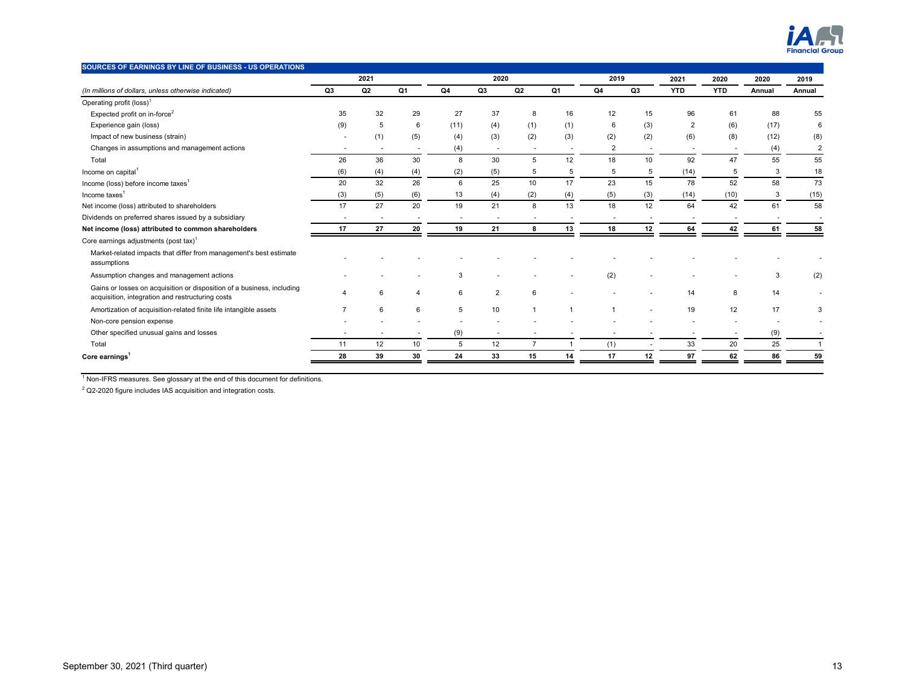## SOURCES OF EARNINGS BY LINE OF BUSINESS - US OPERATIONS

| | 2021 | | | 2020 | | | | 2019 | | 2021 | 2020 | 2020 | 2019 |
|---|---|---|---|---|---|---|---|---|---|---|---|---|---|
| *(In millions of dollars, unless otherwise indicated)* | Q3 | Q2 | Q1 | Q4 | Q3 | Q2 | Q1 | Q4 | Q3 | YTD | YTD | Annual | Annual |
| Operating profit (loss)[1] | | | | | | | | | | | | | |
| Expected profit on in-force[2] | 35 | 32 | 29 | 27 | 37 | 8 | 16 | 12 | 15 | 96 | 61 | 88 | 55 |
| Experience gain (loss) | (9) | 5 | 6 | (11) | (4) | (1) | (1) | 6 | (3) | 2 | (6) | (17) | 6 |
| Impact of new business (strain) | - | (1) | (5) | (4) | (3) | (2) | (3) | (2) | (2) | (6) | (8) | (12) | (8) |
| Changes in assumptions and management actions | - | - | - | (4) | - | - | - | 2 | - | - | - | (4) | 2 |
| Total | 26 | 36 | 30 | 8 | 30 | 5 | 12 | 18 | 10 | 92 | 47 | 55 | 55 |
| Income on capital[1] | (6) | (4) | (4) | (2) | (5) | 5 | 5 | 5 | 5 | (14) | 5 | 3 | 18 |
| Income (loss) before income taxes[1] | 20 | 32 | 26 | 6 | 25 | 10 | 17 | 23 | 15 | 78 | 52 | 58 | 73 |
| Income taxes[1] | (3) | (5) | (6) | 13 | (4) | (2) | (4) | (5) | (3) | (14) | (10) | 3 | (15) |
| Net income (loss) attributed to shareholders | 17 | 27 | 20 | 19 | 21 | 8 | 13 | 18 | 12 | 64 | 42 | 61 | 58 |
| Dividends on preferred shares issued by a subsidiary | - | - | - | - | - | - | - | - | - | - | - | - | - |
| **Net income (loss) attributed to common shareholders** | **17** | **27** | **20** | **19** | **21** | **8** | **13** | **18** | **12** | **64** | **42** | **61** | **58** |
| Core earnings adjustments (post tax)[1] | | | | | | | | | | | | | |
| Market-related impacts that differ from management's best estimate assumptions | - | - | - | - | - | - | - | - | - | - | - | - | - |
| Assumption changes and management actions | - | - | - | 3 | - | - | - | (2) | - | - | - | 3 | (2) |
| Gains or losses on acquisition or disposition of a business, including acquisition, integration and restructuring costs | 4 | 6 | 4 | 6 | 2 | 6 | - | - | - | 14 | 8 | 14 | - |
| Amortization of acquisition-related finite life intangible assets | 7 | 6 | 6 | 5 | 10 | 1 | 1 | 1 | - | 19 | 12 | 17 | 3 |
| Non-core pension expense | - | - | - | - | - | - | - | - | - | - | - | - | - |
| Other specified unusual gains and losses | - | - | - | (9) | - | - | - | - | - | - | - | (9) | - |
| Total | 11 | 12 | 10 | 5 | 12 | 7 | 1 | (1) | - | 33 | 20 | 25 | 1 |
| **Core earnings[1]** | **28** | **39** | **30** | **24** | **33** | **15** | **14** | **17** | **12** | **97** | **62** | **86** | **59** |

[1] Non-IFRS measures. See glossary at the end of this document for definitions.

[2] Q2-2020 figure includes IAS acquisition and integration costs.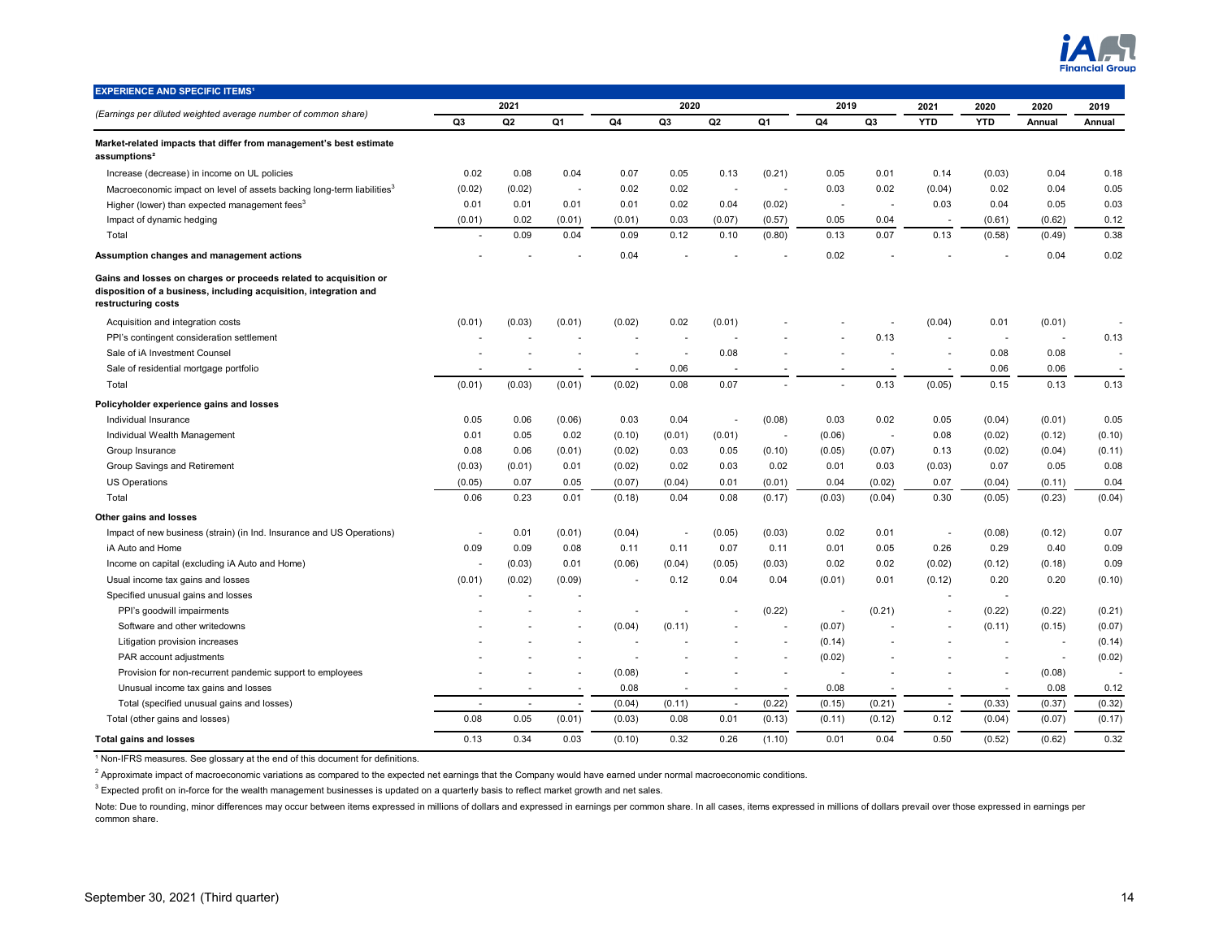## EXPERIENCE AND SPECIFIC ITEMS[1]

| (Earnings per diluted weighted average number of common share) | 2021 | | | 2020 | | | | 2019 | | 2021 | 2020 | 2020 | 2019 |
|---|---|---|---|---|---|---|---|---|---|---|---|---|---|
| | Q3 | Q2 | Q1 | Q4 | Q3 | Q2 | Q1 | Q4 | Q3 | YTD | YTD | Annual | Annual |
| **Market-related impacts that differ from management's best estimate assumptions[2]** | | | | | | | | | | | | | |
| Increase (decrease) in income on UL policies | 0.02 | 0.08 | 0.04 | 0.07 | 0.05 | 0.13 | (0.21) | 0.05 | 0.01 | 0.14 | (0.03) | 0.04 | 0.18 |
| Macroeconomic impact on level of assets backing long-term liabilities[3] | (0.02) | (0.02) | - | 0.02 | 0.02 | - | - | 0.03 | 0.02 | (0.04) | 0.02 | 0.04 | 0.05 |
| Higher (lower) than expected management fees[3] | 0.01 | 0.01 | 0.01 | 0.01 | 0.02 | 0.04 | (0.02) | - | - | 0.03 | 0.04 | 0.05 | 0.03 |
| Impact of dynamic hedging | (0.01) | 0.02 | (0.01) | (0.01) | 0.03 | (0.07) | (0.57) | 0.05 | 0.04 | - | (0.61) | (0.62) | 0.12 |
| Total | - | 0.09 | 0.04 | 0.09 | 0.12 | 0.10 | (0.80) | 0.13 | 0.07 | 0.13 | (0.58) | (0.49) | 0.38 |
| **Assumption changes and management actions** | - | - | - | 0.04 | - | - | - | 0.02 | - | - | - | 0.04 | 0.02 |
| **Gains and losses on charges or proceeds related to acquisition or disposition of a business, including acquisition, integration and restructuring costs** | | | | | | | | | | | | | |
| Acquisition and integration costs | (0.01) | (0.03) | (0.01) | (0.02) | 0.02 | (0.01) | - | - | - | (0.04) | 0.01 | (0.01) | - |
| PPI's contingent consideration settlement | - | - | - | - | - | - | - | - | 0.13 | - | - | - | 0.13 |
| Sale of iA Investment Counsel | - | - | - | - | - | 0.08 | - | - | - | - | 0.08 | 0.08 | - |
| Sale of residential mortgage portfolio | - | - | - | - | 0.06 | - | - | - | - | - | 0.06 | 0.06 | - |
| Total | (0.01) | (0.03) | (0.01) | (0.02) | 0.08 | 0.07 | - | - | 0.13 | (0.05) | 0.15 | 0.13 | 0.13 |
| **Policyholder experience gains and losses** | | | | | | | | | | | | | |
| Individual Insurance | 0.05 | 0.06 | (0.06) | 0.03 | 0.04 | - | (0.08) | 0.03 | 0.02 | 0.05 | (0.04) | (0.01) | 0.05 |
| Individual Wealth Management | 0.01 | 0.05 | 0.02 | (0.10) | (0.01) | (0.01) | - | (0.06) | - | 0.08 | (0.02) | (0.12) | (0.10) |
| Group Insurance | 0.08 | 0.06 | (0.01) | (0.02) | 0.03 | 0.05 | (0.10) | (0.05) | (0.07) | 0.13 | (0.02) | (0.04) | (0.11) |
| Group Savings and Retirement | (0.03) | (0.01) | 0.01 | (0.02) | 0.02 | 0.03 | 0.02 | 0.01 | 0.03 | (0.03) | 0.07 | 0.05 | 0.08 |
| US Operations | (0.05) | 0.07 | 0.05 | (0.07) | (0.04) | 0.01 | (0.01) | 0.04 | (0.02) | 0.07 | (0.04) | (0.11) | 0.04 |
| Total | 0.06 | 0.23 | 0.01 | (0.18) | 0.04 | 0.08 | (0.17) | (0.03) | (0.04) | 0.30 | (0.05) | (0.23) | (0.04) |
| **Other gains and losses** | | | | | | | | | | | | | |
| Impact of new business (strain) (in Ind. Insurance and US Operations) | - | 0.01 | (0.01) | (0.04) | - | (0.05) | (0.03) | 0.02 | 0.01 | - | (0.08) | (0.12) | 0.07 |
| iA Auto and Home | 0.09 | 0.09 | 0.08 | 0.11 | 0.11 | 0.07 | 0.11 | 0.01 | 0.05 | 0.26 | 0.29 | 0.40 | 0.09 |
| Income on capital (excluding iA Auto and Home) | - | (0.03) | 0.01 | (0.06) | (0.04) | (0.05) | (0.03) | 0.02 | 0.02 | (0.02) | (0.12) | (0.18) | 0.09 |
| Usual income tax gains and losses | (0.01) | (0.02) | (0.09) | - | 0.12 | 0.04 | 0.04 | (0.01) | 0.01 | (0.12) | 0.20 | 0.20 | (0.10) |
| Specified unusual gains and losses | - | - | - | | | | | | | - | - | | |
| PPI's goodwill impairments | - | - | - | - | - | - | (0.22) | - | (0.21) | - | (0.22) | (0.22) | (0.21) |
| Software and other writedowns | - | - | - | (0.04) | (0.11) | - | - | (0.07) | - | - | (0.11) | (0.15) | (0.07) |
| Litigation provision increases | - | - | - | - | - | - | - | (0.14) | - | - | - | - | (0.14) |
| PAR account adjustments | - | - | - | - | - | - | - | (0.02) | - | - | - | - | (0.02) |
| Provision for non-recurrent pandemic support to employees | - | - | - | (0.08) | - | - | - | - | - | - | - | (0.08) | - |
| Unusual income tax gains and losses | - | - | - | 0.08 | - | - | - | 0.08 | - | - | - | 0.08 | 0.12 |
| Total (specified unusual gains and losses) | - | - | - | (0.04) | (0.11) | - | (0.22) | (0.15) | (0.21) | - | (0.33) | (0.37) | (0.32) |
| Total (other gains and losses) | 0.08 | 0.05 | (0.01) | (0.03) | 0.08 | 0.01 | (0.13) | (0.11) | (0.12) | 0.12 | (0.04) | (0.07) | (0.17) |
| **Total gains and losses** | 0.13 | 0.34 | 0.03 | (0.10) | 0.32 | 0.26 | (1.10) | 0.01 | 0.04 | 0.50 | (0.52) | (0.62) | 0.32 |

[1] Non-IFRS measures. See glossary at the end of this document for definitions.

[2] Approximate impact of macroeconomic variations as compared to the expected net earnings that the Company would have earned under normal macroeconomic conditions.

[3] Expected profit on in-force for the wealth management businesses is updated on a quarterly basis to reflect market growth and net sales.

Note: Due to rounding, minor differences may occur between items expressed in millions of dollars and expressed in earnings per common share. In all cases, items expressed in millions of dollars prevail over those expressed in earnings per common share.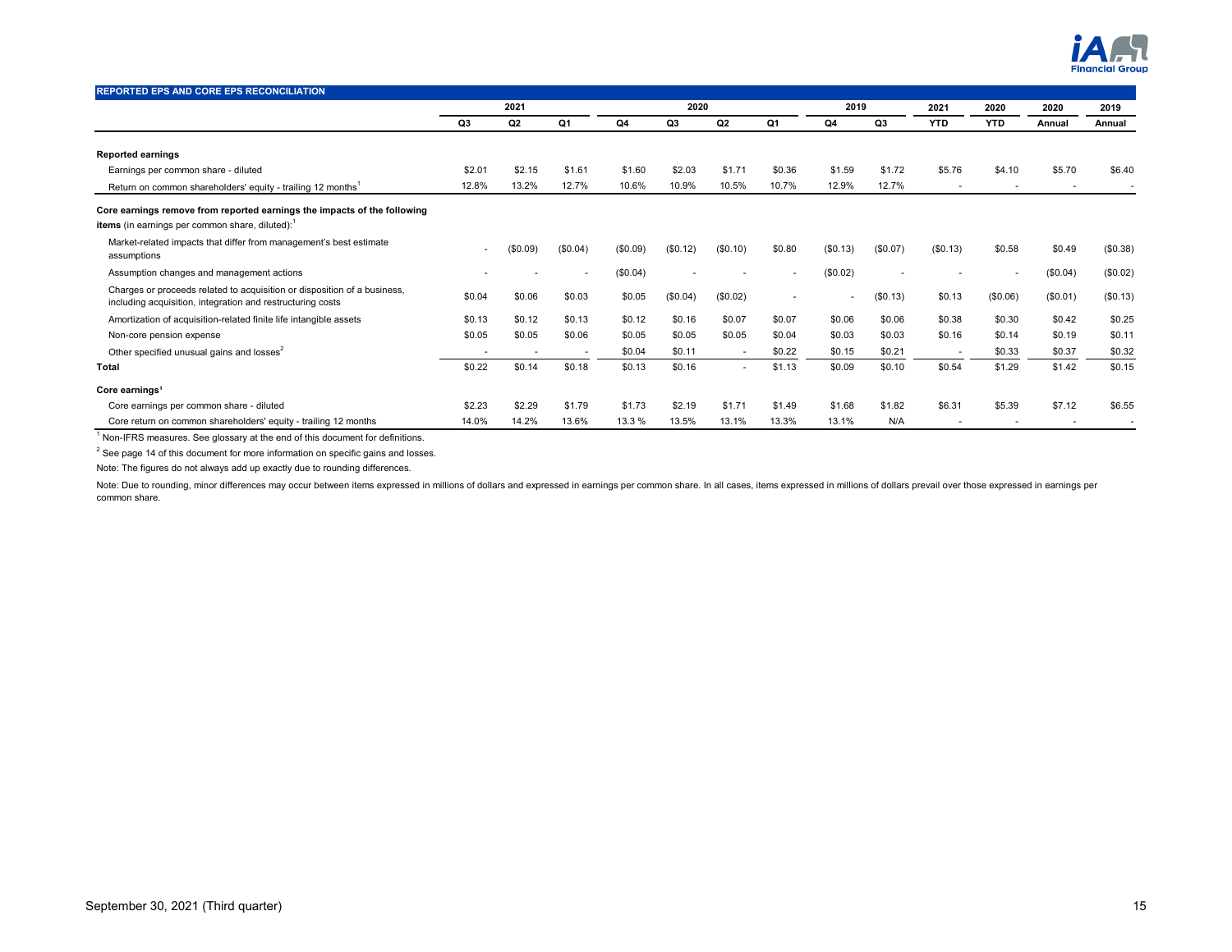## REPORTED EPS AND CORE EPS RECONCILIATION

| | 2021 | | | 2020 | | | | 2019 | | 2021 | 2020 | 2020 | 2019 |
|---|---|---|---|---|---|---|---|---|---|---|---|---|---|
| | Q3 | Q2 | Q1 | Q4 | Q3 | Q2 | Q1 | Q4 | Q3 | YTD | YTD | Annual | Annual |
| **Reported earnings** | | | | | | | | | | | | | |
| Earnings per common share - diluted | $2.01 | $2.15 | $1.61 | $1.60 | $2.03 | $1.71 | $0.36 | $1.59 | $1.72 | $5.76 | $4.10 | $5.70 | $6.40 |
| Return on common shareholders' equity - trailing 12 months[1] | 12.8% | 13.2% | 12.7% | 10.6% | 10.9% | 10.5% | 10.7% | 12.9% | 12.7% | - | - | - | - |
| **Core earnings remove from reported earnings the impacts of the following items** (in earnings per common share, diluted):[1] | | | | | | | | | | | | | |
| Market-related impacts that differ from management's best estimate assumptions | - | ($0.09) | ($0.04) | ($0.09) | ($0.12) | ($0.10) | $0.80 | ($0.13) | ($0.07) | ($0.13) | $0.58 | $0.49 | ($0.38) |
| Assumption changes and management actions | - | - | - | ($0.04) | - | - | - | ($0.02) | - | - | - | ($0.04) | ($0.02) |
| Charges or proceeds related to acquisition or disposition of a business, including acquisition, integration and restructuring costs | $0.04 | $0.06 | $0.03 | $0.05 | ($0.04) | ($0.02) | - | - | ($0.13) | $0.13 | ($0.06) | ($0.01) | ($0.13) |
| Amortization of acquisition-related finite life intangible assets | $0.13 | $0.12 | $0.13 | $0.12 | $0.16 | $0.07 | $0.07 | $0.06 | $0.06 | $0.38 | $0.30 | $0.42 | $0.25 |
| Non-core pension expense | $0.05 | $0.05 | $0.06 | $0.05 | $0.05 | $0.05 | $0.04 | $0.03 | $0.03 | $0.16 | $0.14 | $0.19 | $0.11 |
| Other specified unusual gains and losses[2] | - | - | - | $0.04 | $0.11 | - | $0.22 | $0.15 | $0.21 | - | $0.33 | $0.37 | $0.32 |
| **Total** | $0.22 | $0.14 | $0.18 | $0.13 | $0.16 | - | $1.13 | $0.09 | $0.10 | $0.54 | $1.29 | $1.42 | $0.15 |
| **Core earnings[1]** | | | | | | | | | | | | | |
| Core earnings per common share - diluted | $2.23 | $2.29 | $1.79 | $1.73 | $2.19 | $1.71 | $1.49 | $1.68 | $1.82 | $6.31 | $5.39 | $7.12 | $6.55 |
| Core return on common shareholders' equity - trailing 12 months | 14.0% | 14.2% | 13.6% | 13.3 % | 13.5% | 13.1% | 13.3% | 13.1% | N/A | - | - | - | - |

[1] Non-IFRS measures. See glossary at the end of this document for definitions.

[2] See page 14 of this document for more information on specific gains and losses.

Note: The figures do not always add up exactly due to rounding differences.

Note: Due to rounding, minor differences may occur between items expressed in millions of dollars and expressed in earnings per common share. In all cases, items expressed in millions of dollars prevail over those expressed in earnings per common share.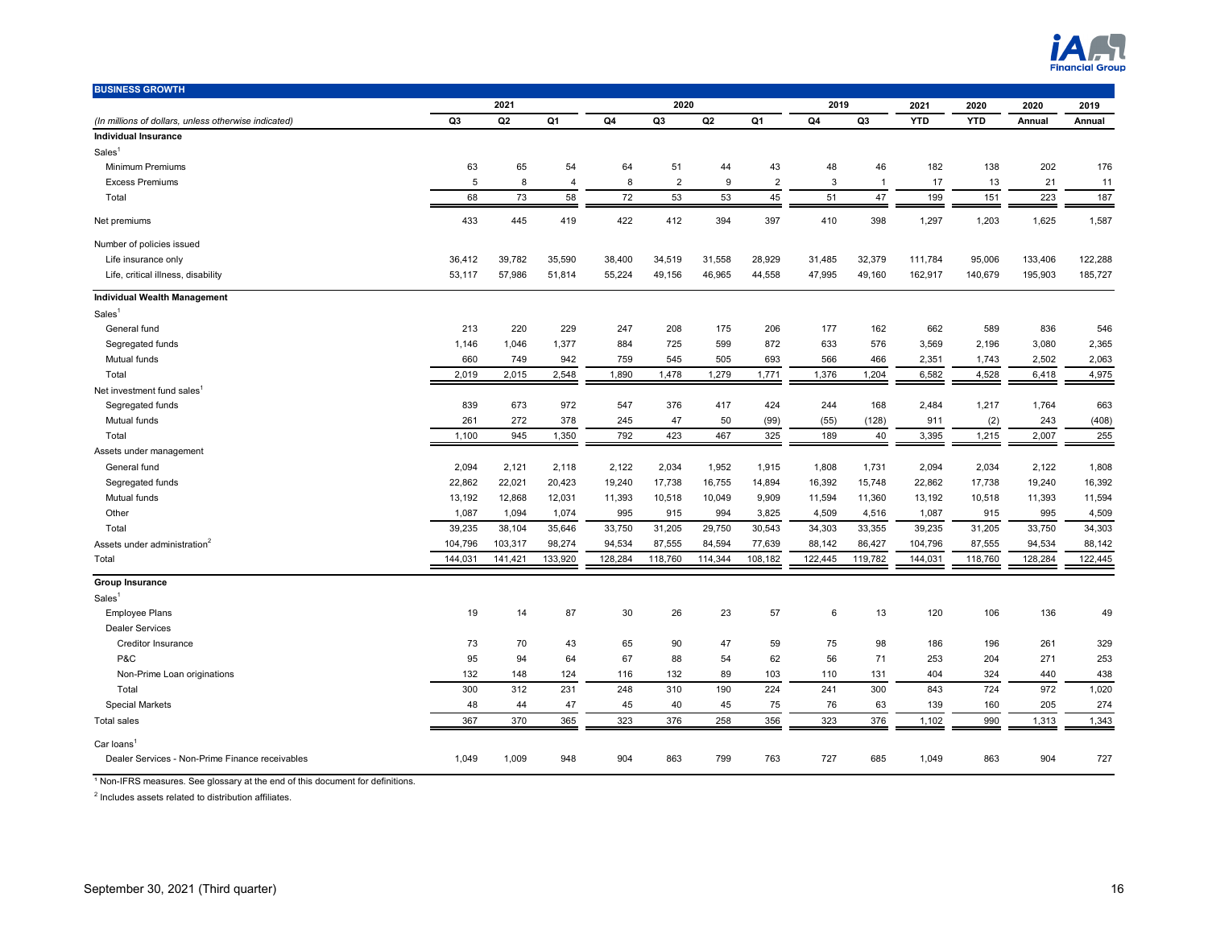## BUSINESS GROWTH

| *(In millions of dollars, unless otherwise indicated)* | 2021 Q3 | 2021 Q2 | 2021 Q1 | 2020 Q4 | 2020 Q3 | 2020 Q2 | 2020 Q1 | 2019 Q4 | 2019 Q3 | 2021 YTD | 2020 YTD | 2020 Annual | 2019 Annual |
|---|---|---|---|---|---|---|---|---|---|---|---|---|---|
| **Individual Insurance** | | | | | | | | | | | | | |
| Sales[1] | | | | | | | | | | | | | |
| Minimum Premiums | 63 | 65 | 54 | 64 | 51 | 44 | 43 | 48 | 46 | 182 | 138 | 202 | 176 |
| Excess Premiums | 5 | 8 | 4 | 8 | 2 | 9 | 2 | 3 | 1 | 17 | 13 | 21 | 11 |
| Total | 68 | 73 | 58 | 72 | 53 | 53 | 45 | 51 | 47 | 199 | 151 | 223 | 187 |
| Net premiums | 433 | 445 | 419 | 422 | 412 | 394 | 397 | 410 | 398 | 1,297 | 1,203 | 1,625 | 1,587 |
| Number of policies issued | | | | | | | | | | | | | |
| Life insurance only | 36,412 | 39,782 | 35,590 | 38,400 | 34,519 | 31,558 | 28,929 | 31,485 | 32,379 | 111,784 | 95,006 | 133,406 | 122,288 |
| Life, critical illness, disability | 53,117 | 57,986 | 51,814 | 55,224 | 49,156 | 46,965 | 44,558 | 47,995 | 49,160 | 162,917 | 140,679 | 195,903 | 185,727 |
| **Individual Wealth Management** | | | | | | | | | | | | | |
| Sales[1] | | | | | | | | | | | | | |
| General fund | 213 | 220 | 229 | 247 | 208 | 175 | 206 | 177 | 162 | 662 | 589 | 836 | 546 |
| Segregated funds | 1,146 | 1,046 | 1,377 | 884 | 725 | 599 | 872 | 633 | 576 | 3,569 | 2,196 | 3,080 | 2,365 |
| Mutual funds | 660 | 749 | 942 | 759 | 545 | 505 | 693 | 566 | 466 | 2,351 | 1,743 | 2,502 | 2,063 |
| Total | 2,019 | 2,015 | 2,548 | 1,890 | 1,478 | 1,279 | 1,771 | 1,376 | 1,204 | 6,582 | 4,528 | 6,418 | 4,975 |
| Net investment fund sales[1] | | | | | | | | | | | | | |
| Segregated funds | 839 | 673 | 972 | 547 | 376 | 417 | 424 | 244 | 168 | 2,484 | 1,217 | 1,764 | 663 |
| Mutual funds | 261 | 272 | 378 | 245 | 47 | 50 | (99) | (55) | (128) | 911 | (2) | 243 | (408) |
| Total | 1,100 | 945 | 1,350 | 792 | 423 | 467 | 325 | 189 | 40 | 3,395 | 1,215 | 2,007 | 255 |
| Assets under management | | | | | | | | | | | | | |
| General fund | 2,094 | 2,121 | 2,118 | 2,122 | 2,034 | 1,952 | 1,915 | 1,808 | 1,731 | 2,094 | 2,034 | 2,122 | 1,808 |
| Segregated funds | 22,862 | 22,021 | 20,423 | 19,240 | 17,738 | 16,755 | 14,894 | 16,392 | 15,748 | 22,862 | 17,738 | 19,240 | 16,392 |
| Mutual funds | 13,192 | 12,868 | 12,031 | 11,393 | 10,518 | 10,049 | 9,909 | 11,594 | 11,360 | 13,192 | 10,518 | 11,393 | 11,594 |
| Other | 1,087 | 1,094 | 1,074 | 995 | 915 | 994 | 3,825 | 4,509 | 4,516 | 1,087 | 915 | 995 | 4,509 |
| Total | 39,235 | 38,104 | 35,646 | 33,750 | 31,205 | 29,750 | 30,543 | 34,303 | 33,355 | 39,235 | 31,205 | 33,750 | 34,303 |
| Assets under administration[2] | 104,796 | 103,317 | 98,274 | 94,534 | 87,555 | 84,594 | 77,639 | 88,142 | 86,427 | 104,796 | 87,555 | 94,534 | 88,142 |
| Total | 144,031 | 141,421 | 133,920 | 128,284 | 118,760 | 114,344 | 108,182 | 122,445 | 119,782 | 144,031 | 118,760 | 128,284 | 122,445 |
| **Group Insurance** | | | | | | | | | | | | | |
| Sales[1] | | | | | | | | | | | | | |
| Employee Plans | 19 | 14 | 87 | 30 | 26 | 23 | 57 | 6 | 13 | 120 | 106 | 136 | 49 |
| Dealer Services | | | | | | | | | | | | | |
| Creditor Insurance | 73 | 70 | 43 | 65 | 90 | 47 | 59 | 75 | 98 | 186 | 196 | 261 | 329 |
| P&C | 95 | 94 | 64 | 67 | 88 | 54 | 62 | 56 | 71 | 253 | 204 | 271 | 253 |
| Non-Prime Loan originations | 132 | 148 | 124 | 116 | 132 | 89 | 103 | 110 | 131 | 404 | 324 | 440 | 438 |
| Total | 300 | 312 | 231 | 248 | 310 | 190 | 224 | 241 | 300 | 843 | 724 | 972 | 1,020 |
| Special Markets | 48 | 44 | 47 | 45 | 40 | 45 | 75 | 76 | 63 | 139 | 160 | 205 | 274 |
| Total sales | 367 | 370 | 365 | 323 | 376 | 258 | 356 | 323 | 376 | 1,102 | 990 | 1,313 | 1,343 |
| Car loans[1] | | | | | | | | | | | | | |
| Dealer Services - Non-Prime Finance receivables | 1,049 | 1,009 | 948 | 904 | 863 | 799 | 763 | 727 | 685 | 1,049 | 863 | 904 | 727 |

[1] Non-IFRS measures. See glossary at the end of this document for definitions.

[2] Includes assets related to distribution affiliates.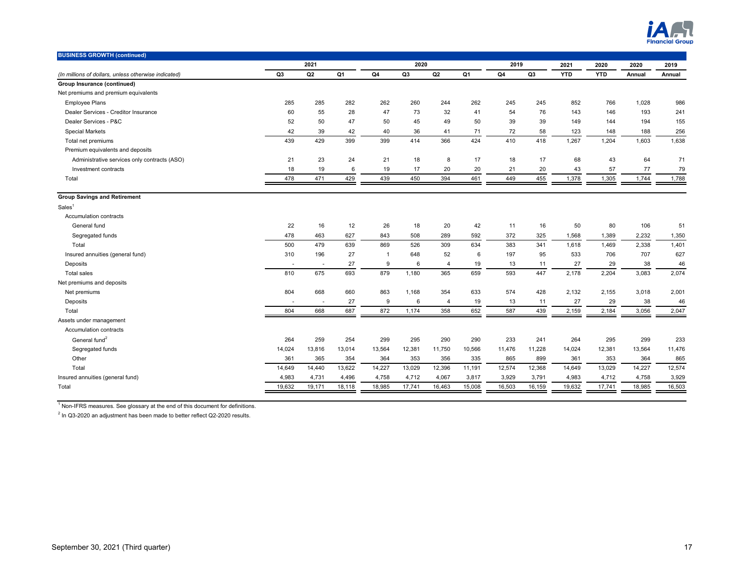| **BUSINESS GROWTH (continued)** | 2021 | | | 2020 | | | | 2019 | | 2021 | 2020 | 2020 | 2019 |
|---|---|---|---|---|---|---|---|---|---|---|---|---|---|
| *(In millions of dollars, unless otherwise indicated)* | Q3 | Q2 | Q1 | Q4 | Q3 | Q2 | Q1 | Q4 | Q3 | YTD | YTD | Annual | Annual |
| **Group Insurance (continued)** | | | | | | | | | | | | | |
| Net premiums and premium equivalents | | | | | | | | | | | | | |
| Employee Plans | 285 | 285 | 282 | 262 | 260 | 244 | 262 | 245 | 245 | 852 | 766 | 1,028 | 986 |
| Dealer Services - Creditor Insurance | 60 | 55 | 28 | 47 | 73 | 32 | 41 | 54 | 76 | 143 | 146 | 193 | 241 |
| Dealer Services - P&C | 52 | 50 | 47 | 50 | 45 | 49 | 50 | 39 | 39 | 149 | 144 | 194 | 155 |
| Special Markets | 42 | 39 | 42 | 40 | 36 | 41 | 71 | 72 | 58 | 123 | 148 | 188 | 256 |
| Total net premiums | 439 | 429 | 399 | 399 | 414 | 366 | 424 | 410 | 418 | 1,267 | 1,204 | 1,603 | 1,638 |
| Premium equivalents and deposits | | | | | | | | | | | | | |
| Administrative services only contracts (ASO) | 21 | 23 | 24 | 21 | 18 | 8 | 17 | 18 | 17 | 68 | 43 | 64 | 71 |
| Investment contracts | 18 | 19 | 6 | 19 | 17 | 20 | 20 | 21 | 20 | 43 | 57 | 77 | 79 |
| Total | 478 | 471 | 429 | 439 | 450 | 394 | 461 | 449 | 455 | 1,378 | 1,305 | 1,744 | 1,788 |
| **Group Savings and Retirement** | | | | | | | | | | | | | |
| Sales[1] | | | | | | | | | | | | | |
| Accumulation contracts | | | | | | | | | | | | | |
| General fund | 22 | 16 | 12 | 26 | 18 | 20 | 42 | 11 | 16 | 50 | 80 | 106 | 51 |
| Segregated funds | 478 | 463 | 627 | 843 | 508 | 289 | 592 | 372 | 325 | 1,568 | 1,389 | 2,232 | 1,350 |
| Total | 500 | 479 | 639 | 869 | 526 | 309 | 634 | 383 | 341 | 1,618 | 1,469 | 2,338 | 1,401 |
| Insured annuities (general fund) | 310 | 196 | 27 | 1 | 648 | 52 | 6 | 197 | 95 | 533 | 706 | 707 | 627 |
| Deposits | - | - | 27 | 9 | 6 | 4 | 19 | 13 | 11 | 27 | 29 | 38 | 46 |
| Total sales | 810 | 675 | 693 | 879 | 1,180 | 365 | 659 | 593 | 447 | 2,178 | 2,204 | 3,083 | 2,074 |
| Net premiums and deposits | | | | | | | | | | | | | |
| Net premiums | 804 | 668 | 660 | 863 | 1,168 | 354 | 633 | 574 | 428 | 2,132 | 2,155 | 3,018 | 2,001 |
| Deposits | - | - | 27 | 9 | 6 | 4 | 19 | 13 | 11 | 27 | 29 | 38 | 46 |
| Total | 804 | 668 | 687 | 872 | 1,174 | 358 | 652 | 587 | 439 | 2,159 | 2,184 | 3,056 | 2,047 |
| Assets under management | | | | | | | | | | | | | |
| Accumulation contracts | | | | | | | | | | | | | |
| General fund[2] | 264 | 259 | 254 | 299 | 295 | 290 | 290 | 233 | 241 | 264 | 295 | 299 | 233 |
| Segregated funds | 14,024 | 13,816 | 13,014 | 13,564 | 12,381 | 11,750 | 10,566 | 11,476 | 11,228 | 14,024 | 12,381 | 13,564 | 11,476 |
| Other | 361 | 365 | 354 | 364 | 353 | 356 | 335 | 865 | 899 | 361 | 353 | 364 | 865 |
| Total | 14,649 | 14,440 | 13,622 | 14,227 | 13,029 | 12,396 | 11,191 | 12,574 | 12,368 | 14,649 | 13,029 | 14,227 | 12,574 |
| Insured annuities (general fund) | 4,983 | 4,731 | 4,496 | 4,758 | 4,712 | 4,067 | 3,817 | 3,929 | 3,791 | 4,983 | 4,712 | 4,758 | 3,929 |
| Total | 19,632 | 19,171 | 18,118 | 18,985 | 17,741 | 16,463 | 15,008 | 16,503 | 16,159 | 19,632 | 17,741 | 18,985 | 16,503 |

[1] Non-IFRS measures. See glossary at the end of this document for definitions.

[2] In Q3-2020 an adjustment has been made to better reflect Q2-2020 results.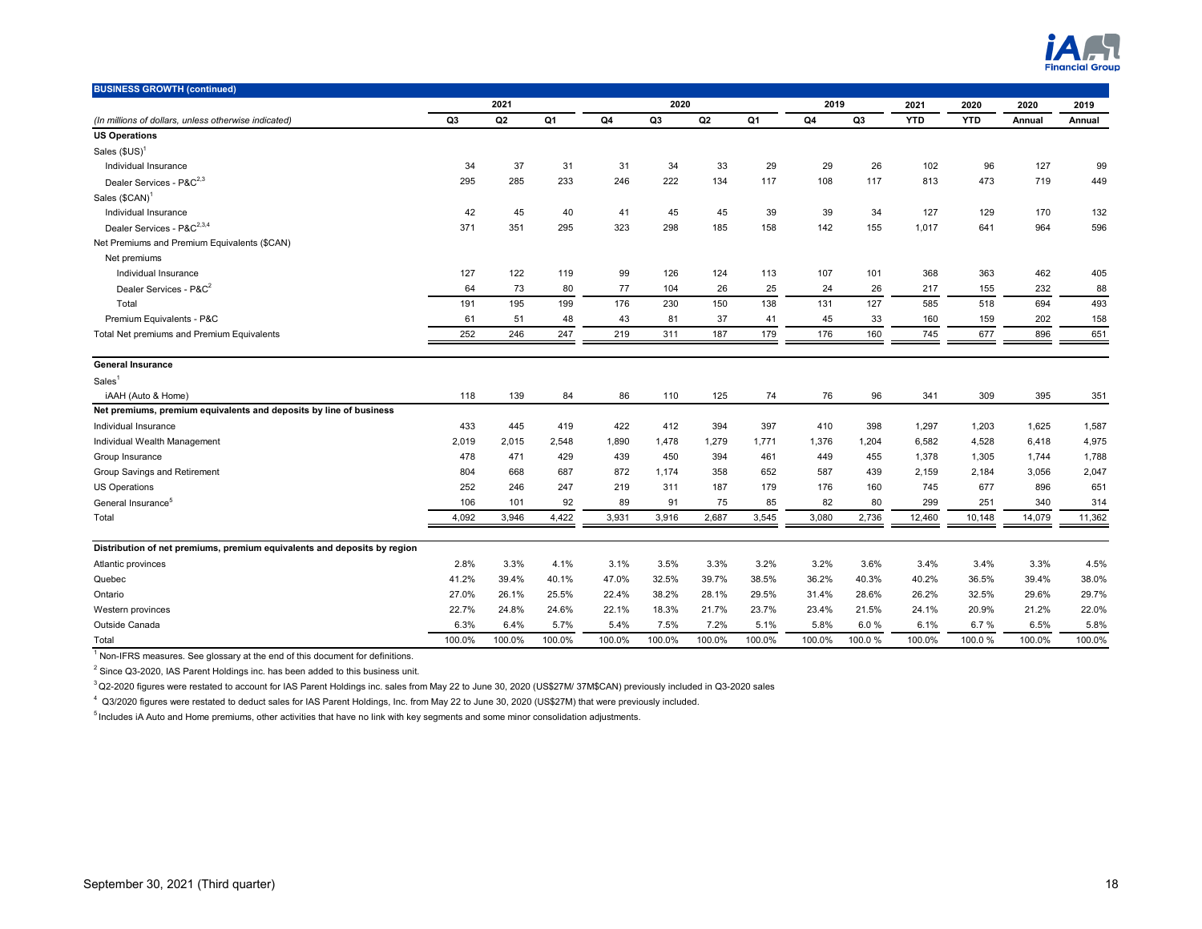**BUSINESS GROWTH (continued)**

| *(In millions of dollars, unless otherwise indicated)* | 2021 Q3 | 2021 Q2 | 2021 Q1 | 2020 Q4 | 2020 Q3 | 2020 Q2 | 2020 Q1 | 2019 Q4 | 2019 Q3 | 2021 YTD | 2020 YTD | 2020 Annual | 2019 Annual |
|---|---|---|---|---|---|---|---|---|---|---|---|---|---|
| **US Operations** | | | | | | | | | | | | | |
| Sales ($US)[1] | | | | | | | | | | | | | |
| Individual Insurance | 34 | 37 | 31 | 31 | 34 | 33 | 29 | 29 | 26 | 102 | 96 | 127 | 99 |
| Dealer Services - P&C[2,3] | 295 | 285 | 233 | 246 | 222 | 134 | 117 | 108 | 117 | 813 | 473 | 719 | 449 |
| Sales ($CAN)[1] | | | | | | | | | | | | | |
| Individual Insurance | 42 | 45 | 40 | 41 | 45 | 45 | 39 | 39 | 34 | 127 | 129 | 170 | 132 |
| Dealer Services - P&C[2,3,4] | 371 | 351 | 295 | 323 | 298 | 185 | 158 | 142 | 155 | 1,017 | 641 | 964 | 596 |
| Net Premiums and Premium Equivalents ($CAN) | | | | | | | | | | | | | |
| Net premiums | | | | | | | | | | | | | |
| Individual Insurance | 127 | 122 | 119 | 99 | 126 | 124 | 113 | 107 | 101 | 368 | 363 | 462 | 405 |
| Dealer Services - P&C[2] | 64 | 73 | 80 | 77 | 104 | 26 | 25 | 24 | 26 | 217 | 155 | 232 | 88 |
| Total | 191 | 195 | 199 | 176 | 230 | 150 | 138 | 131 | 127 | 585 | 518 | 694 | 493 |
| Premium Equivalents - P&C | 61 | 51 | 48 | 43 | 81 | 37 | 41 | 45 | 33 | 160 | 159 | 202 | 158 |
| Total Net premiums and Premium Equivalents | 252 | 246 | 247 | 219 | 311 | 187 | 179 | 176 | 160 | 745 | 677 | 896 | 651 |
| **General Insurance** | | | | | | | | | | | | | |
| Sales[1] | | | | | | | | | | | | | |
| iAAH (Auto & Home) | 118 | 139 | 84 | 86 | 110 | 125 | 74 | 76 | 96 | 341 | 309 | 395 | 351 |
| **Net premiums, premium equivalents and deposits by line of business** | | | | | | | | | | | | | |
| Individual Insurance | 433 | 445 | 419 | 422 | 412 | 394 | 397 | 410 | 398 | 1,297 | 1,203 | 1,625 | 1,587 |
| Individual Wealth Management | 2,019 | 2,015 | 2,548 | 1,890 | 1,478 | 1,279 | 1,771 | 1,376 | 1,204 | 6,582 | 4,528 | 6,418 | 4,975 |
| Group Insurance | 478 | 471 | 429 | 439 | 450 | 394 | 461 | 449 | 455 | 1,378 | 1,305 | 1,744 | 1,788 |
| Group Savings and Retirement | 804 | 668 | 687 | 872 | 1,174 | 358 | 652 | 587 | 439 | 2,159 | 2,184 | 3,056 | 2,047 |
| US Operations | 252 | 246 | 247 | 219 | 311 | 187 | 179 | 176 | 160 | 745 | 677 | 896 | 651 |
| General Insurance[5] | 106 | 101 | 92 | 89 | 91 | 75 | 85 | 82 | 80 | 299 | 251 | 340 | 314 |
| Total | 4,092 | 3,946 | 4,422 | 3,931 | 3,916 | 2,687 | 3,545 | 3,080 | 2,736 | 12,460 | 10,148 | 14,079 | 11,362 |
| **Distribution of net premiums, premium equivalents and deposits by region** | | | | | | | | | | | | | |
| Atlantic provinces | 2.8% | 3.3% | 4.1% | 3.1% | 3.5% | 3.3% | 3.2% | 3.2% | 3.6% | 3.4% | 3.4% | 3.3% | 4.5% |
| Quebec | 41.2% | 39.4% | 40.1% | 47.0% | 32.5% | 39.7% | 38.5% | 36.2% | 40.3% | 40.2% | 36.5% | 39.4% | 38.0% |
| Ontario | 27.0% | 26.1% | 25.5% | 22.4% | 38.2% | 28.1% | 29.5% | 31.4% | 28.6% | 26.2% | 32.5% | 29.6% | 29.7% |
| Western provinces | 22.7% | 24.8% | 24.6% | 22.1% | 18.3% | 21.7% | 23.7% | 23.4% | 21.5% | 24.1% | 20.9% | 21.2% | 22.0% |
| Outside Canada | 6.3% | 6.4% | 5.7% | 5.4% | 7.5% | 7.2% | 5.1% | 5.8% | 6.0 % | 6.1% | 6.7 % | 6.5% | 5.8% |
| Total | 100.0% | 100.0% | 100.0% | 100.0% | 100.0% | 100.0% | 100.0% | 100.0% | 100.0 % | 100.0% | 100.0 % | 100.0% | 100.0% |

[1] Non-IFRS measures. See glossary at the end of this document for definitions.

[2] Since Q3-2020, IAS Parent Holdings inc. has been added to this business unit.

[3] Q2-2020 figures were restated to account for IAS Parent Holdings inc. sales from May 22 to June 30, 2020 (US$27M/ 37M$CAN) previously included in Q3-2020 sales

[4] Q3/2020 figures were restated to deduct sales for IAS Parent Holdings, Inc. from May 22 to June 30, 2020 (US$27M) that were previously included.

[5] Includes iA Auto and Home premiums, other activities that have no link with key segments and some minor consolidation adjustments.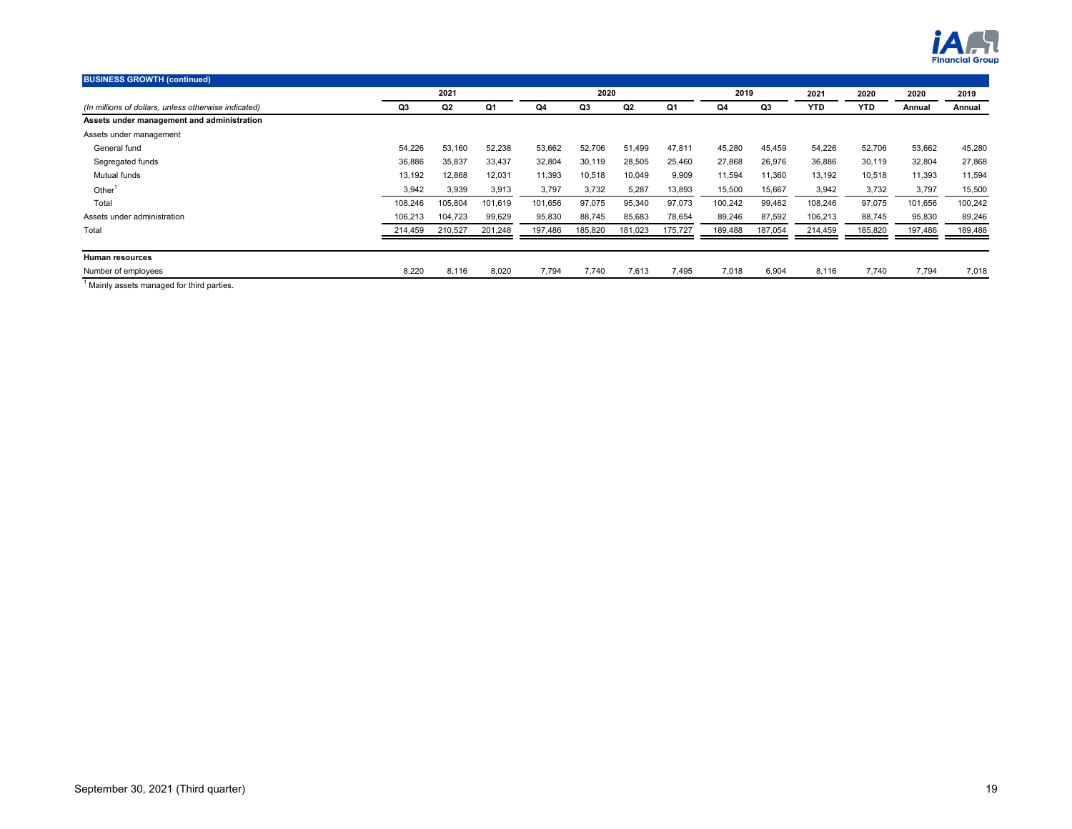**BUSINESS GROWTH (continued)**

| *(In millions of dollars, unless otherwise indicated)* | 2021 Q3 | 2021 Q2 | 2021 Q1 | 2020 Q4 | 2020 Q3 | 2020 Q2 | 2020 Q1 | 2019 Q4 | 2019 Q3 | 2021 YTD | 2020 YTD | 2020 Annual | 2019 Annual |
|---|---|---|---|---|---|---|---|---|---|---|---|---|---|
| **Assets under management and administration** | | | | | | | | | | | | | |
| Assets under management | | | | | | | | | | | | | |
| General fund | 54,226 | 53,160 | 52,238 | 53,662 | 52,706 | 51,499 | 47,811 | 45,280 | 45,459 | 54,226 | 52,706 | 53,662 | 45,280 |
| Segregated funds | 36,886 | 35,837 | 33,437 | 32,804 | 30,119 | 28,505 | 25,460 | 27,868 | 26,976 | 36,886 | 30,119 | 32,804 | 27,868 |
| Mutual funds | 13,192 | 12,868 | 12,031 | 11,393 | 10,518 | 10,049 | 9,909 | 11,594 | 11,360 | 13,192 | 10,518 | 11,393 | 11,594 |
| Other[1] | 3,942 | 3,939 | 3,913 | 3,797 | 3,732 | 5,287 | 13,893 | 15,500 | 15,667 | 3,942 | 3,732 | 3,797 | 15,500 |
| Total | 108,246 | 105,804 | 101,619 | 101,656 | 97,075 | 95,340 | 97,073 | 100,242 | 99,462 | 108,246 | 97,075 | 101,656 | 100,242 |
| Assets under administration | 106,213 | 104,723 | 99,629 | 95,830 | 88,745 | 85,683 | 78,654 | 89,246 | 87,592 | 106,213 | 88,745 | 95,830 | 89,246 |
| Total | 214,459 | 210,527 | 201,248 | 197,486 | 185,820 | 181,023 | 175,727 | 189,488 | 187,054 | 214,459 | 185,820 | 197,486 | 189,488 |
| **Human resources** | | | | | | | | | | | | | |
| Number of employees | 8,220 | 8,116 | 8,020 | 7,794 | 7,740 | 7,613 | 7,495 | 7,018 | 6,904 | 8,116 | 7,740 | 7,794 | 7,018 |

[1] Mainly assets managed for third parties.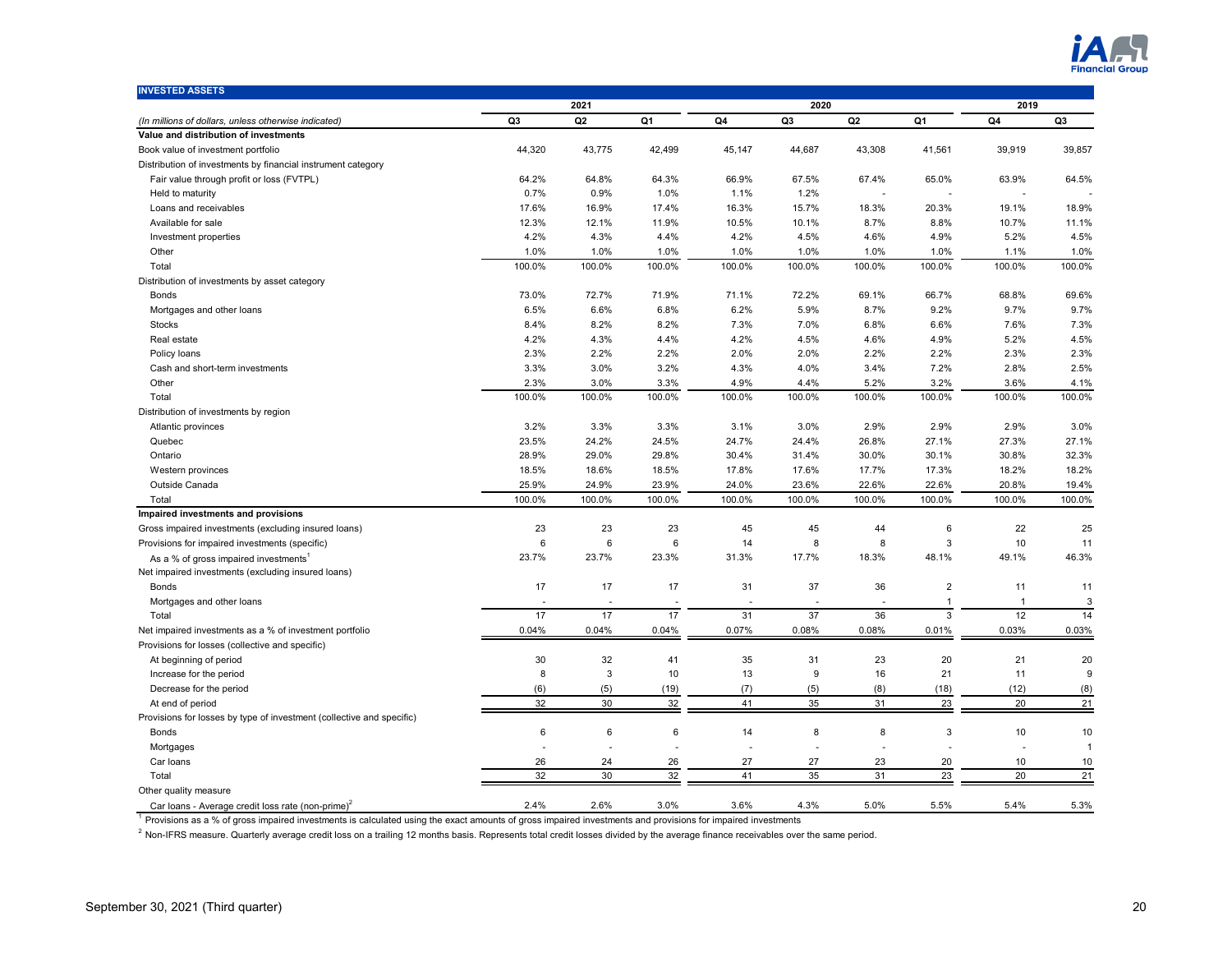## INVESTED ASSETS

| (In millions of dollars, unless otherwise indicated) | 2021 Q3 | 2021 Q2 | 2021 Q1 | 2020 Q4 | 2020 Q3 | 2020 Q2 | 2020 Q1 | 2019 Q4 | 2019 Q3 |
|---|---|---|---|---|---|---|---|---|---|
| **Value and distribution of investments** | | | | | | | | | |
| Book value of investment portfolio | 44,320 | 43,775 | 42,499 | 45,147 | 44,687 | 43,308 | 41,561 | 39,919 | 39,857 |
| Distribution of investments by financial instrument category | | | | | | | | | |
| Fair value through profit or loss (FVTPL) | 64.2% | 64.8% | 64.3% | 66.9% | 67.5% | 67.4% | 65.0% | 63.9% | 64.5% |
| Held to maturity | 0.7% | 0.9% | 1.0% | 1.1% | 1.2% | - | - | - | - |
| Loans and receivables | 17.6% | 16.9% | 17.4% | 16.3% | 15.7% | 18.3% | 20.3% | 19.1% | 18.9% |
| Available for sale | 12.3% | 12.1% | 11.9% | 10.5% | 10.1% | 8.7% | 8.8% | 10.7% | 11.1% |
| Investment properties | 4.2% | 4.3% | 4.4% | 4.2% | 4.5% | 4.6% | 4.9% | 5.2% | 4.5% |
| Other | 1.0% | 1.0% | 1.0% | 1.0% | 1.0% | 1.0% | 1.0% | 1.1% | 1.0% |
| Total | 100.0% | 100.0% | 100.0% | 100.0% | 100.0% | 100.0% | 100.0% | 100.0% | 100.0% |
| Distribution of investments by asset category | | | | | | | | | |
| Bonds | 73.0% | 72.7% | 71.9% | 71.1% | 72.2% | 69.1% | 66.7% | 68.8% | 69.6% |
| Mortgages and other loans | 6.5% | 6.6% | 6.8% | 6.2% | 5.9% | 8.7% | 9.2% | 9.7% | 9.7% |
| Stocks | 8.4% | 8.2% | 8.2% | 7.3% | 7.0% | 6.8% | 6.6% | 7.6% | 7.3% |
| Real estate | 4.2% | 4.3% | 4.4% | 4.2% | 4.5% | 4.6% | 4.9% | 5.2% | 4.5% |
| Policy loans | 2.3% | 2.2% | 2.2% | 2.0% | 2.0% | 2.2% | 2.2% | 2.3% | 2.3% |
| Cash and short-term investments | 3.3% | 3.0% | 3.2% | 4.3% | 4.0% | 3.4% | 7.2% | 2.8% | 2.5% |
| Other | 2.3% | 3.0% | 3.3% | 4.9% | 4.4% | 5.2% | 3.2% | 3.6% | 4.1% |
| Total | 100.0% | 100.0% | 100.0% | 100.0% | 100.0% | 100.0% | 100.0% | 100.0% | 100.0% |
| Distribution of investments by region | | | | | | | | | |
| Atlantic provinces | 3.2% | 3.3% | 3.3% | 3.1% | 3.0% | 2.9% | 2.9% | 2.9% | 3.0% |
| Quebec | 23.5% | 24.2% | 24.5% | 24.7% | 24.4% | 26.8% | 27.1% | 27.3% | 27.1% |
| Ontario | 28.9% | 29.0% | 29.8% | 30.4% | 31.4% | 30.0% | 30.1% | 30.8% | 32.3% |
| Western provinces | 18.5% | 18.6% | 18.5% | 17.8% | 17.6% | 17.7% | 17.3% | 18.2% | 18.2% |
| Outside Canada | 25.9% | 24.9% | 23.9% | 24.0% | 23.6% | 22.6% | 22.6% | 20.8% | 19.4% |
| Total | 100.0% | 100.0% | 100.0% | 100.0% | 100.0% | 100.0% | 100.0% | 100.0% | 100.0% |
| **Impaired investments and provisions** | | | | | | | | | |
| Gross impaired investments (excluding insured loans) | 23 | 23 | 23 | 45 | 45 | 44 | 6 | 22 | 25 |
| Provisions for impaired investments (specific) | 6 | 6 | 6 | 14 | 8 | 8 | 3 | 10 | 11 |
| As a % of gross impaired investments[1] | 23.7% | 23.7% | 23.3% | 31.3% | 17.7% | 18.3% | 48.1% | 49.1% | 46.3% |
| Net impaired investments (excluding insured loans) | | | | | | | | | |
| Bonds | 17 | 17 | 17 | 31 | 37 | 36 | 2 | 11 | 11 |
| Mortgages and other loans | - | - | - | - | - | - | 1 | 1 | 3 |
| Total | 17 | 17 | 17 | 31 | 37 | 36 | 3 | 12 | 14 |
| Net impaired investments as a % of investment portfolio | 0.04% | 0.04% | 0.04% | 0.07% | 0.08% | 0.08% | 0.01% | 0.03% | 0.03% |
| Provisions for losses (collective and specific) | | | | | | | | | |
| At beginning of period | 30 | 32 | 41 | 35 | 31 | 23 | 20 | 21 | 20 |
| Increase for the period | 8 | 3 | 10 | 13 | 9 | 16 | 21 | 11 | 9 |
| Decrease for the period | (6) | (5) | (19) | (7) | (5) | (8) | (18) | (12) | (8) |
| At end of period | 32 | 30 | 32 | 41 | 35 | 31 | 23 | 20 | 21 |
| Provisions for losses by type of investment (collective and specific) | | | | | | | | | |
| Bonds | 6 | 6 | 6 | 14 | 8 | 8 | 3 | 10 | 10 |
| Mortgages | - | - | - | - | - | - | - | - | 1 |
| Car loans | 26 | 24 | 26 | 27 | 27 | 23 | 20 | 10 | 10 |
| Total | 32 | 30 | 32 | 41 | 35 | 31 | 23 | 20 | 21 |
| Other quality measure | | | | | | | | | |
| Car loans - Average credit loss rate (non-prime)[2] | 2.4% | 2.6% | 3.0% | 3.6% | 4.3% | 5.0% | 5.5% | 5.4% | 5.3% |

[1] Provisions as a % of gross impaired investments is calculated using the exact amounts of gross impaired investments and provisions for impaired investments

[2] Non-IFRS measure. Quarterly average credit loss on a trailing 12 months basis. Represents total credit losses divided by the average finance receivables over the same period.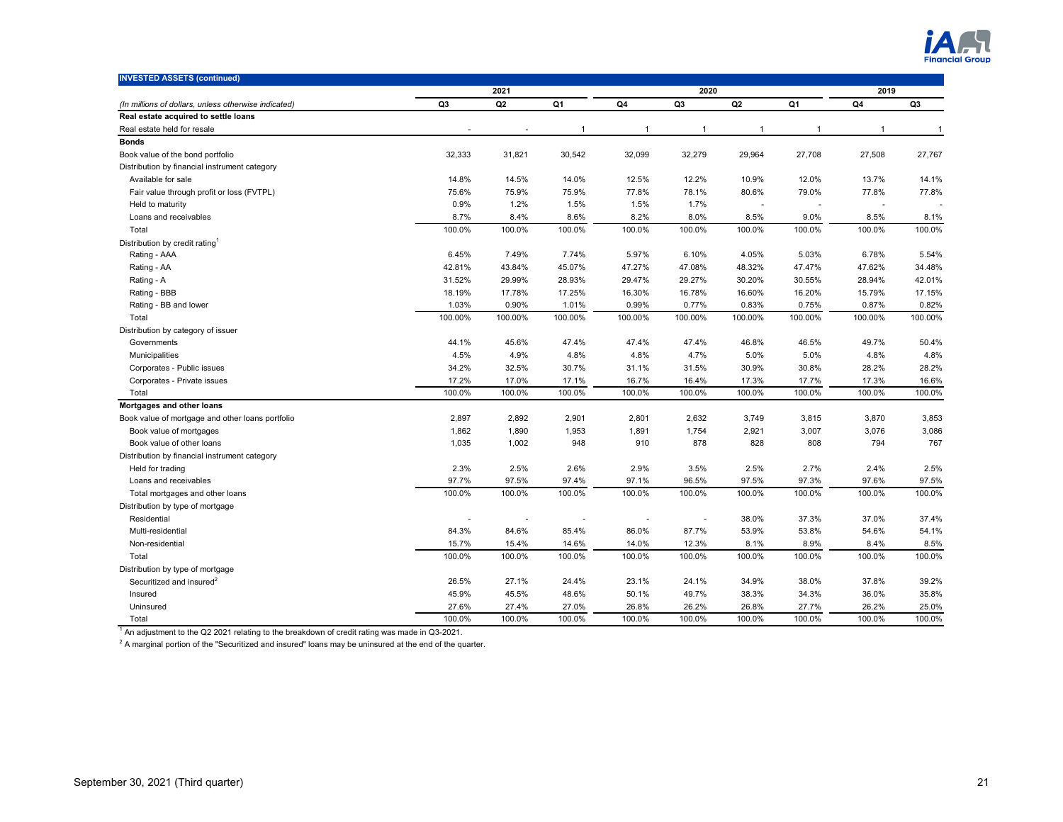## INVESTED ASSETS (continued)

| *(In millions of dollars, unless otherwise indicated)* | 2021 Q3 | 2021 Q2 | 2021 Q1 | 2020 Q4 | 2020 Q3 | 2020 Q2 | 2020 Q1 | 2019 Q4 | 2019 Q3 |
|---|---|---|---|---|---|---|---|---|---|
| **Real estate acquired to settle loans** | | | | | | | | | |
| Real estate held for resale | - | - | 1 | 1 | 1 | 1 | 1 | 1 | 1 |
| **Bonds** | | | | | | | | | |
| Book value of the bond portfolio | 32,333 | 31,821 | 30,542 | 32,099 | 32,279 | 29,964 | 27,708 | 27,508 | 27,767 |
| Distribution by financial instrument category | | | | | | | | | |
| Available for sale | 14.8% | 14.5% | 14.0% | 12.5% | 12.2% | 10.9% | 12.0% | 13.7% | 14.1% |
| Fair value through profit or loss (FVTPL) | 75.6% | 75.9% | 75.9% | 77.8% | 78.1% | 80.6% | 79.0% | 77.8% | 77.8% |
| Held to maturity | 0.9% | 1.2% | 1.5% | 1.5% | 1.7% | - | - | - | - |
| Loans and receivables | 8.7% | 8.4% | 8.6% | 8.2% | 8.0% | 8.5% | 9.0% | 8.5% | 8.1% |
| Total | 100.0% | 100.0% | 100.0% | 100.0% | 100.0% | 100.0% | 100.0% | 100.0% | 100.0% |
| Distribution by credit rating[1] | | | | | | | | | |
| Rating - AAA | 6.45% | 7.49% | 7.74% | 5.97% | 6.10% | 4.05% | 5.03% | 6.78% | 5.54% |
| Rating - AA | 42.81% | 43.84% | 45.07% | 47.27% | 47.08% | 48.32% | 47.47% | 47.62% | 34.48% |
| Rating - A | 31.52% | 29.99% | 28.93% | 29.47% | 29.27% | 30.20% | 30.55% | 28.94% | 42.01% |
| Rating - BBB | 18.19% | 17.78% | 17.25% | 16.30% | 16.78% | 16.60% | 16.20% | 15.79% | 17.15% |
| Rating - BB and lower | 1.03% | 0.90% | 1.01% | 0.99% | 0.77% | 0.83% | 0.75% | 0.87% | 0.82% |
| Total | 100.00% | 100.00% | 100.00% | 100.00% | 100.00% | 100.00% | 100.00% | 100.00% | 100.00% |
| Distribution by category of issuer | | | | | | | | | |
| Governments | 44.1% | 45.6% | 47.4% | 47.4% | 47.4% | 46.8% | 46.5% | 49.7% | 50.4% |
| Municipalities | 4.5% | 4.9% | 4.8% | 4.8% | 4.7% | 5.0% | 5.0% | 4.8% | 4.8% |
| Corporates - Public issues | 34.2% | 32.5% | 30.7% | 31.1% | 31.5% | 30.9% | 30.8% | 28.2% | 28.2% |
| Corporates - Private issues | 17.2% | 17.0% | 17.1% | 16.7% | 16.4% | 17.3% | 17.7% | 17.3% | 16.6% |
| Total | 100.0% | 100.0% | 100.0% | 100.0% | 100.0% | 100.0% | 100.0% | 100.0% | 100.0% |
| **Mortgages and other loans** | | | | | | | | | |
| Book value of mortgage and other loans portfolio | 2,897 | 2,892 | 2,901 | 2,801 | 2,632 | 3,749 | 3,815 | 3,870 | 3,853 |
| Book value of mortgages | 1,862 | 1,890 | 1,953 | 1,891 | 1,754 | 2,921 | 3,007 | 3,076 | 3,086 |
| Book value of other loans | 1,035 | 1,002 | 948 | 910 | 878 | 828 | 808 | 794 | 767 |
| Distribution by financial instrument category | | | | | | | | | |
| Held for trading | 2.3% | 2.5% | 2.6% | 2.9% | 3.5% | 2.5% | 2.7% | 2.4% | 2.5% |
| Loans and receivables | 97.7% | 97.5% | 97.4% | 97.1% | 96.5% | 97.5% | 97.3% | 97.6% | 97.5% |
| Total mortgages and other loans | 100.0% | 100.0% | 100.0% | 100.0% | 100.0% | 100.0% | 100.0% | 100.0% | 100.0% |
| Distribution by type of mortgage | | | | | | | | | |
| Residential | - | - | - | - | - | 38.0% | 37.3% | 37.0% | 37.4% |
| Multi-residential | 84.3% | 84.6% | 85.4% | 86.0% | 87.7% | 53.9% | 53.8% | 54.6% | 54.1% |
| Non-residential | 15.7% | 15.4% | 14.6% | 14.0% | 12.3% | 8.1% | 8.9% | 8.4% | 8.5% |
| Total | 100.0% | 100.0% | 100.0% | 100.0% | 100.0% | 100.0% | 100.0% | 100.0% | 100.0% |
| Distribution by type of mortgage | | | | | | | | | |
| Securitized and insured[2] | 26.5% | 27.1% | 24.4% | 23.1% | 24.1% | 34.9% | 38.0% | 37.8% | 39.2% |
| Insured | 45.9% | 45.5% | 48.6% | 50.1% | 49.7% | 38.3% | 34.3% | 36.0% | 35.8% |
| Uninsured | 27.6% | 27.4% | 27.0% | 26.8% | 26.2% | 26.8% | 27.7% | 26.2% | 25.0% |
| Total | 100.0% | 100.0% | 100.0% | 100.0% | 100.0% | 100.0% | 100.0% | 100.0% | 100.0% |

[1] An adjustment to the Q2 2021 relating to the breakdown of credit rating was made in Q3-2021.

[2] A marginal portion of the "Securitized and insured" loans may be uninsured at the end of the quarter.

September 30, 2021 (Third quarter)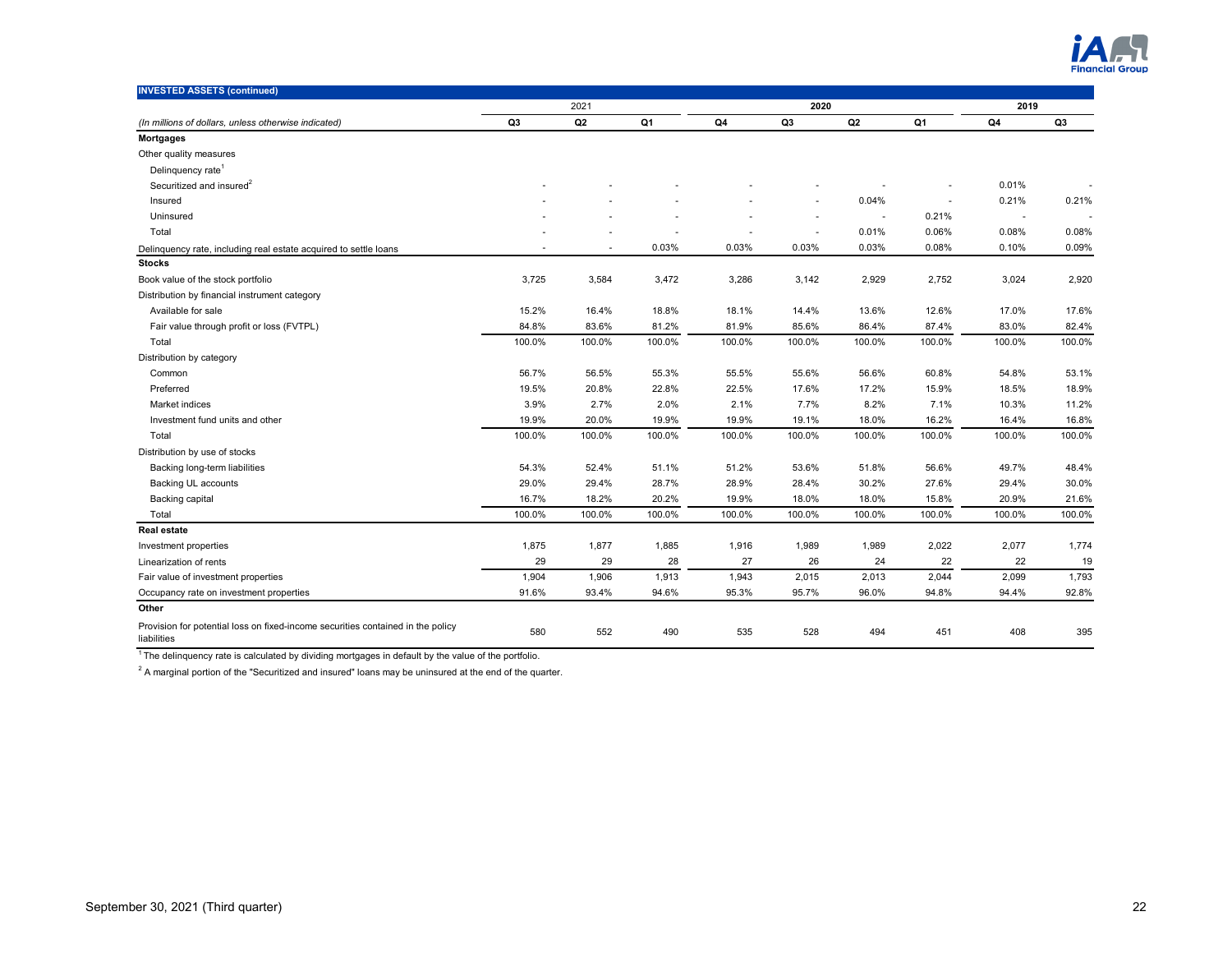## INVESTED ASSETS (continued)

| *(In millions of dollars, unless otherwise indicated)* | 2021 Q3 | 2021 Q2 | 2021 Q1 | 2020 Q4 | 2020 Q3 | 2020 Q2 | 2020 Q1 | 2019 Q4 | 2019 Q3 |
|---|---|---|---|---|---|---|---|---|---|
| **Mortgages** | | | | | | | | | |
| Other quality measures | | | | | | | | | |
| Delinquency rate[1] | | | | | | | | | |
| Securitized and insured[2] | - | - | - | - | - | - | - | 0.01% | - |
| Insured | - | - | - | - | - | 0.04% | - | 0.21% | 0.21% |
| Uninsured | - | - | - | - | - | - | 0.21% | - | - |
| Total | - | - | - | - | - | 0.01% | 0.06% | 0.08% | 0.08% |
| Delinquency rate, including real estate acquired to settle loans | - | - | 0.03% | 0.03% | 0.03% | 0.03% | 0.08% | 0.10% | 0.09% |
| **Stocks** | | | | | | | | | |
| Book value of the stock portfolio | 3,725 | 3,584 | 3,472 | 3,286 | 3,142 | 2,929 | 2,752 | 3,024 | 2,920 |
| Distribution by financial instrument category | | | | | | | | | |
| Available for sale | 15.2% | 16.4% | 18.8% | 18.1% | 14.4% | 13.6% | 12.6% | 17.0% | 17.6% |
| Fair value through profit or loss (FVTPL) | 84.8% | 83.6% | 81.2% | 81.9% | 85.6% | 86.4% | 87.4% | 83.0% | 82.4% |
| Total | 100.0% | 100.0% | 100.0% | 100.0% | 100.0% | 100.0% | 100.0% | 100.0% | 100.0% |
| Distribution by category | | | | | | | | | |
| Common | 56.7% | 56.5% | 55.3% | 55.5% | 55.6% | 56.6% | 60.8% | 54.8% | 53.1% |
| Preferred | 19.5% | 20.8% | 22.8% | 22.5% | 17.6% | 17.2% | 15.9% | 18.5% | 18.9% |
| Market indices | 3.9% | 2.7% | 2.0% | 2.1% | 7.7% | 8.2% | 7.1% | 10.3% | 11.2% |
| Investment fund units and other | 19.9% | 20.0% | 19.9% | 19.9% | 19.1% | 18.0% | 16.2% | 16.4% | 16.8% |
| Total | 100.0% | 100.0% | 100.0% | 100.0% | 100.0% | 100.0% | 100.0% | 100.0% | 100.0% |
| Distribution by use of stocks | | | | | | | | | |
| Backing long-term liabilities | 54.3% | 52.4% | 51.1% | 51.2% | 53.6% | 51.8% | 56.6% | 49.7% | 48.4% |
| Backing UL accounts | 29.0% | 29.4% | 28.7% | 28.9% | 28.4% | 30.2% | 27.6% | 29.4% | 30.0% |
| Backing capital | 16.7% | 18.2% | 20.2% | 19.9% | 18.0% | 18.0% | 15.8% | 20.9% | 21.6% |
| Total | 100.0% | 100.0% | 100.0% | 100.0% | 100.0% | 100.0% | 100.0% | 100.0% | 100.0% |
| **Real estate** | | | | | | | | | |
| Investment properties | 1,875 | 1,877 | 1,885 | 1,916 | 1,989 | 1,989 | 2,022 | 2,077 | 1,774 |
| Linearization of rents | 29 | 29 | 28 | 27 | 26 | 24 | 22 | 22 | 19 |
| Fair value of investment properties | 1,904 | 1,906 | 1,913 | 1,943 | 2,015 | 2,013 | 2,044 | 2,099 | 1,793 |
| Occupancy rate on investment properties | 91.6% | 93.4% | 94.6% | 95.3% | 95.7% | 96.0% | 94.8% | 94.4% | 92.8% |
| **Other** | | | | | | | | | |
| Provision for potential loss on fixed-income securities contained in the policy liabilities | 580 | 552 | 490 | 535 | 528 | 494 | 451 | 408 | 395 |

[1] The delinquency rate is calculated by dividing mortgages in default by the value of the portfolio.

[2] A marginal portion of the "Securitized and insured" loans may be uninsured at the end of the quarter.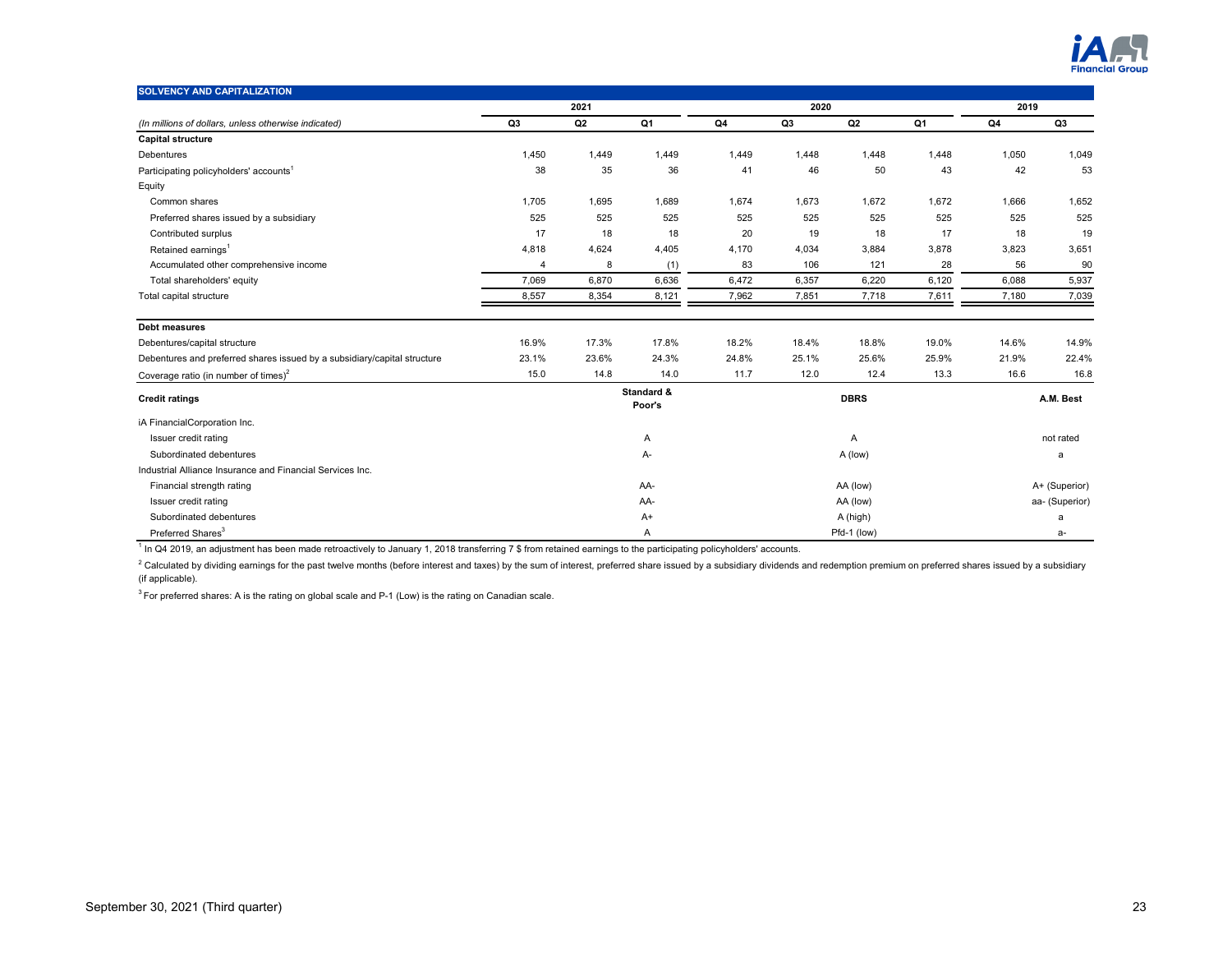## SOLVENCY AND CAPITALIZATION

| | 2021 | | | 2020 | | | | 2019 | |
|---|---|---|---|---|---|---|---|---|---|
| *(In millions of dollars, unless otherwise indicated)* | Q3 | Q2 | Q1 | Q4 | Q3 | Q2 | Q1 | Q4 | Q3 |
| **Capital structure** | | | | | | | | | |
| Debentures | 1,450 | 1,449 | 1,449 | 1,449 | 1,448 | 1,448 | 1,448 | 1,050 | 1,049 |
| Participating policyholders' accounts[1] | 38 | 35 | 36 | 41 | 46 | 50 | 43 | 42 | 53 |
| Equity | | | | | | | | | |
| Common shares | 1,705 | 1,695 | 1,689 | 1,674 | 1,673 | 1,672 | 1,672 | 1,666 | 1,652 |
| Preferred shares issued by a subsidiary | 525 | 525 | 525 | 525 | 525 | 525 | 525 | 525 | 525 |
| Contributed surplus | 17 | 18 | 18 | 20 | 19 | 18 | 17 | 18 | 19 |
| Retained earnings[1] | 4,818 | 4,624 | 4,405 | 4,170 | 4,034 | 3,884 | 3,878 | 3,823 | 3,651 |
| Accumulated other comprehensive income | 4 | 8 | (1) | 83 | 106 | 121 | 28 | 56 | 90 |
| Total shareholders' equity | 7,069 | 6,870 | 6,636 | 6,472 | 6,357 | 6,220 | 6,120 | 6,088 | 5,937 |
| Total capital structure | 8,557 | 8,354 | 8,121 | 7,962 | 7,851 | 7,718 | 7,611 | 7,180 | 7,039 |
| **Debt measures** | | | | | | | | | |
| Debentures/capital structure | 16.9% | 17.3% | 17.8% | 18.2% | 18.4% | 18.8% | 19.0% | 14.6% | 14.9% |
| Debentures and preferred shares issued by a subsidiary/capital structure | 23.1% | 23.6% | 24.3% | 24.8% | 25.1% | 25.6% | 25.9% | 21.9% | 22.4% |
| Coverage ratio (in number of times)[2] | 15.0 | 14.8 | 14.0 | 11.7 | 12.0 | 12.4 | 13.3 | 16.6 | 16.8 |

| **Credit ratings** | **Standard & Poor's** | **DBRS** | **A.M. Best** |
|---|---|---|---|
| iA FinancialCorporation Inc. | | | |
| Issuer credit rating | A | A | not rated |
| Subordinated debentures | A- | A (low) | a |
| Industrial Alliance Insurance and Financial Services Inc. | | | |
| Financial strength rating | AA- | AA (low) | A+ (Superior) |
| Issuer credit rating | AA- | AA (low) | aa- (Superior) |
| Subordinated debentures | A+ | A (high) | a |
| Preferred Shares[3] | A | Pfd-1 (low) | a- |

[1] In Q4 2019, an adjustment has been made retroactively to January 1, 2018 transferring 7 $ from retained earnings to the participating policyholders' accounts.

[2] Calculated by dividing earnings for the past twelve months (before interest and taxes) by the sum of interest, preferred share issued by a subsidiary dividends and redemption premium on preferred shares issued by a subsidiary (if applicable).

[3] For preferred shares: A is the rating on global scale and P-1 (Low) is the rating on Canadian scale.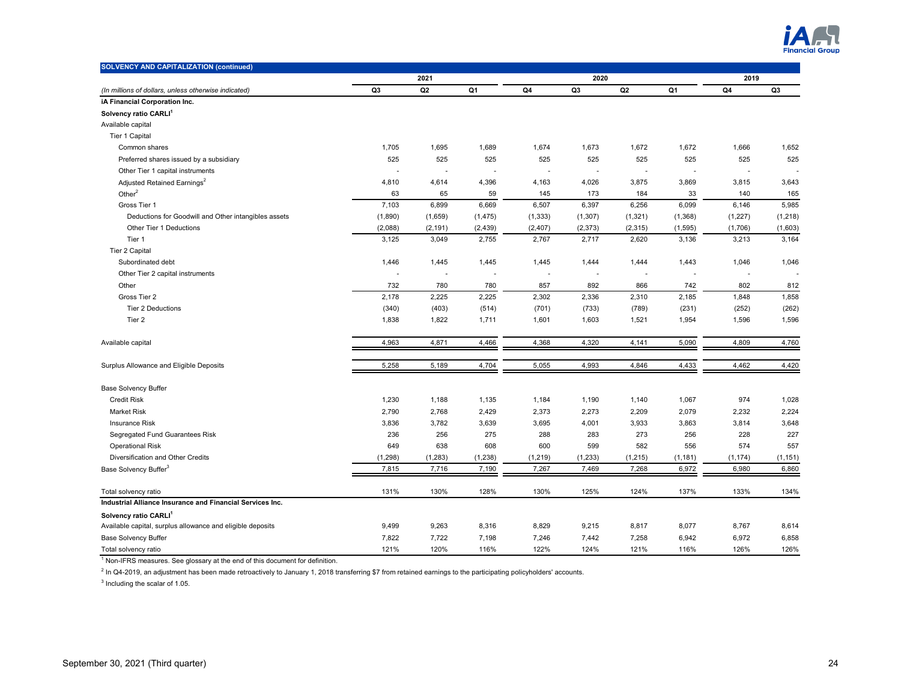## SOLVENCY AND CAPITALIZATION (continued)

| (In millions of dollars, unless otherwise indicated) | 2021 Q3 | 2021 Q2 | 2021 Q1 | 2020 Q4 | 2020 Q3 | 2020 Q2 | 2020 Q1 | 2019 Q4 | 2019 Q3 |
|---|---|---|---|---|---|---|---|---|---|
| **iA Financial Corporation Inc.** | | | | | | | | | |
| **Solvency ratio CARLI[1]** | | | | | | | | | |
| Available capital | | | | | | | | | |
| Tier 1 Capital | | | | | | | | | |
| Common shares | 1,705 | 1,695 | 1,689 | 1,674 | 1,673 | 1,672 | 1,672 | 1,666 | 1,652 |
| Preferred shares issued by a subsidiary | 525 | 525 | 525 | 525 | 525 | 525 | 525 | 525 | 525 |
| Other Tier 1 capital instruments | - | - | - | - | - | - | - | - | - |
| Adjusted Retained Earnings[2] | 4,810 | 4,614 | 4,396 | 4,163 | 4,026 | 3,875 | 3,869 | 3,815 | 3,643 |
| Other[2] | 63 | 65 | 59 | 145 | 173 | 184 | 33 | 140 | 165 |
| Gross Tier 1 | 7,103 | 6,899 | 6,669 | 6,507 | 6,397 | 6,256 | 6,099 | 6,146 | 5,985 |
| Deductions for Goodwill and Other intangibles assets | (1,890) | (1,659) | (1,475) | (1,333) | (1,307) | (1,321) | (1,368) | (1,227) | (1,218) |
| Other Tier 1 Deductions | (2,088) | (2,191) | (2,439) | (2,407) | (2,373) | (2,315) | (1,595) | (1,706) | (1,603) |
| Tier 1 | 3,125 | 3,049 | 2,755 | 2,767 | 2,717 | 2,620 | 3,136 | 3,213 | 3,164 |
| Tier 2 Capital | | | | | | | | | |
| Subordinated debt | 1,446 | 1,445 | 1,445 | 1,445 | 1,444 | 1,444 | 1,443 | 1,046 | 1,046 |
| Other Tier 2 capital instruments | - | - | - | - | - | - | - | - | - |
| Other | 732 | 780 | 780 | 857 | 892 | 866 | 742 | 802 | 812 |
| Gross Tier 2 | 2,178 | 2,225 | 2,225 | 2,302 | 2,336 | 2,310 | 2,185 | 1,848 | 1,858 |
| Tier 2 Deductions | (340) | (403) | (514) | (701) | (733) | (789) | (231) | (252) | (262) |
| Tier 2 | 1,838 | 1,822 | 1,711 | 1,601 | 1,603 | 1,521 | 1,954 | 1,596 | 1,596 |
| Available capital | 4,963 | 4,871 | 4,466 | 4,368 | 4,320 | 4,141 | 5,090 | 4,809 | 4,760 |
| Surplus Allowance and Eligible Deposits | 5,258 | 5,189 | 4,704 | 5,055 | 4,993 | 4,846 | 4,433 | 4,462 | 4,420 |
| Base Solvency Buffer | | | | | | | | | |
| Credit Risk | 1,230 | 1,188 | 1,135 | 1,184 | 1,190 | 1,140 | 1,067 | 974 | 1,028 |
| Market Risk | 2,790 | 2,768 | 2,429 | 2,373 | 2,273 | 2,209 | 2,079 | 2,232 | 2,224 |
| Insurance Risk | 3,836 | 3,782 | 3,639 | 3,695 | 4,001 | 3,933 | 3,863 | 3,814 | 3,648 |
| Segregated Fund Guarantees Risk | 236 | 256 | 275 | 288 | 283 | 273 | 256 | 228 | 227 |
| Operational Risk | 649 | 638 | 608 | 600 | 599 | 582 | 556 | 574 | 557 |
| Diversification and Other Credits | (1,298) | (1,283) | (1,238) | (1,219) | (1,233) | (1,215) | (1,181) | (1,174) | (1,151) |
| Base Solvency Buffer[3] | 7,815 | 7,716 | 7,190 | 7,267 | 7,469 | 7,268 | 6,972 | 6,980 | 6,860 |
| Total solvency ratio | 131% | 130% | 128% | 130% | 125% | 124% | 137% | 133% | 134% |
| **Industrial Alliance Insurance and Financial Services Inc.** | | | | | | | | | |
| **Solvency ratio CARLI[1]** | | | | | | | | | |
| Available capital, surplus allowance and eligible deposits | 9,499 | 9,263 | 8,316 | 8,829 | 9,215 | 8,817 | 8,077 | 8,767 | 8,614 |
| Base Solvency Buffer | 7,822 | 7,722 | 7,198 | 7,246 | 7,442 | 7,258 | 6,942 | 6,972 | 6,858 |
| Total solvency ratio | 121% | 120% | 116% | 122% | 124% | 121% | 116% | 126% | 126% |

[1] Non-IFRS measures. See glossary at the end of this document for definition.

[2] In Q4-2019, an adjustment has been made retroactively to January 1, 2018 transferring $7 from retained earnings to the participating policyholders' accounts.

[3] Including the scalar of 1.05.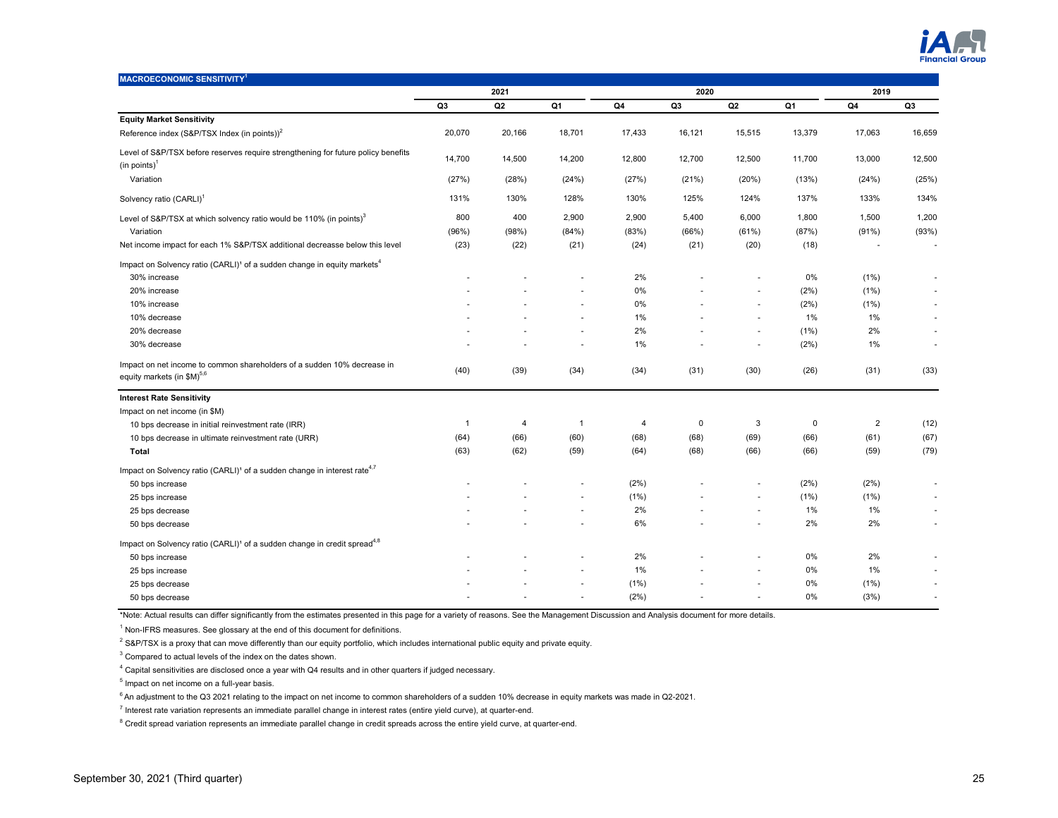## MACROECONOMIC SENSITIVITY[1]

| | 2021 | | | 2020 | | | | 2019 | |
|---|---|---|---|---|---|---|---|---|---|
| | Q3 | Q2 | Q1 | Q4 | Q3 | Q2 | Q1 | Q4 | Q3 |
| **Equity Market Sensitivity** | | | | | | | | | |
| Reference index (S&P/TSX Index (in points))[2] | 20,070 | 20,166 | 18,701 | 17,433 | 16,121 | 15,515 | 13,379 | 17,063 | 16,659 |
| Level of S&P/TSX before reserves require strengthening for future policy benefits (in points)[1] | 14,700 | 14,500 | 14,200 | 12,800 | 12,700 | 12,500 | 11,700 | 13,000 | 12,500 |
| Variation | (27%) | (28%) | (24%) | (27%) | (21%) | (20%) | (13%) | (24%) | (25%) |
| Solvency ratio (CARLI)[1] | 131% | 130% | 128% | 130% | 125% | 124% | 137% | 133% | 134% |
| Level of S&P/TSX at which solvency ratio would be 110% (in points)[3] | 800 | 400 | 2,900 | 2,900 | 5,400 | 6,000 | 1,800 | 1,500 | 1,200 |
| Variation | (96%) | (98%) | (84%) | (83%) | (66%) | (61%) | (87%) | (91%) | (93%) |
| Net income impact for each 1% S&P/TSX additional decrease below this level | (23) | (22) | (21) | (24) | (21) | (20) | (18) | - | - |
| Impact on Solvency ratio (CARLI)[1] of a sudden change in equity markets[4] | | | | | | | | | |
| 30% increase | - | - | - | 2% | - | - | 0% | (1%) | - |
| 20% increase | - | - | - | 0% | - | - | (2%) | (1%) | - |
| 10% increase | - | - | - | 0% | - | - | (2%) | (1%) | - |
| 10% decrease | - | - | - | 1% | - | - | 1% | 1% | - |
| 20% decrease | - | - | - | 2% | - | - | (1%) | 2% | - |
| 30% decrease | - | - | - | 1% | - | - | (2%) | 1% | - |
| Impact on net income to common shareholders of a sudden 10% decrease in equity markets (in $M)[5,6] | (40) | (39) | (34) | (34) | (31) | (30) | (26) | (31) | (33) |
| **Interest Rate Sensitivity** | | | | | | | | | |
| Impact on net income (in $M) | | | | | | | | | |
| 10 bps decrease in initial reinvestment rate (IRR) | 1 | 4 | 1 | 4 | 0 | 3 | 0 | 2 | (12) |
| 10 bps decrease in ultimate reinvestment rate (URR) | (64) | (66) | (60) | (68) | (68) | (69) | (66) | (61) | (67) |
| **Total** | (63) | (62) | (59) | (64) | (68) | (66) | (66) | (59) | (79) |
| Impact on Solvency ratio (CARLI)[1] of a sudden change in interest rate[4,7] | | | | | | | | | |
| 50 bps increase | - | - | - | (2%) | - | - | (2%) | (2%) | - |
| 25 bps increase | - | - | - | (1%) | - | - | (1%) | (1%) | - |
| 25 bps decrease | - | - | - | 2% | - | - | 1% | 1% | - |
| 50 bps decrease | - | - | - | 6% | - | - | 2% | 2% | - |
| Impact on Solvency ratio (CARLI)[1] of a sudden change in credit spread[4,8] | | | | | | | | | |
| 50 bps increase | - | - | - | 2% | - | - | 0% | 2% | - |
| 25 bps increase | - | - | - | 1% | - | - | 0% | 1% | - |
| 25 bps decrease | - | - | - | (1%) | - | - | 0% | (1%) | - |
| 50 bps decrease | - | - | - | (2%) | - | - | 0% | (3%) | - |

*Note: Actual results can differ significantly from the estimates presented in this page for a variety of reasons. See the Management Discussion and Analysis document for more details.

[1] Non-IFRS measures. See glossary at the end of this document for definitions.

[2] S&P/TSX is a proxy that can move differently than our equity portfolio, which includes international public equity and private equity.

[3] Compared to actual levels of the index on the dates shown.

[4] Capital sensitivities are disclosed once a year with Q4 results and in other quarters if judged necessary.

[5] Impact on net income on a full-year basis.

[6] An adjustment to the Q3 2021 relating to the impact on net income to common shareholders of a sudden 10% decrease in equity markets was made in Q2-2021.

[7] Interest rate variation represents an immediate parallel change in interest rates (entire yield curve), at quarter-end.

[8] Credit spread variation represents an immediate parallel change in credit spreads across the entire yield curve, at quarter-end.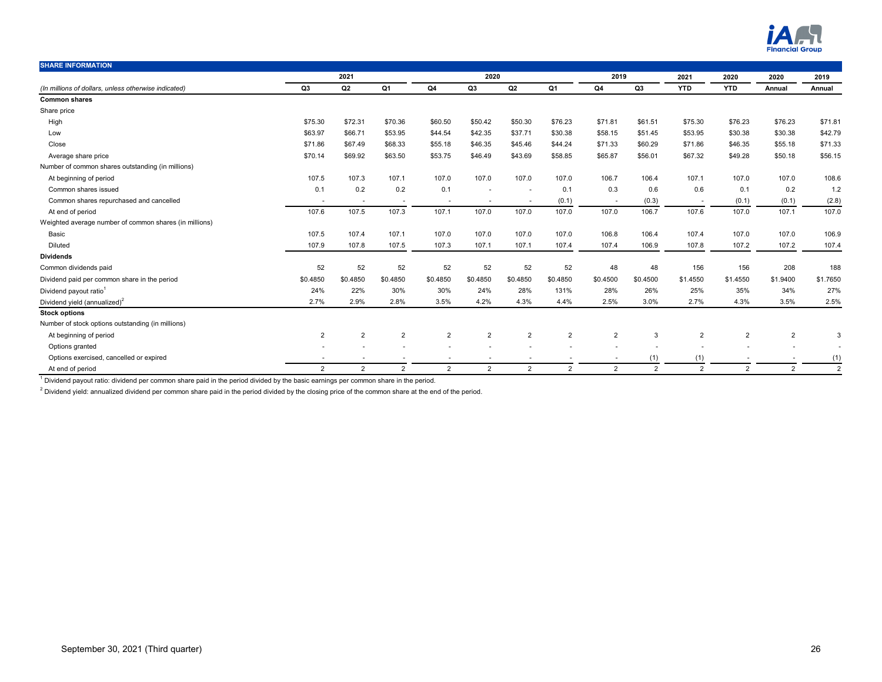## SHARE INFORMATION

| (In millions of dollars, unless otherwise indicated) | 2021 Q3 | 2021 Q2 | 2021 Q1 | 2020 Q4 | 2020 Q3 | 2020 Q2 | 2020 Q1 | 2019 Q4 | 2019 Q3 | 2021 YTD | 2020 YTD | 2020 Annual | 2019 Annual |
|---|---|---|---|---|---|---|---|---|---|---|---|---|---|
| **Common shares** | | | | | | | | | | | | | |
| Share price | | | | | | | | | | | | | |
| High | $75.30 | $72.31 | $70.36 | $60.50 | $50.42 | $50.30 | $76.23 | $71.81 | $61.51 | $75.30 | $76.23 | $76.23 | $71.81 |
| Low | $63.97 | $66.71 | $53.95 | $44.54 | $42.35 | $37.71 | $30.38 | $58.15 | $51.45 | $53.95 | $30.38 | $30.38 | $42.79 |
| Close | $71.86 | $67.49 | $68.33 | $55.18 | $46.35 | $45.46 | $44.24 | $71.33 | $60.29 | $71.86 | $46.35 | $55.18 | $71.33 |
| Average share price | $70.14 | $69.92 | $63.50 | $53.75 | $46.49 | $43.69 | $58.85 | $65.87 | $56.01 | $67.32 | $49.28 | $50.18 | $56.15 |
| Number of common shares outstanding (in millions) | | | | | | | | | | | | | |
| At beginning of period | 107.5 | 107.3 | 107.1 | 107.0 | 107.0 | 107.0 | 107.0 | 106.7 | 106.4 | 107.1 | 107.0 | 107.0 | 108.6 |
| Common shares issued | 0.1 | 0.2 | 0.2 | 0.1 | - | - | 0.1 | 0.3 | 0.6 | 0.6 | 0.1 | 0.2 | 1.2 |
| Common shares repurchased and cancelled | - | - | - | - | - | - | (0.1) | - | (0.3) | - | (0.1) | (0.1) | (2.8) |
| At end of period | 107.6 | 107.5 | 107.3 | 107.1 | 107.0 | 107.0 | 107.0 | 107.0 | 106.7 | 107.6 | 107.0 | 107.1 | 107.0 |
| Weighted average number of common shares (in millions) | | | | | | | | | | | | | |
| Basic | 107.5 | 107.4 | 107.1 | 107.0 | 107.0 | 107.0 | 107.0 | 106.8 | 106.4 | 107.4 | 107.0 | 107.0 | 106.9 |
| Diluted | 107.9 | 107.8 | 107.5 | 107.3 | 107.1 | 107.1 | 107.4 | 107.4 | 106.9 | 107.8 | 107.2 | 107.2 | 107.4 |
| **Dividends** | | | | | | | | | | | | | |
| Common dividends paid | 52 | 52 | 52 | 52 | 52 | 52 | 52 | 48 | 48 | 156 | 156 | 208 | 188 |
| Dividend paid per common share in the period | $0.4850 | $0.4850 | $0.4850 | $0.4850 | $0.4850 | $0.4850 | $0.4850 | $0.4500 | $0.4500 | $1.4550 | $1.4550 | $1.9400 | $1.7650 |
| Dividend payout ratio[1] | 24% | 22% | 30% | 30% | 24% | 28% | 131% | 28% | 26% | 25% | 35% | 34% | 27% |
| Dividend yield (annualized)[2] | 2.7% | 2.9% | 2.8% | 3.5% | 4.2% | 4.3% | 4.4% | 2.5% | 3.0% | 2.7% | 4.3% | 3.5% | 2.5% |
| **Stock options** | | | | | | | | | | | | | |
| Number of stock options outstanding (in millions) | | | | | | | | | | | | | |
| At beginning of period | 2 | 2 | 2 | 2 | 2 | 2 | 2 | 2 | 3 | 2 | 2 | 2 | 3 |
| Options granted | - | - | - | - | - | - | - | - | - | - | - | - | - |
| Options exercised, cancelled or expired | - | - | - | - | - | - | - | - | (1) | (1) | - | - | (1) |
| At end of period | 2 | 2 | 2 | 2 | 2 | 2 | 2 | 2 | 2 | 2 | 2 | 2 | 2 |

[1] Dividend payout ratio: dividend per common share paid in the period divided by the basic earnings per common share in the period.

[2] Dividend yield: annualized dividend per common share paid in the period divided by the closing price of the common share at the end of the period.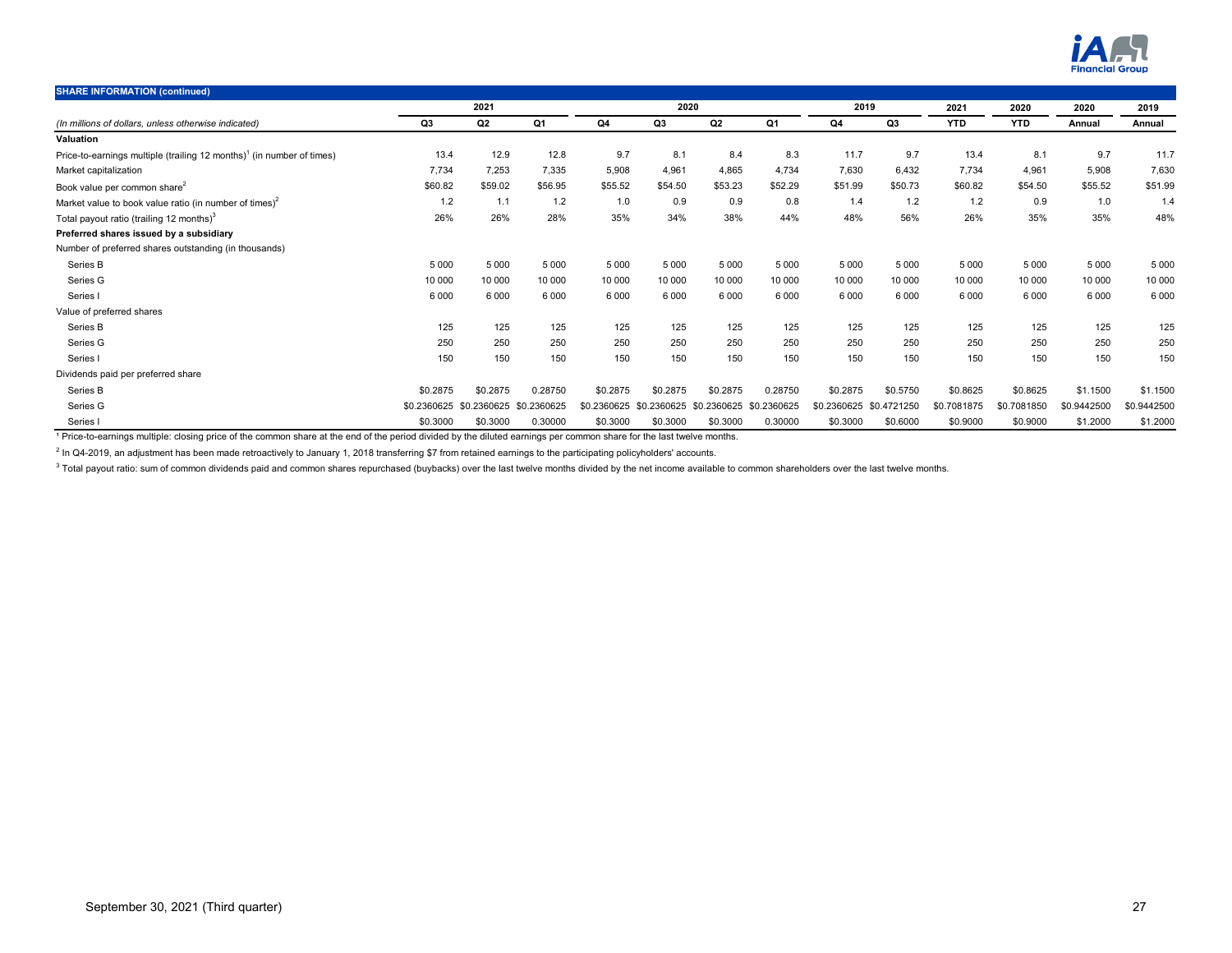## SHARE INFORMATION (continued)

| *(In millions of dollars, unless otherwise indicated)* | 2021 Q3 | 2021 Q2 | 2021 Q1 | 2020 Q4 | 2020 Q3 | 2020 Q2 | 2020 Q1 | 2019 Q4 | 2019 Q3 | 2021 YTD | 2020 YTD | 2020 Annual | 2019 Annual |
|---|---|---|---|---|---|---|---|---|---|---|---|---|---|
| **Valuation** | | | | | | | | | | | | | |
| Price-to-earnings multiple (trailing 12 months)[1] (in number of times) | 13.4 | 12.9 | 12.8 | 9.7 | 8.1 | 8.4 | 8.3 | 11.7 | 9.7 | 13.4 | 8.1 | 9.7 | 11.7 |
| Market capitalization | 7,734 | 7,253 | 7,335 | 5,908 | 4,961 | 4,865 | 4,734 | 7,630 | 6,432 | 7,734 | 4,961 | 5,908 | 7,630 |
| Book value per common share[2] | $60.82 | $59.02 | $56.95 | $55.52 | $54.50 | $53.23 | $52.29 | $51.99 | $50.73 | $60.82 | $54.50 | $55.52 | $51.99 |
| Market value to book value ratio (in number of times)[2] | 1.2 | 1.1 | 1.2 | 1.0 | 0.9 | 0.9 | 0.8 | 1.4 | 1.2 | 1.2 | 0.9 | 1.0 | 1.4 |
| Total payout ratio (trailing 12 months)[3] | 26% | 26% | 28% | 35% | 34% | 38% | 44% | 48% | 56% | 26% | 35% | 35% | 48% |
| **Preferred shares issued by a subsidiary** | | | | | | | | | | | | | |
| Number of preferred shares outstanding (in thousands) | | | | | | | | | | | | | |
| Series B | 5 000 | 5 000 | 5 000 | 5 000 | 5 000 | 5 000 | 5 000 | 5 000 | 5 000 | 5 000 | 5 000 | 5 000 | 5 000 |
| Series G | 10 000 | 10 000 | 10 000 | 10 000 | 10 000 | 10 000 | 10 000 | 10 000 | 10 000 | 10 000 | 10 000 | 10 000 | 10 000 |
| Series I | 6 000 | 6 000 | 6 000 | 6 000 | 6 000 | 6 000 | 6 000 | 6 000 | 6 000 | 6 000 | 6 000 | 6 000 | 6 000 |
| Value of preferred shares | | | | | | | | | | | | | |
| Series B | 125 | 125 | 125 | 125 | 125 | 125 | 125 | 125 | 125 | 125 | 125 | 125 | 125 |
| Series G | 250 | 250 | 250 | 250 | 250 | 250 | 250 | 250 | 250 | 250 | 250 | 250 | 250 |
| Series I | 150 | 150 | 150 | 150 | 150 | 150 | 150 | 150 | 150 | 150 | 150 | 150 | 150 |
| Dividends paid per preferred share | | | | | | | | | | | | | |
| Series B | $0.2875 | $0.2875 | 0.28750 | $0.2875 | $0.2875 | $0.2875 | 0.28750 | $0.2875 | $0.5750 | $0.8625 | $0.8625 | $1.1500 | $1.1500 |
| Series G | $0.2360625 | $0.2360625 | $0.2360625 | $0.2360625 | $0.2360625 | $0.2360625 | $0.2360625 | $0.2360625 | $0.4721250 | $0.7081875 | $0.7081850 | $0.9442500 | $0.9442500 |
| Series I | $0.3000 | $0.3000 | 0.30000 | $0.3000 | $0.3000 | $0.3000 | 0.30000 | $0.3000 | $0.6000 | $0.9000 | $0.9000 | $1.2000 | $1.2000 |

[1] Price-to-earnings multiple: closing price of the common share at the end of the period divided by the diluted earnings per common share for the last twelve months.

[2] In Q4-2019, an adjustment has been made retroactively to January 1, 2018 transferring $7 from retained earnings to the participating policyholders' accounts.

[3] Total payout ratio: sum of common dividends paid and common shares repurchased (buybacks) over the last twelve months divided by the net income available to common shareholders over the last twelve months.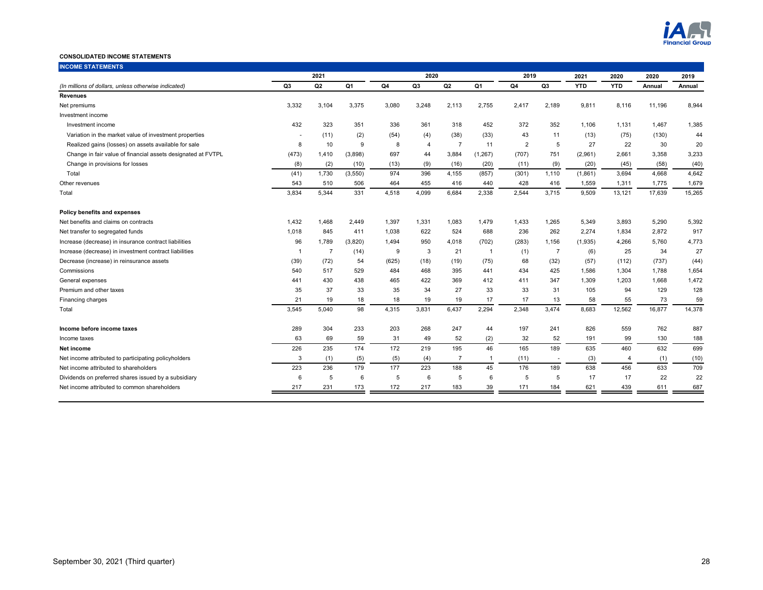**CONSOLIDATED INCOME STATEMENTS**

**INCOME STATEMENTS**

| | 2021 | | | 2020 | | | | 2019 | | 2021 | 2020 | 2020 | 2019 |
|---|---|---|---|---|---|---|---|---|---|---|---|---|---|
| *(In millions of dollars, unless otherwise indicated)* | Q3 | Q2 | Q1 | Q4 | Q3 | Q2 | Q1 | Q4 | Q3 | YTD | YTD | Annual | Annual |
| **Revenues** | | | | | | | | | | | | | |
| Net premiums | 3,332 | 3,104 | 3,375 | 3,080 | 3,248 | 2,113 | 2,755 | 2,417 | 2,189 | 9,811 | 8,116 | 11,196 | 8,944 |
| Investment income | | | | | | | | | | | | | |
| Investment income | 432 | 323 | 351 | 336 | 361 | 318 | 452 | 372 | 352 | 1,106 | 1,131 | 1,467 | 1,385 |
| Variation in the market value of investment properties | - | (11) | (2) | (54) | (4) | (38) | (33) | 43 | 11 | (13) | (75) | (130) | 44 |
| Realized gains (losses) on assets available for sale | 8 | 10 | 9 | 8 | 4 | 7 | 11 | 2 | 5 | 27 | 22 | 30 | 20 |
| Change in fair value of financial assets designated at FVTPL | (473) | 1,410 | (3,898) | 697 | 44 | 3,884 | (1,267) | (707) | 751 | (2,961) | 2,661 | 3,358 | 3,233 |
| Change in provisions for losses | (8) | (2) | (10) | (13) | (9) | (16) | (20) | (11) | (9) | (20) | (45) | (58) | (40) |
| Total | (41) | 1,730 | (3,550) | 974 | 396 | 4,155 | (857) | (301) | 1,110 | (1,861) | 3,694 | 4,668 | 4,642 |
| Other revenues | 543 | 510 | 506 | 464 | 455 | 416 | 440 | 428 | 416 | 1,559 | 1,311 | 1,775 | 1,679 |
| Total | 3,834 | 5,344 | 331 | 4,518 | 4,099 | 6,684 | 2,338 | 2,544 | 3,715 | 9,509 | 13,121 | 17,639 | 15,265 |
| **Policy benefits and expenses** | | | | | | | | | | | | | |
| Net benefits and claims on contracts | 1,432 | 1,468 | 2,449 | 1,397 | 1,331 | 1,083 | 1,479 | 1,433 | 1,265 | 5,349 | 3,893 | 5,290 | 5,392 |
| Net transfer to segregated funds | 1,018 | 845 | 411 | 1,038 | 622 | 524 | 688 | 236 | 262 | 2,274 | 1,834 | 2,872 | 917 |
| Increase (decrease) in insurance contract liabilities | 96 | 1,789 | (3,820) | 1,494 | 950 | 4,018 | (702) | (283) | 1,156 | (1,935) | 4,266 | 5,760 | 4,773 |
| Increase (decrease) in investment contract liabilities | 1 | 7 | (14) | 9 | 3 | 21 | 1 | (1) | 7 | (6) | 25 | 34 | 27 |
| Decrease (increase) in reinsurance assets | (39) | (72) | 54 | (625) | (18) | (19) | (75) | 68 | (32) | (57) | (112) | (737) | (44) |
| Commissions | 540 | 517 | 529 | 484 | 468 | 395 | 441 | 434 | 425 | 1,586 | 1,304 | 1,788 | 1,654 |
| General expenses | 441 | 430 | 438 | 465 | 422 | 369 | 412 | 411 | 347 | 1,309 | 1,203 | 1,668 | 1,472 |
| Premium and other taxes | 35 | 37 | 33 | 35 | 34 | 27 | 33 | 33 | 31 | 105 | 94 | 129 | 128 |
| Financing charges | 21 | 19 | 18 | 18 | 19 | 19 | 17 | 17 | 13 | 58 | 55 | 73 | 59 |
| Total | 3,545 | 5,040 | 98 | 4,315 | 3,831 | 6,437 | 2,294 | 2,348 | 3,474 | 8,683 | 12,562 | 16,877 | 14,378 |
| **Income before income taxes** | 289 | 304 | 233 | 203 | 268 | 247 | 44 | 197 | 241 | 826 | 559 | 762 | 887 |
| Income taxes | 63 | 69 | 59 | 31 | 49 | 52 | (2) | 32 | 52 | 191 | 99 | 130 | 188 |
| **Net income** | 226 | 235 | 174 | 172 | 219 | 195 | 46 | 165 | 189 | 635 | 460 | 632 | 699 |
| Net income attributed to participating policyholders | 3 | (1) | (5) | (5) | (4) | 7 | 1 | (11) | - | (3) | 4 | (1) | (10) |
| Net income attributed to shareholders | 223 | 236 | 179 | 177 | 223 | 188 | 45 | 176 | 189 | 638 | 456 | 633 | 709 |
| Dividends on preferred shares issued by a subsidiary | 6 | 5 | 6 | 5 | 6 | 5 | 6 | 5 | 5 | 17 | 17 | 22 | 22 |
| Net income attributed to common shareholders | 217 | 231 | 173 | 172 | 217 | 183 | 39 | 171 | 184 | 621 | 439 | 611 | 687 |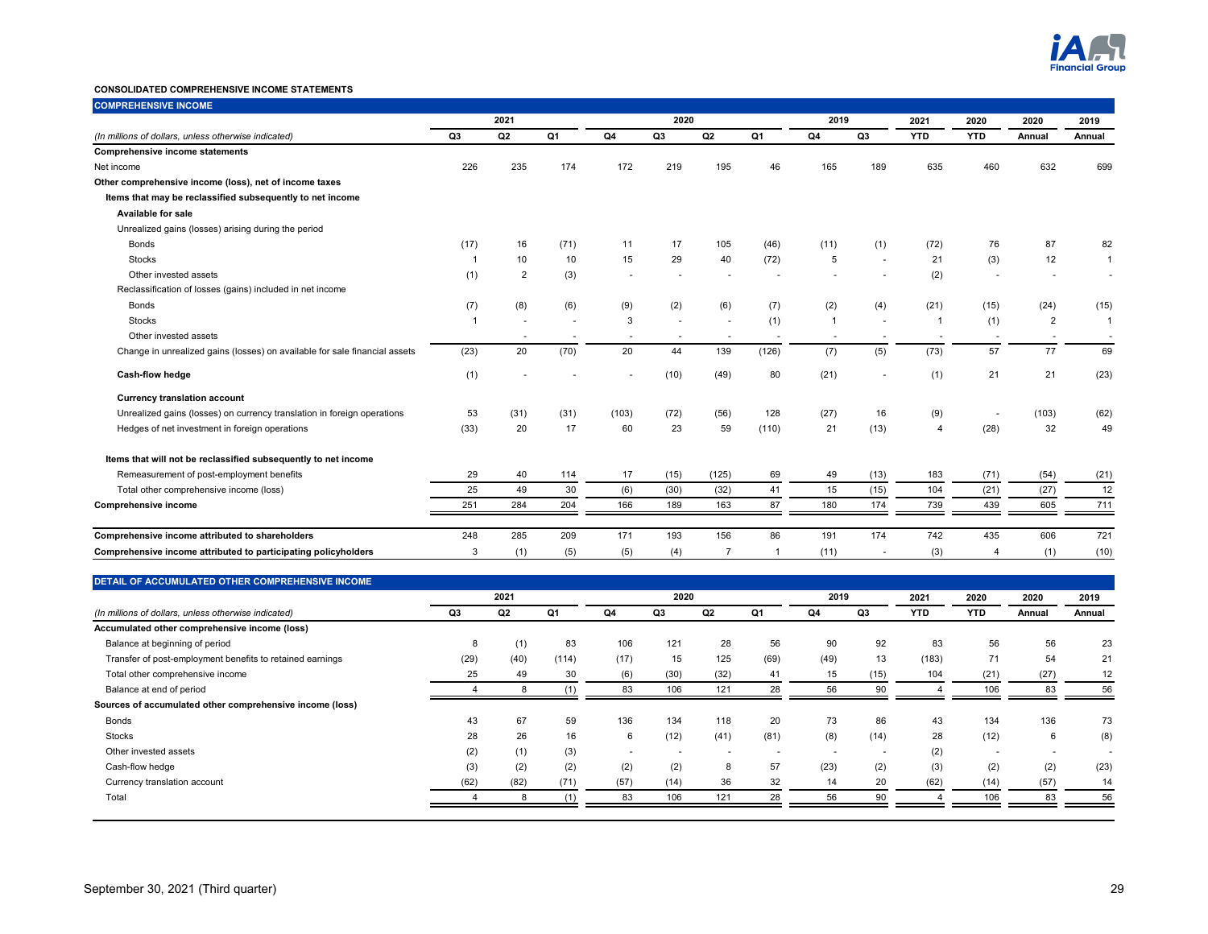## CONSOLIDATED COMPREHENSIVE INCOME STATEMENTS

### COMPREHENSIVE INCOME

| | 2021 | | | 2020 | | | | 2019 | | 2021 | 2020 | 2020 | 2019 |
|---|---|---|---|---|---|---|---|---|---|---|---|---|---|
| *(In millions of dollars, unless otherwise indicated)* | Q3 | Q2 | Q1 | Q4 | Q3 | Q2 | Q1 | Q4 | Q3 | YTD | YTD | Annual | Annual |
| **Comprehensive income statements** | | | | | | | | | | | | | |
| Net income | 226 | 235 | 174 | 172 | 219 | 195 | 46 | 165 | 189 | 635 | 460 | 632 | 699 |
| **Other comprehensive income (loss), net of income taxes** | | | | | | | | | | | | | |
| **Items that may be reclassified subsequently to net income** | | | | | | | | | | | | | |
| **Available for sale** | | | | | | | | | | | | | |
| Unrealized gains (losses) arising during the period | | | | | | | | | | | | | |
| Bonds | (17) | 16 | (71) | 11 | 17 | 105 | (46) | (11) | (1) | (72) | 76 | 87 | 82 |
| Stocks | 1 | 10 | 10 | 15 | 29 | 40 | (72) | 5 | - | 21 | (3) | 12 | 1 |
| Other invested assets | (1) | 2 | (3) | - | - | - | - | - | - | (2) | - | - | - |
| Reclassification of losses (gains) included in net income | | | | | | | | | | | | | |
| Bonds | (7) | (8) | (6) | (9) | (2) | (6) | (7) | (2) | (4) | (21) | (15) | (24) | (15) |
| Stocks | 1 | - | - | 3 | - | - | (1) | 1 | - | 1 | (1) | 2 | 1 |
| Other invested assets | | - | - | - | - | - | - | - | - | - | - | - | - |
| Change in unrealized gains (losses) on available for sale financial assets | (23) | 20 | (70) | 20 | 44 | 139 | (126) | (7) | (5) | (73) | 57 | 77 | 69 |
| **Cash-flow hedge** | (1) | - | - | - | (10) | (49) | 80 | (21) | - | (1) | 21 | 21 | (23) |
| **Currency translation account** | | | | | | | | | | | | | |
| Unrealized gains (losses) on currency translation in foreign operations | 53 | (31) | (31) | (103) | (72) | (56) | 128 | (27) | 16 | (9) | - | (103) | (62) |
| Hedges of net investment in foreign operations | (33) | 20 | 17 | 60 | 23 | 59 | (110) | 21 | (13) | 4 | (28) | 32 | 49 |
| **Items that will not be reclassified subsequently to net income** | | | | | | | | | | | | | |
| Remeasurement of post-employment benefits | 29 | 40 | 114 | 17 | (15) | (125) | 69 | 49 | (13) | 183 | (71) | (54) | (21) |
| Total other comprehensive income (loss) | 25 | 49 | 30 | (6) | (30) | (32) | 41 | 15 | (15) | 104 | (21) | (27) | 12 |
| **Comprehensive income** | 251 | 284 | 204 | 166 | 189 | 163 | 87 | 180 | 174 | 739 | 439 | 605 | 711 |
| **Comprehensive income attributed to shareholders** | 248 | 285 | 209 | 171 | 193 | 156 | 86 | 191 | 174 | 742 | 435 | 606 | 721 |
| **Comprehensive income attributed to participating policyholders** | 3 | (1) | (5) | (5) | (4) | 7 | 1 | (11) | - | (3) | 4 | (1) | (10) |

### DETAIL OF ACCUMULATED OTHER COMPREHENSIVE INCOME

| | 2021 | | | 2020 | | | | 2019 | | 2021 | 2020 | 2020 | 2019 |
|---|---|---|---|---|---|---|---|---|---|---|---|---|---|
| *(In millions of dollars, unless otherwise indicated)* | Q3 | Q2 | Q1 | Q4 | Q3 | Q2 | Q1 | Q4 | Q3 | YTD | YTD | Annual | Annual |
| **Accumulated other comprehensive income (loss)** | | | | | | | | | | | | | |
| Balance at beginning of period | 8 | (1) | 83 | 106 | 121 | 28 | 56 | 90 | 92 | 83 | 56 | 56 | 23 |
| Transfer of post-employment benefits to retained earnings | (29) | (40) | (114) | (17) | 15 | 125 | (69) | (49) | 13 | (183) | 71 | 54 | 21 |
| Total other comprehensive income | 25 | 49 | 30 | (6) | (30) | (32) | 41 | 15 | (15) | 104 | (21) | (27) | 12 |
| Balance at end of period | 4 | 8 | (1) | 83 | 106 | 121 | 28 | 56 | 90 | 4 | 106 | 83 | 56 |
| **Sources of accumulated other comprehensive income (loss)** | | | | | | | | | | | | | |
| Bonds | 43 | 67 | 59 | 136 | 134 | 118 | 20 | 73 | 86 | 43 | 134 | 136 | 73 |
| Stocks | 28 | 26 | 16 | 6 | (12) | (41) | (81) | (8) | (14) | 28 | (12) | 6 | (8) |
| Other invested assets | (2) | (1) | (3) | - | - | - | - | - | - | (2) | - | - | - |
| Cash-flow hedge | (3) | (2) | (2) | (2) | (2) | 8 | 57 | (23) | (2) | (3) | (2) | (2) | (23) |
| Currency translation account | (62) | (82) | (71) | (57) | (14) | 36 | 32 | 14 | 20 | (62) | (14) | (57) | 14 |
| Total | 4 | 8 | (1) | 83 | 106 | 121 | 28 | 56 | 90 | 4 | 106 | 83 | 56 |

September 30, 2021 (Third quarter)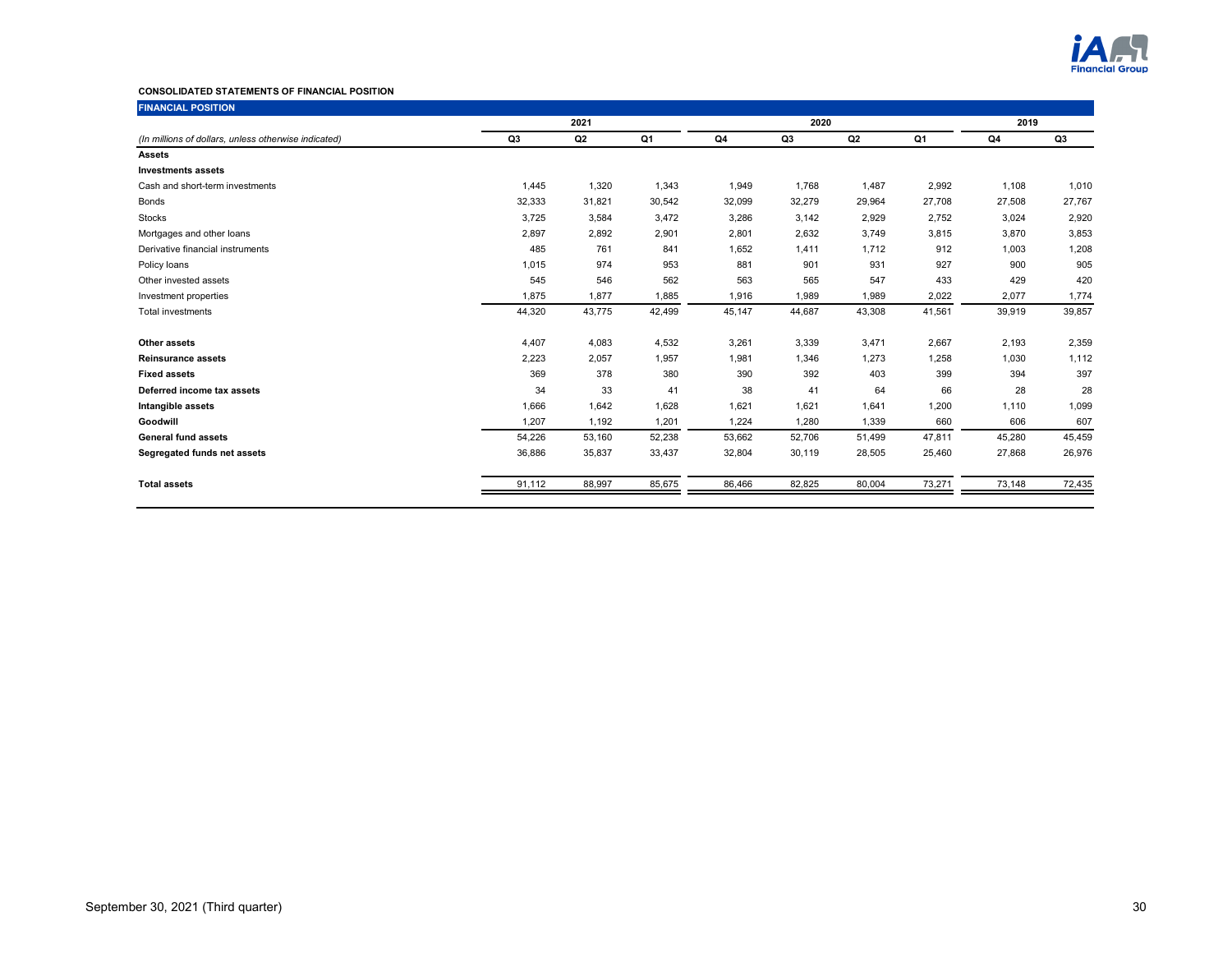**CONSOLIDATED STATEMENTS OF FINANCIAL POSITION**

**FINANCIAL POSITION**

| | 2021 | | | 2020 | | | | 2019 | |
|---|---|---|---|---|---|---|---|---|---|
| *(In millions of dollars, unless otherwise indicated)* | Q3 | Q2 | Q1 | Q4 | Q3 | Q2 | Q1 | Q4 | Q3 |
| **Assets** | | | | | | | | | |
| **Investments assets** | | | | | | | | | |
| Cash and short-term investments | 1,445 | 1,320 | 1,343 | 1,949 | 1,768 | 1,487 | 2,992 | 1,108 | 1,010 |
| Bonds | 32,333 | 31,821 | 30,542 | 32,099 | 32,279 | 29,964 | 27,708 | 27,508 | 27,767 |
| Stocks | 3,725 | 3,584 | 3,472 | 3,286 | 3,142 | 2,929 | 2,752 | 3,024 | 2,920 |
| Mortgages and other loans | 2,897 | 2,892 | 2,901 | 2,801 | 2,632 | 3,749 | 3,815 | 3,870 | 3,853 |
| Derivative financial instruments | 485 | 761 | 841 | 1,652 | 1,411 | 1,712 | 912 | 1,003 | 1,208 |
| Policy loans | 1,015 | 974 | 953 | 881 | 901 | 931 | 927 | 900 | 905 |
| Other invested assets | 545 | 546 | 562 | 563 | 565 | 547 | 433 | 429 | 420 |
| Investment properties | 1,875 | 1,877 | 1,885 | 1,916 | 1,989 | 1,989 | 2,022 | 2,077 | 1,774 |
| Total investments | 44,320 | 43,775 | 42,499 | 45,147 | 44,687 | 43,308 | 41,561 | 39,919 | 39,857 |
| **Other assets** | 4,407 | 4,083 | 4,532 | 3,261 | 3,339 | 3,471 | 2,667 | 2,193 | 2,359 |
| **Reinsurance assets** | 2,223 | 2,057 | 1,957 | 1,981 | 1,346 | 1,273 | 1,258 | 1,030 | 1,112 |
| **Fixed assets** | 369 | 378 | 380 | 390 | 392 | 403 | 399 | 394 | 397 |
| **Deferred income tax assets** | 34 | 33 | 41 | 38 | 41 | 64 | 66 | 28 | 28 |
| **Intangible assets** | 1,666 | 1,642 | 1,628 | 1,621 | 1,621 | 1,641 | 1,200 | 1,110 | 1,099 |
| **Goodwill** | 1,207 | 1,192 | 1,201 | 1,224 | 1,280 | 1,339 | 660 | 606 | 607 |
| **General fund assets** | 54,226 | 53,160 | 52,238 | 53,662 | 52,706 | 51,499 | 47,811 | 45,280 | 45,459 |
| **Segregated funds net assets** | 36,886 | 35,837 | 33,437 | 32,804 | 30,119 | 28,505 | 25,460 | 27,868 | 26,976 |
| **Total assets** | 91,112 | 88,997 | 85,675 | 86,466 | 82,825 | 80,004 | 73,271 | 73,148 | 72,435 |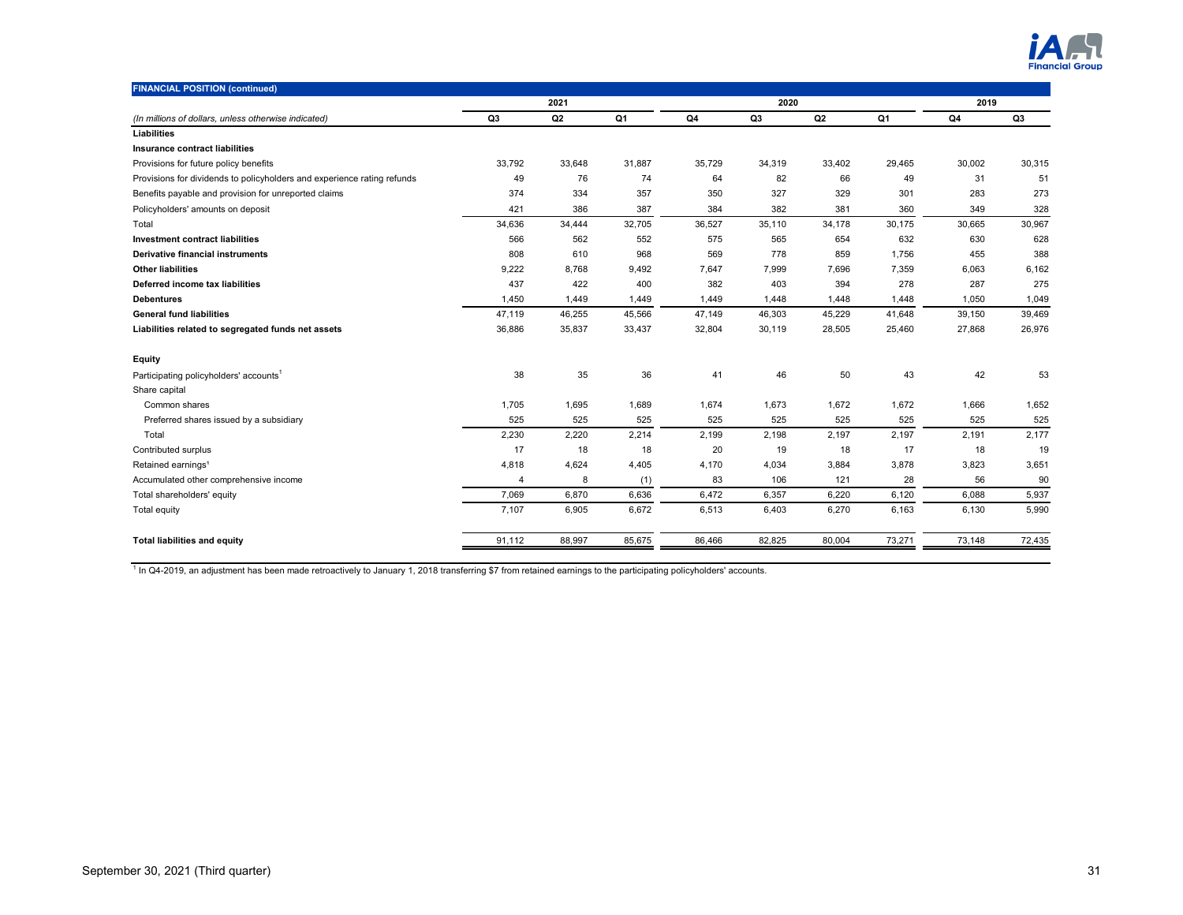## FINANCIAL POSITION (continued)

| *(In millions of dollars, unless otherwise indicated)* | 2021 | | | 2020 | | | | 2019 | |
|---|---|---|---|---|---|---|---|---|---|
| | Q3 | Q2 | Q1 | Q4 | Q3 | Q2 | Q1 | Q4 | Q3 |
| **Liabilities** | | | | | | | | | |
| **Insurance contract liabilities** | | | | | | | | | |
| Provisions for future policy benefits | 33,792 | 33,648 | 31,887 | 35,729 | 34,319 | 33,402 | 29,465 | 30,002 | 30,315 |
| Provisions for dividends to policyholders and experience rating refunds | 49 | 76 | 74 | 64 | 82 | 66 | 49 | 31 | 51 |
| Benefits payable and provision for unreported claims | 374 | 334 | 357 | 350 | 327 | 329 | 301 | 283 | 273 |
| Policyholders' amounts on deposit | 421 | 386 | 387 | 384 | 382 | 381 | 360 | 349 | 328 |
| Total | 34,636 | 34,444 | 32,705 | 36,527 | 35,110 | 34,178 | 30,175 | 30,665 | 30,967 |
| **Investment contract liabilities** | 566 | 562 | 552 | 575 | 565 | 654 | 632 | 630 | 628 |
| **Derivative financial instruments** | 808 | 610 | 968 | 569 | 778 | 859 | 1,756 | 455 | 388 |
| **Other liabilities** | 9,222 | 8,768 | 9,492 | 7,647 | 7,999 | 7,696 | 7,359 | 6,063 | 6,162 |
| **Deferred income tax liabilities** | 437 | 422 | 400 | 382 | 403 | 394 | 278 | 287 | 275 |
| **Debentures** | 1,450 | 1,449 | 1,449 | 1,449 | 1,448 | 1,448 | 1,448 | 1,050 | 1,049 |
| **General fund liabilities** | 47,119 | 46,255 | 45,566 | 47,149 | 46,303 | 45,229 | 41,648 | 39,150 | 39,469 |
| **Liabilities related to segregated funds net assets** | 36,886 | 35,837 | 33,437 | 32,804 | 30,119 | 28,505 | 25,460 | 27,868 | 26,976 |
| **Equity** | | | | | | | | | |
| Participating policyholders' accounts[1] | 38 | 35 | 36 | 41 | 46 | 50 | 43 | 42 | 53 |
| Share capital | | | | | | | | | |
| Common shares | 1,705 | 1,695 | 1,689 | 1,674 | 1,673 | 1,672 | 1,672 | 1,666 | 1,652 |
| Preferred shares issued by a subsidiary | 525 | 525 | 525 | 525 | 525 | 525 | 525 | 525 | 525 |
| Total | 2,230 | 2,220 | 2,214 | 2,199 | 2,198 | 2,197 | 2,197 | 2,191 | 2,177 |
| Contributed surplus | 17 | 18 | 18 | 20 | 19 | 18 | 17 | 18 | 19 |
| Retained earnings[1] | 4,818 | 4,624 | 4,405 | 4,170 | 4,034 | 3,884 | 3,878 | 3,823 | 3,651 |
| Accumulated other comprehensive income | 4 | 8 | (1) | 83 | 106 | 121 | 28 | 56 | 90 |
| Total shareholders' equity | 7,069 | 6,870 | 6,636 | 6,472 | 6,357 | 6,220 | 6,120 | 6,088 | 5,937 |
| Total equity | 7,107 | 6,905 | 6,672 | 6,513 | 6,403 | 6,270 | 6,163 | 6,130 | 5,990 |
| **Total liabilities and equity** | 91,112 | 88,997 | 85,675 | 86,466 | 82,825 | 80,004 | 73,271 | 73,148 | 72,435 |

[1] In Q4-2019, an adjustment has been made retroactively to January 1, 2018 transferring $7 from retained earnings to the participating policyholders' accounts.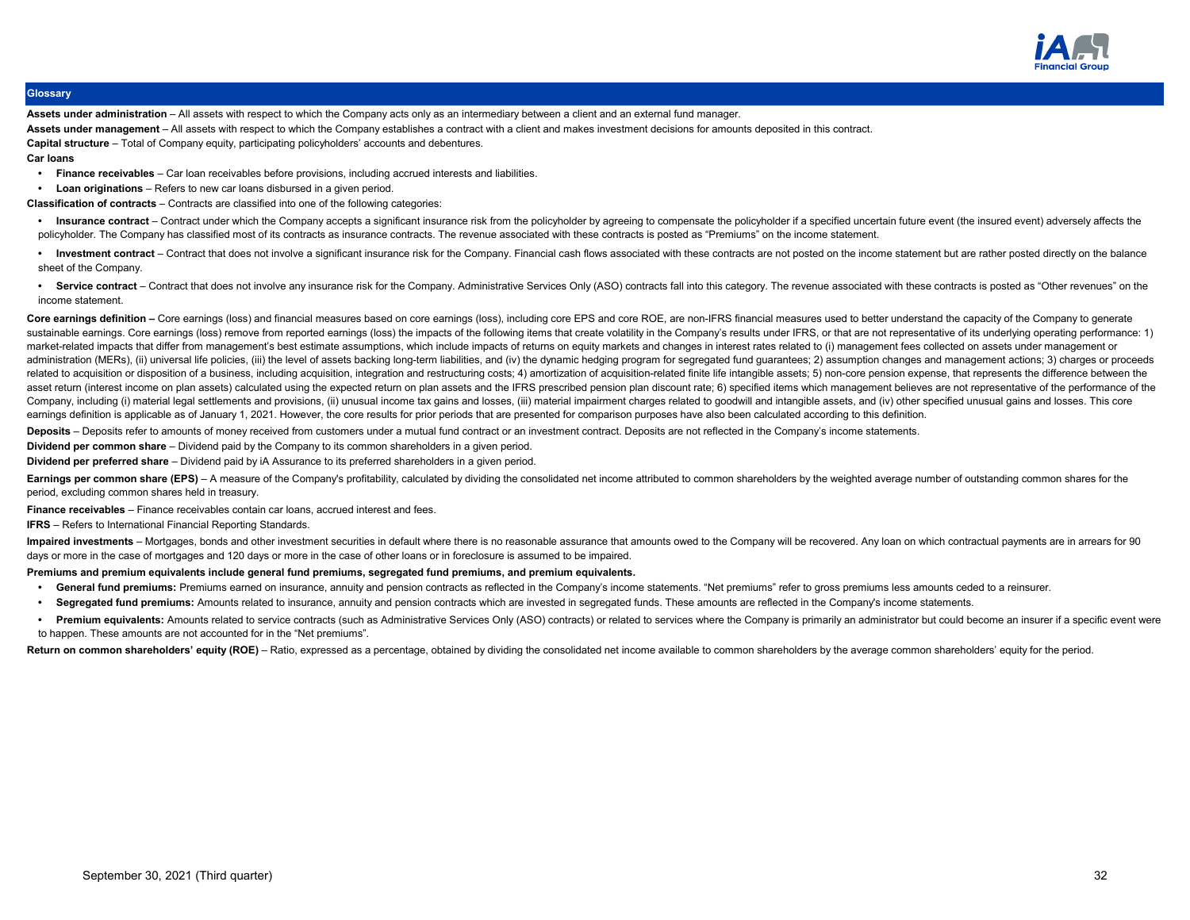## Glossary

**Assets under administration** – All assets with respect to which the Company acts only as an intermediary between a client and an external fund manager.

**Assets under management** – All assets with respect to which the Company establishes a contract with a client and makes investment decisions for amounts deposited in this contract.

**Capital structure** – Total of Company equity, participating policyholders' accounts and debentures.

**Car loans**

- **Finance receivables** – Car loan receivables before provisions, including accrued interests and liabilities.
- **Loan originations** – Refers to new car loans disbursed in a given period.

**Classification of contracts** – Contracts are classified into one of the following categories:

- **Insurance contract** – Contract under which the Company accepts a significant insurance risk from the policyholder by agreeing to compensate the policyholder if a specified uncertain future event (the insured event) adversely affects the policyholder. The Company has classified most of its contracts as insurance contracts. The revenue associated with these contracts is posted as "Premiums" on the income statement.
- **Investment contract** – Contract that does not involve a significant insurance risk for the Company. Financial cash flows associated with these contracts are not posted on the income statement but are rather posted directly on the balance sheet of the Company.
- **Service contract** – Contract that does not involve any insurance risk for the Company. Administrative Services Only (ASO) contracts fall into this category. The revenue associated with these contracts is posted as "Other revenues" on the income statement.

**Core earnings definition –** Core earnings (loss) and financial measures based on core earnings (loss), including core EPS and core ROE, are non-IFRS financial measures used to better understand the capacity of the Company to generate sustainable earnings. Core earnings (loss) remove from reported earnings (loss) the impacts of the following items that create volatility in the Company's results under IFRS, or that are not representative of its underlying operating performance: 1) market-related impacts that differ from management's best estimate assumptions, which include impacts of returns on equity markets and changes in interest rates related to (i) management fees collected on assets under management or administration (MERs), (ii) universal life policies, (iii) the level of assets backing long-term liabilities, and (iv) the dynamic hedging program for segregated fund guarantees; 2) assumption changes and management actions; 3) charges or proceeds related to acquisition or disposition of a business, including acquisition, integration and restructuring costs; 4) amortization of acquisition-related finite life intangible assets; 5) non-core pension expense, that represents the difference between the asset return (interest income on plan assets) calculated using the expected return on plan assets and the IFRS prescribed pension plan discount rate; 6) specified items which management believes are not representative of the performance of the Company, including (i) material legal settlements and provisions, (ii) unusual income tax gains and losses, (iii) material impairment charges related to goodwill and intangible assets, and (iv) other specified unusual gains and losses. This core earnings definition is applicable as of January 1, 2021. However, the core results for prior periods that are presented for comparison purposes have also been calculated according to this definition.

**Deposits** – Deposits refer to amounts of money received from customers under a mutual fund contract or an investment contract. Deposits are not reflected in the Company's income statements.

**Dividend per common share** – Dividend paid by the Company to its common shareholders in a given period.

**Dividend per preferred share** – Dividend paid by iA Assurance to its preferred shareholders in a given period.

**Earnings per common share (EPS)** – A measure of the Company's profitability, calculated by dividing the consolidated net income attributed to common shareholders by the weighted average number of outstanding common shares for the period, excluding common shares held in treasury.

**Finance receivables** – Finance receivables contain car loans, accrued interest and fees.

**IFRS** – Refers to International Financial Reporting Standards.

**Impaired investments** – Mortgages, bonds and other investment securities in default where there is no reasonable assurance that amounts owed to the Company will be recovered. Any loan on which contractual payments are in arrears for 90 days or more in the case of mortgages and 120 days or more in the case of other loans or in foreclosure is assumed to be impaired.

**Premiums and premium equivalents include general fund premiums, segregated fund premiums, and premium equivalents.**

- **General fund premiums:** Premiums earned on insurance, annuity and pension contracts as reflected in the Company's income statements. "Net premiums" refer to gross premiums less amounts ceded to a reinsurer.
- **Segregated fund premiums:** Amounts related to insurance, annuity and pension contracts which are invested in segregated funds. These amounts are reflected in the Company's income statements.
- **Premium equivalents:** Amounts related to service contracts (such as Administrative Services Only (ASO) contracts) or related to services where the Company is primarily an administrator but could become an insurer if a specific event were to happen. These amounts are not accounted for in the "Net premiums".

**Return on common shareholders' equity (ROE)** – Ratio, expressed as a percentage, obtained by dividing the consolidated net income available to common shareholders by the average common shareholders' equity for the period.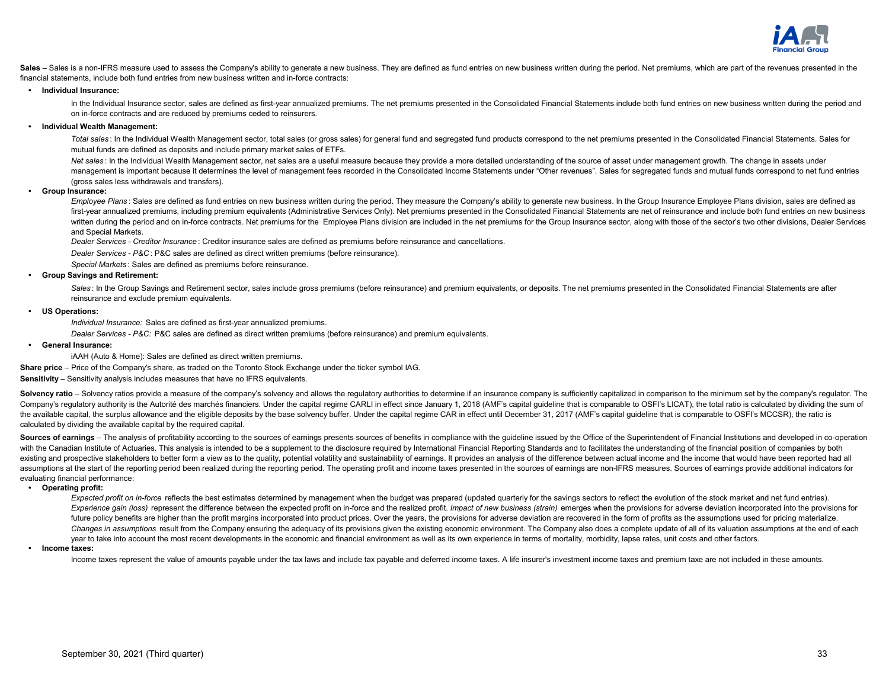**Sales** – Sales is a non-IFRS measure used to assess the Company's ability to generate a new business. They are defined as fund entries on new business written during the period. Net premiums, which are part of the revenues presented in the financial statements, include both fund entries from new business written and in-force contracts:

- **Individual Insurance:**

  In the Individual Insurance sector, sales are defined as first-year annualized premiums. The net premiums presented in the Consolidated Financial Statements include both fund entries on new business written during the period and on in-force contracts and are reduced by premiums ceded to reinsurers.

- **Individual Wealth Management:**

  *Total sales*: In the Individual Wealth Management sector, total sales (or gross sales) for general fund and segregated fund products correspond to the net premiums presented in the Consolidated Financial Statements. Sales for mutual funds are defined as deposits and include primary market sales of ETFs.

  *Net sales*: In the Individual Wealth Management sector, net sales are a useful measure because they provide a more detailed understanding of the source of asset under management growth. The change in assets under management is important because it determines the level of management fees recorded in the Consolidated Income Statements under "Other revenues". Sales for segregated funds and mutual funds correspond to net fund entries (gross sales less withdrawals and transfers).

- **Group Insurance:**

  *Employee Plans*: Sales are defined as fund entries on new business written during the period. They measure the Company's ability to generate new business. In the Group Insurance Employee Plans division, sales are defined as first-year annualized premiums, including premium equivalents (Administrative Services Only). Net premiums presented in the Consolidated Financial Statements are net of reinsurance and include both fund entries on new business written during the period and on in-force contracts. Net premiums for the Employee Plans division are included in the net premiums for the Group Insurance sector, along with those of the sector's two other divisions, Dealer Services and Special Markets.

  *Dealer Services - Creditor Insurance*: Creditor insurance sales are defined as premiums before reinsurance and cancellations.

  *Dealer Services - P&C*: P&C sales are defined as direct written premiums (before reinsurance).

  *Special Markets*: Sales are defined as premiums before reinsurance.

- **Group Savings and Retirement:**

  *Sales*: In the Group Savings and Retirement sector, sales include gross premiums (before reinsurance) and premium equivalents, or deposits. The net premiums presented in the Consolidated Financial Statements are after reinsurance and exclude premium equivalents.

- **US Operations:**

  *Individual Insurance:* Sales are defined as first-year annualized premiums.

  *Dealer Services - P&C:* P&C sales are defined as direct written premiums (before reinsurance) and premium equivalents.

- **General Insurance:**

  iAAH (Auto & Home): Sales are defined as direct written premiums.

**Share price** – Price of the Company's share, as traded on the Toronto Stock Exchange under the ticker symbol IAG.

**Sensitivity** – Sensitivity analysis includes measures that have no IFRS equivalents.

**Solvency ratio** – Solvency ratios provide a measure of the company's solvency and allows the regulatory authorities to determine if an insurance company is sufficiently capitalized in comparison to the minimum set by the company's regulator. The Company's regulatory authority is the Autorité des marchés financiers. Under the capital regime CARLI in effect since January 1, 2018 (AMF's capital guideline that is comparable to OSFI's LICAT), the total ratio is calculated by dividing the sum of the available capital, the surplus allowance and the eligible deposits by the base solvency buffer. Under the capital regime CAR in effect until December 31, 2017 (AMF's capital guideline that is comparable to OSFI's MCCSR), the ratio is calculated by dividing the available capital by the required capital.

**Sources of earnings** – The analysis of profitability according to the sources of earnings presents sources of benefits in compliance with the guideline issued by the Office of the Superintendent of Financial Institutions and developed in co-operation with the Canadian Institute of Actuaries. This analysis is intended to be a supplement to the disclosure required by International Financial Reporting Standards and to facilitates the understanding of the financial position of companies by both existing and prospective stakeholders to better form a view as to the quality, potential volatility and sustainability of earnings. It provides an analysis of the difference between actual income and the income that would have been reported had all assumptions at the start of the reporting period been realized during the reporting period. The operating profit and income taxes presented in the sources of earnings are non-IFRS measures. Sources of earnings provide additional indicators for evaluating financial performance:

- **Operating profit:**

  *Expected profit on in-force* reflects the best estimates determined by management when the budget was prepared (updated quarterly for the savings sectors to reflect the evolution of the stock market and net fund entries). *Experience gain (loss)* represent the difference between the expected profit on in-force and the realized profit. *Impact of new business (strain)* emerges when the provisions for adverse deviation incorporated into the provisions for future policy benefits are higher than the profit margins incorporated into product prices. Over the years, the provisions for adverse deviation are recovered in the form of profits as the assumptions used for pricing materialize. *Changes in assumptions* result from the Company ensuring the adequacy of its provisions given the existing economic environment. The Company also does a complete update of all of its valuation assumptions at the end of each year to take into account the most recent developments in the economic and financial environment as well as its own experience in terms of mortality, morbidity, lapse rates, unit costs and other factors.

- **Income taxes:**

  Income taxes represent the value of amounts payable under the tax laws and include tax payable and deferred income taxes. A life insurer's investment income taxes and premium taxe are not included in these amounts.